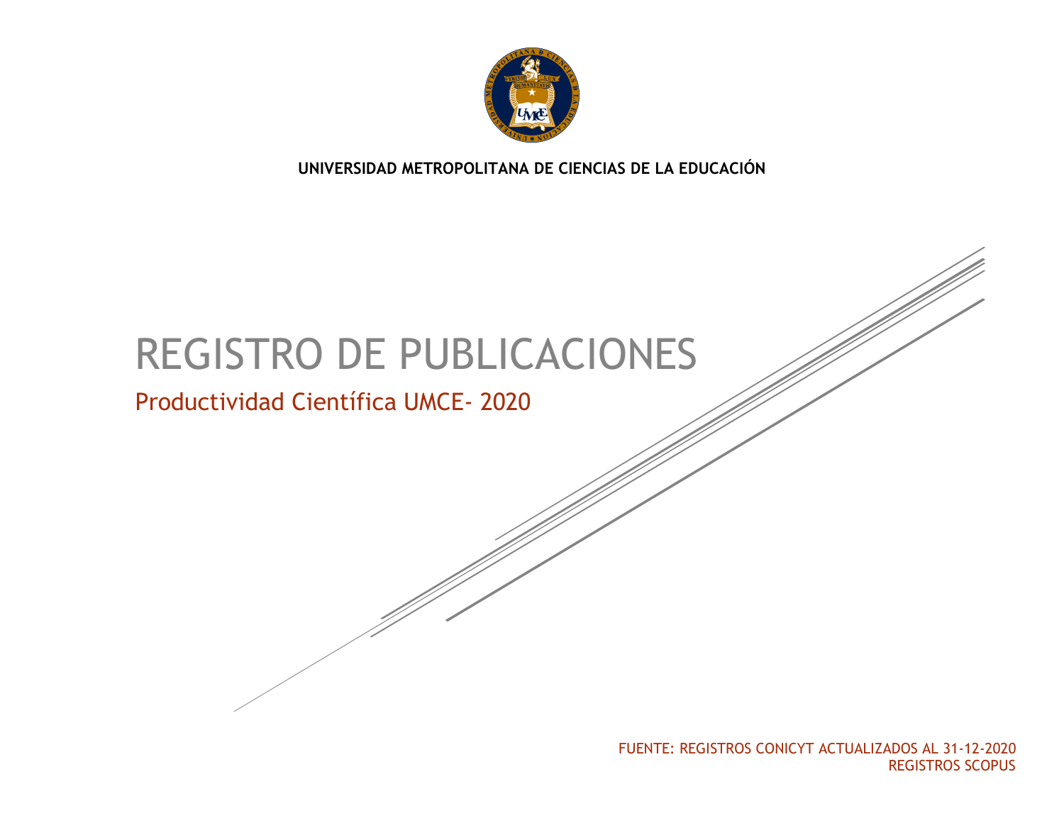**UNIVERSIDAD METROPOLITANA DE CIENCIAS DE LA EDUCACIÓN**

# REGISTRO DE PUBLICACIONES

## Productividad Científica UMCE- 2020

FUENTE: REGISTROS CONICYT ACTUALIZADOS AL 31-12-2020
REGISTROS SCOPUS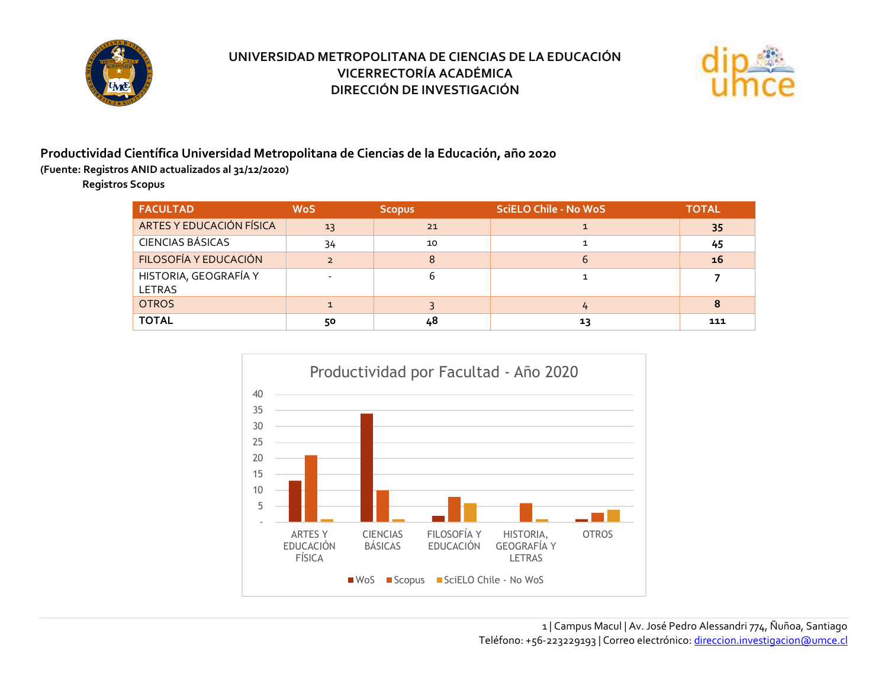UNIVERSIDAD METROPOLITANA DE CIENCIAS DE LA EDUCACIÓN
VICERRECTORÍA ACADÉMICA
DIRECCIÓN DE INVESTIGACIÓN

## Productividad Científica Universidad Metropolitana de Ciencias de la Educación, año 2020

**(Fuente: Registros ANID actualizados al 31/12/2020)**

**Registros Scopus**

| FACULTAD | WoS | Scopus | SciELO Chile - No WoS | TOTAL |
|---|---|---|---|---|
| ARTES Y EDUCACIÓN FÍSICA | 13 | 21 | 1 | **35** |
| CIENCIAS BÁSICAS | 34 | 10 | 1 | **45** |
| FILOSOFÍA Y EDUCACIÓN | 2 | 8 | 6 | **16** |
| HISTORIA, GEOGRAFÍA Y LETRAS | - | 6 | 1 | **7** |
| OTROS | 1 | 3 | 4 | **8** |
| **TOTAL** | **50** | **48** | **13** | **111** |

**Productividad por Facultad - Año 2020**

| Facultad | WoS | Scopus | SciELO Chile - No WoS |
|---|---|---|---|
| ARTES Y EDUCACIÓN FÍSICA | 13 | 21 | 1 |
| CIENCIAS BÁSICAS | 34 | 10 | 1 |
| FILOSOFÍA Y EDUCACIÓN | 2 | 8 | 6 |
| HISTORIA, GEOGRAFÍA Y LETRAS | - | 6 | 1 |
| OTROS | 1 | 3 | 4 |

1 | Campus Macul | Av. José Pedro Alessandri 774, Ñuñoa, Santiago
Teléfono: +56-223229193 | Correo electrónico: direccion.investigacion@umce.cl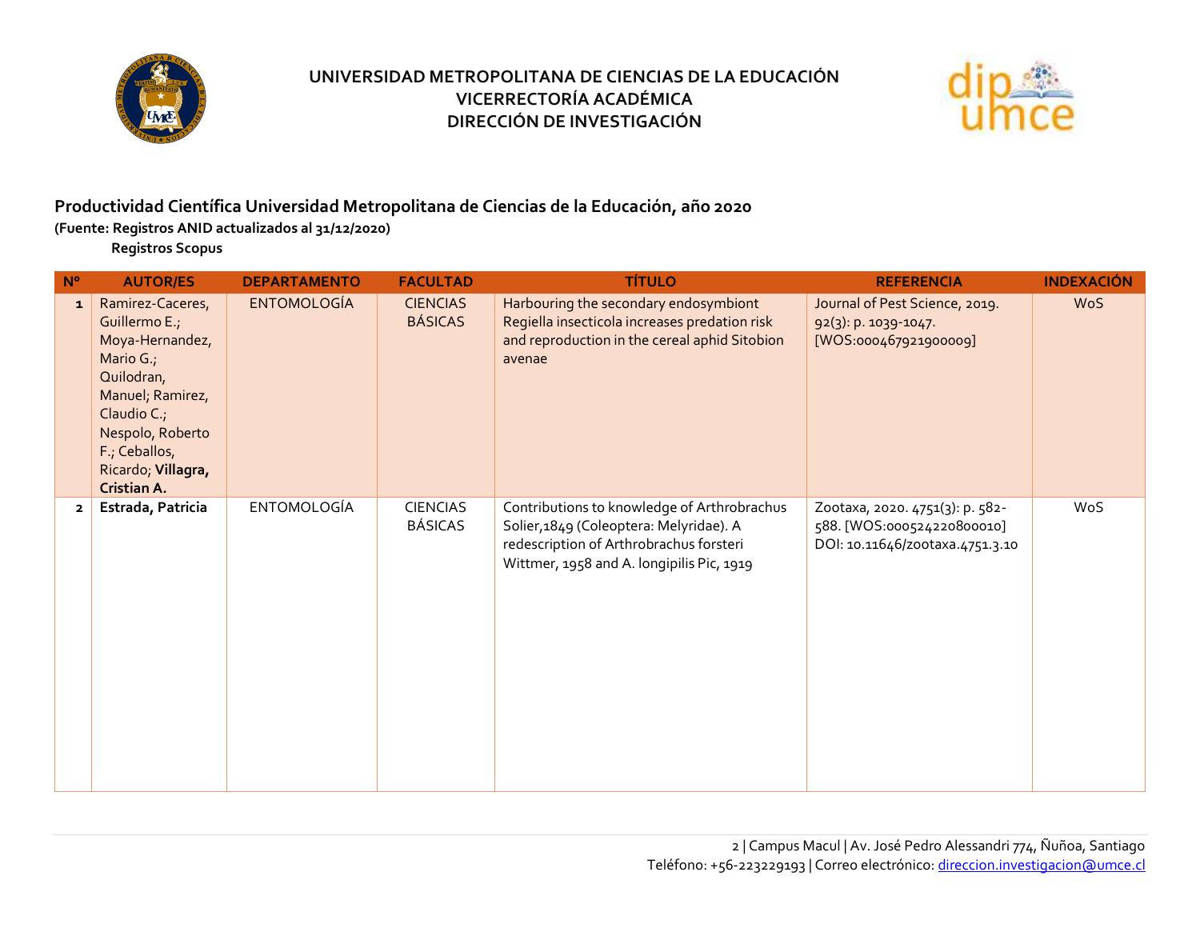# UNIVERSIDAD METROPOLITANA DE CIENCIAS DE LA EDUCACIÓN
## VICERRECTORÍA ACADÉMICA
## DIRECCIÓN DE INVESTIGACIÓN

### Productividad Científica Universidad Metropolitana de Ciencias de la Educación, año 2020

**(Fuente: Registros ANID actualizados al 31/12/2020)**

**Registros Scopus**

| N° | AUTOR/ES | DEPARTAMENTO | FACULTAD | TÍTULO | REFERENCIA | INDEXACIÓN |
|---|---|---|---|---|---|---|
| 1 | Ramirez-Caceres, Guillermo E.; Moya-Hernandez, Mario G.; Quilodran, Manuel; Ramirez, Claudio C.; Nespolo, Roberto F.; Ceballos, Ricardo; **Villagra, Cristian A.** | ENTOMOLOGÍA | CIENCIAS BÁSICAS | Harbouring the secondary endosymbiont Regiella insecticola increases predation risk and reproduction in the cereal aphid Sitobion avenae | Journal of Pest Science, 2019. 92(3): p. 1039-1047. [WOS:000467921900009] | WoS |
| 2 | **Estrada, Patricia** | ENTOMOLOGÍA | CIENCIAS BÁSICAS | Contributions to knowledge of Arthrobrachus Solier,1849 (Coleoptera: Melyridae). A redescription of Arthrobrachus forsteri Wittmer, 1958 and A. longipilis Pic, 1919 | Zootaxa, 2020. 4751(3): p. 582-588. [WOS:000524220800010] DOI: 10.11646/zootaxa.4751.3.10 | WoS |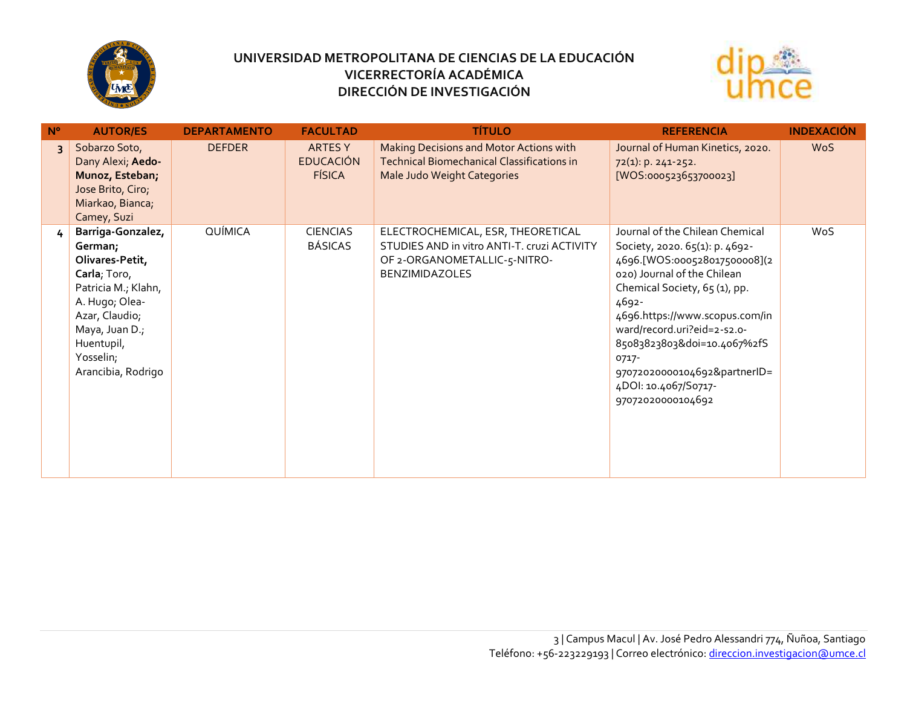# UNIVERSIDAD METROPOLITANA DE CIENCIAS DE LA EDUCACIÓN
## VICERRECTORÍA ACADÉMICA
## DIRECCIÓN DE INVESTIGACIÓN

| N° | AUTOR/ES | DEPARTAMENTO | FACULTAD | TÍTULO | REFERENCIA | INDEXACIÓN |
|---|---|---|---|---|---|---|
| 3 | Sobarzo Soto, Dany Alexi; **Aedo-Munoz, Esteban;** Jose Brito, Ciro; Miarkao, Bianca; Camey, Suzi | DEFDER | ARTES Y EDUCACIÓN FÍSICA | Making Decisions and Motor Actions with Technical Biomechanical Classifications in Male Judo Weight Categories | Journal of Human Kinetics, 2020. 72(1): p. 241-252. [WOS:000523653700023] | WoS |
| 4 | **Barriga-Gonzalez, German; Olivares-Petit, Carla**; Toro, Patricia M.; Klahn, A. Hugo; Olea-Azar, Claudio; Maya, Juan D.; Huentupil, Yosselin; Arancibia, Rodrigo | QUÍMICA | CIENCIAS BÁSICAS | ELECTROCHEMICAL, ESR, THEORETICAL STUDIES AND in vitro ANTI-T. cruzi ACTIVITY OF 2-ORGANOMETALLIC-5-NITRO-BENZIMIDAZOLES | Journal of the Chilean Chemical Society, 2020. 65(1): p. 4692-4696.[WOS:000528017500008](2020) Journal of the Chilean Chemical Society, 65 (1), pp. 4692-4696.https://www.scopus.com/inward/record.uri?eid=2-s2.0-85083823803&doi=10.4067%2fS0717-97072020000104692&partnerID=4DOI: 10.4067/S0717-97072020000104692 | WoS |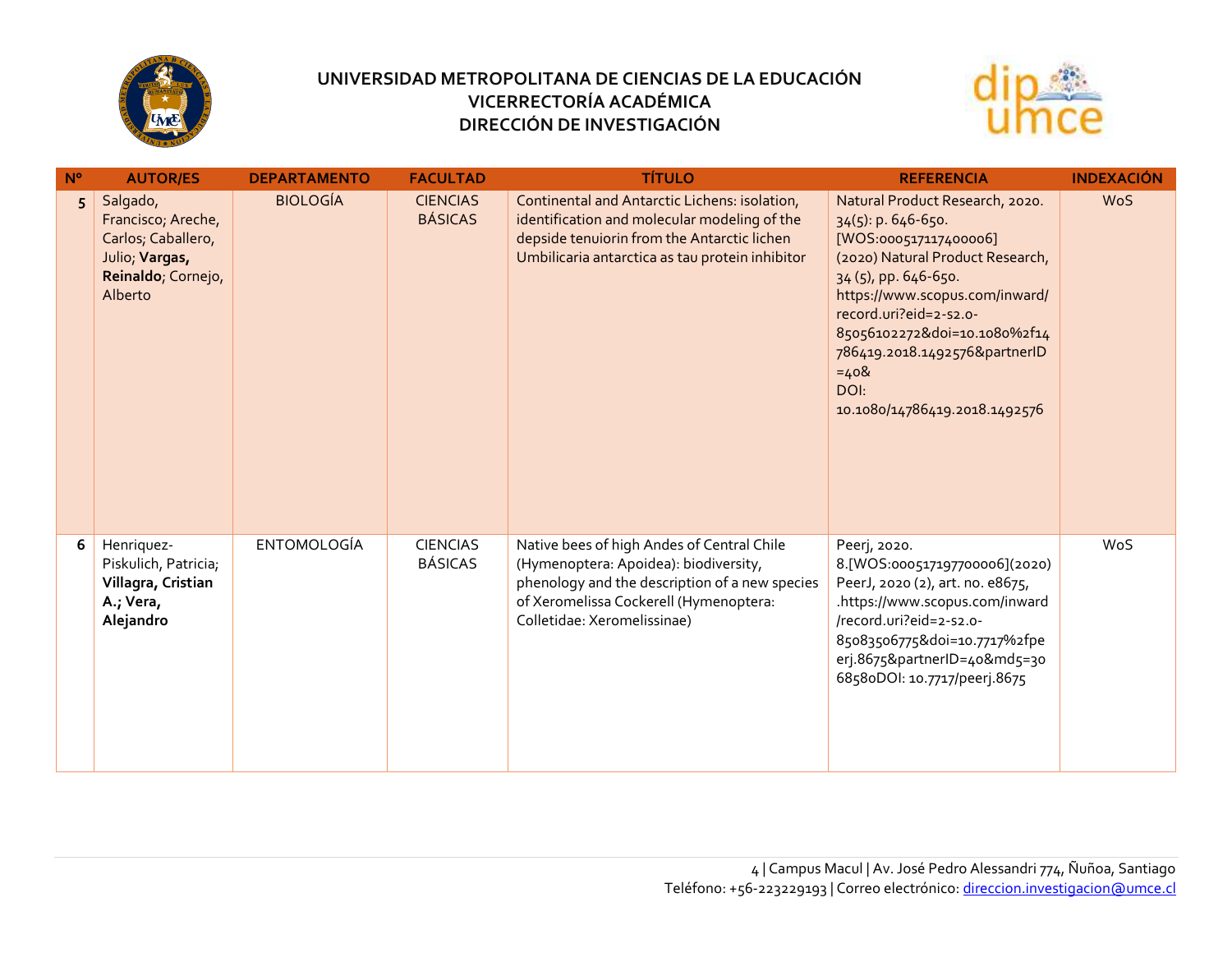# UNIVERSIDAD METROPOLITANA DE CIENCIAS DE LA EDUCACIÓN
## VICERRECTORÍA ACADÉMICA
## DIRECCIÓN DE INVESTIGACIÓN

| Nº | AUTOR/ES | DEPARTAMENTO | FACULTAD | TÍTULO | REFERENCIA | INDEXACIÓN |
|---|---|---|---|---|---|---|
| 5 | Salgado, Francisco; Areche, Carlos; Caballero, Julio; **Vargas, Reinaldo**; Cornejo, Alberto | BIOLOGÍA | CIENCIAS BÁSICAS | Continental and Antarctic Lichens: isolation, identification and molecular modeling of the depside tenuiorin from the Antarctic lichen Umbilicaria antarctica as tau protein inhibitor | Natural Product Research, 2020. 34(5): p. 646-650. [WOS:000517117400006] (2020) Natural Product Research, 34 (5), pp. 646-650. https://www.scopus.com/inward/record.uri?eid=2-s2.0-85056102272&doi=10.1080%2f14786419.2018.1492576&partnerID=40& DOI: 10.1080/14786419.2018.1492576 | WoS |
| 6 | Henriquez-Piskulich, Patricia; **Villagra, Cristian A.; Vera, Alejandro** | ENTOMOLOGÍA | CIENCIAS BÁSICAS | Native bees of high Andes of Central Chile (Hymenoptera: Apoidea): biodiversity, phenology and the description of a new species of Xeromelissa Cockerell (Hymenoptera: Colletidae: Xeromelissinae) | Peerj, 2020. 8.[WOS:000517197700006](2020) PeerJ, 2020 (2), art. no. e8675, .https://www.scopus.com/inward/record.uri?eid=2-s2.0-85083506775&doi=10.7717%2fpeerj.8675&partnerID=40&md5=3068580DOI: 10.7717/peerj.8675 | WoS |

Campus Macul | Av. José Pedro Alessandri 774, Ñuñoa, Santiago
Teléfono: +56-223229193 | Correo electrónico: direccion.investigacion@umce.cl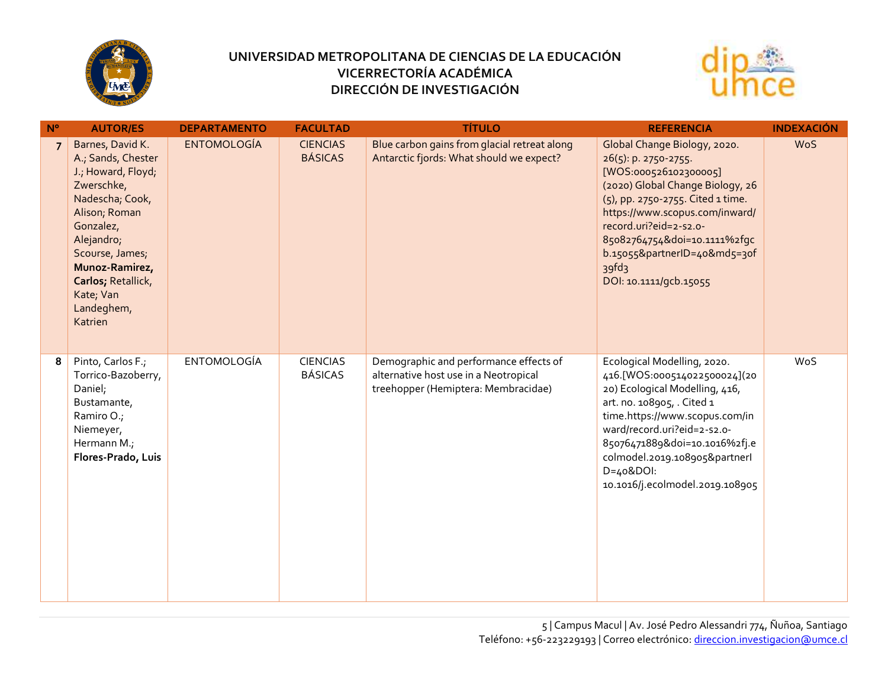# UNIVERSIDAD METROPOLITANA DE CIENCIAS DE LA EDUCACIÓN
## VICERRECTORÍA ACADÉMICA
## DIRECCIÓN DE INVESTIGACIÓN

| Nº | AUTOR/ES | DEPARTAMENTO | FACULTAD | TÍTULO | REFERENCIA | INDEXACIÓN |
|---|---|---|---|---|---|---|
| 7 | Barnes, David K. A.; Sands, Chester J.; Howard, Floyd; Zwerschke, Nadescha; Cook, Alison; Roman Gonzalez, Alejandro; Scourse, James; **Munoz-Ramirez, Carlos;** Retallick, Kate; Van Landeghem, Katrien | ENTOMOLOGÍA | CIENCIAS BÁSICAS | Blue carbon gains from glacial retreat along Antarctic fjords: What should we expect? | Global Change Biology, 2020. 26(5): p. 2750-2755. [WOS:000526102300005] (2020) Global Change Biology, 26 (5), pp. 2750-2755. Cited 1 time. https://www.scopus.com/inward/record.uri?eid=2-s2.0-85082764754&doi=10.1111%2fgcb.15055&partnerID=40&md5=30f39fd3 DOI: 10.1111/gcb.15055 | WoS |
| 8 | Pinto, Carlos F.; Torrico-Bazoberry, Daniel; Bustamante, Ramiro O.; Niemeyer, Hermann M.; **Flores-Prado, Luis** | ENTOMOLOGÍA | CIENCIAS BÁSICAS | Demographic and performance effects of alternative host use in a Neotropical treehopper (Hemiptera: Membracidae) | Ecological Modelling, 2020. 416.[WOS:000514022500024](2020) Ecological Modelling, 416, art. no. 108905, . Cited 1 time.https://www.scopus.com/inward/record.uri?eid=2-s2.0-85076471889&doi=10.1016%2fj.ecolmodel.2019.108905&partnerID=40&DOI: 10.1016/j.ecolmodel.2019.108905 | WoS |

5 | Campus Macul | Av. José Pedro Alessandri 774, Ñuñoa, Santiago
Teléfono: +56-223229193 | Correo electrónico: direccion.investigacion@umce.cl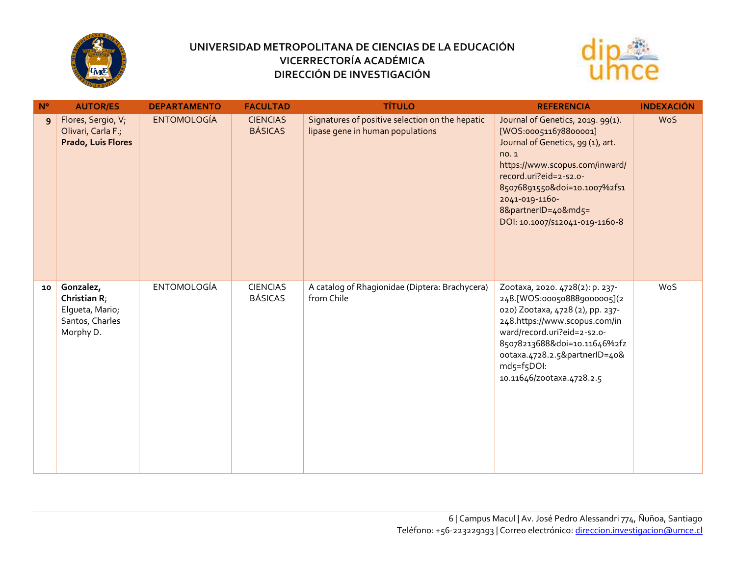# UNIVERSIDAD METROPOLITANA DE CIENCIAS DE LA EDUCACIÓN
## VICERRECTORÍA ACADÉMICA
## DIRECCIÓN DE INVESTIGACIÓN

| N° | AUTOR/ES | DEPARTAMENTO | FACULTAD | TÍTULO | REFERENCIA | INDEXACIÓN |
|---|---|---|---|---|---|---|
| 9 | Flores, Sergio, V; Olivari, Carla F.; **Prado, Luis Flores** | ENTOMOLOGÍA | CIENCIAS BÁSICAS | Signatures of positive selection on the hepatic lipase gene in human populations | Journal of Genetics, 2019. 99(1). [WOS:000511678800001] Journal of Genetics, 99 (1), art. no. 1 https://www.scopus.com/inward/record.uri?eid=2-s2.0-85076891550&doi=10.1007%2fs12041-019-1160-8&partnerID=40&md5= DOI: 10.1007/s12041-019-1160-8 | WoS |
| 10 | **Gonzalez, Christian R**; Elgueta, Mario; Santos, Charles Morphy D. | ENTOMOLOGÍA | CIENCIAS BÁSICAS | A catalog of Rhagionidae (Diptera: Brachycera) from Chile | Zootaxa, 2020. 4728(2): p. 237-248.[WOS:000508889000005](2020) Zootaxa, 4728 (2), pp. 237-248.https://www.scopus.com/inward/record.uri?eid=2-s2.0-85078213688&doi=10.11646%2fzootaxa.4728.2.5&partnerID=40&md5=f5DOI: 10.11646/zootaxa.4728.2.5 | WoS |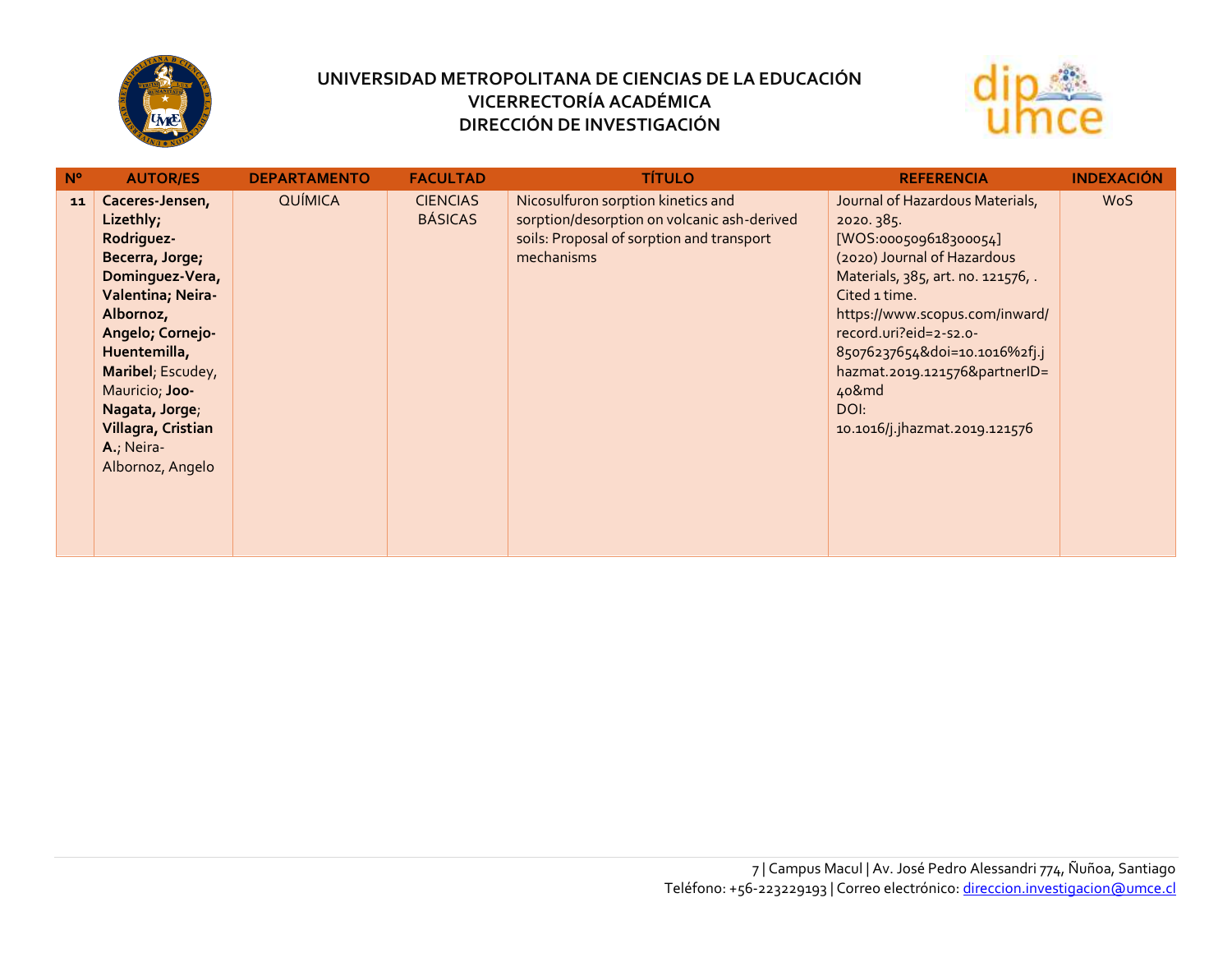| N° | AUTOR/ES | DEPARTAMENTO | FACULTAD | TÍTULO | REFERENCIA | INDEXACIÓN |
|---|---|---|---|---|---|---|
| 11 | **Caceres-Jensen, Lizethly; Rodriguez-Becerra, Jorge; Dominguez-Vera, Valentina; Neira-Albornoz, Angelo; Cornejo-Huentemilla, Maribel**; Escudey, Mauricio; **Joo-Nagata, Jorge**; **Villagra, Cristian A.**; Neira-Albornoz, Angelo | QUÍMICA | CIENCIAS BÁSICAS | Nicosulfuron sorption kinetics and sorption/desorption on volcanic ash-derived soils: Proposal of sorption and transport mechanisms | Journal of Hazardous Materials, 2020. 385. [WOS:000509618300054] (2020) Journal of Hazardous Materials, 385, art. no. 121576, . Cited 1 time. https://www.scopus.com/inward/record.uri?eid=2-s2.0-85076237654&doi=10.1016%2fj.jhazmat.2019.121576&partnerID=40&md DOI: 10.1016/j.jhazmat.2019.121576 | WoS |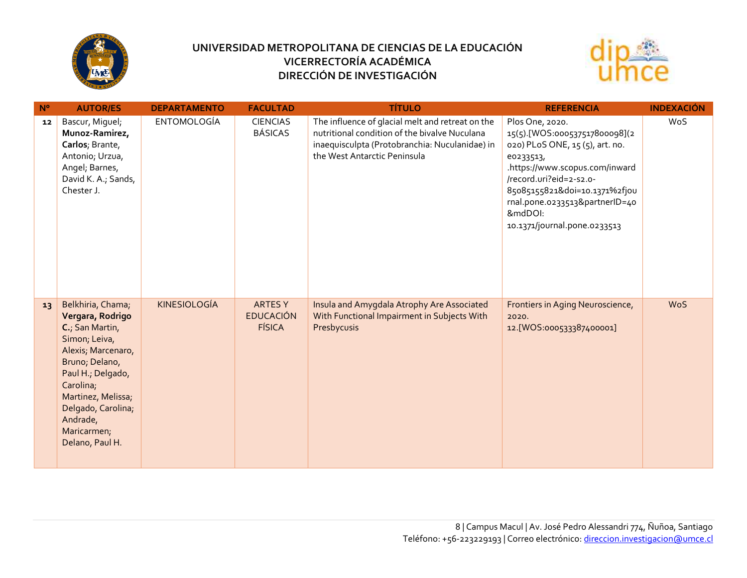# UNIVERSIDAD METROPOLITANA DE CIENCIAS DE LA EDUCACIÓN
## VICERRECTORÍA ACADÉMICA
## DIRECCIÓN DE INVESTIGACIÓN

| Nº | AUTOR/ES | DEPARTAMENTO | FACULTAD | TÍTULO | REFERENCIA | INDEXACIÓN |
|---|---|---|---|---|---|---|
| 12 | Bascur, Miguel; **Munoz-Ramirez, Carlos**; Brante, Antonio; Urzua, Angel; Barnes, David K. A.; Sands, Chester J. | ENTOMOLOGÍA | CIENCIAS BÁSICAS | The influence of glacial melt and retreat on the nutritional condition of the bivalve Nuculana inaequisculpta (Protobranchia: Nuculanidae) in the West Antarctic Peninsula | Plos One, 2020. 15(5).[WOS:000537517800098](2020) PLoS ONE, 15 (5), art. no. e0233513, .https://www.scopus.com/inward/record.uri?eid=2-s2.0-85085155821&doi=10.1371%2fjournal.pone.0233513&partnerID=40&mdDOI: 10.1371/journal.pone.0233513 | WoS |
| 13 | Belkhiria, Chama; **Vergara, Rodrigo C.**; San Martin, Simon; Leiva, Alexis; Marcenaro, Bruno; Delano, Paul H.; Delgado, Carolina; Martinez, Melissa; Delgado, Carolina; Andrade, Maricarmen; Delano, Paul H. | KINESIOLOGÍA | ARTES Y EDUCACIÓN FÍSICA | Insula and Amygdala Atrophy Are Associated With Functional Impairment in Subjects With Presbycusis | Frontiers in Aging Neuroscience, 2020. 12.[WOS:000533387400001] | WoS |

8 | Campus Macul | Av. José Pedro Alessandri 774, Ñuñoa, Santiago
Teléfono: +56-223229193 | Correo electrónico: direccion.investigacion@umce.cl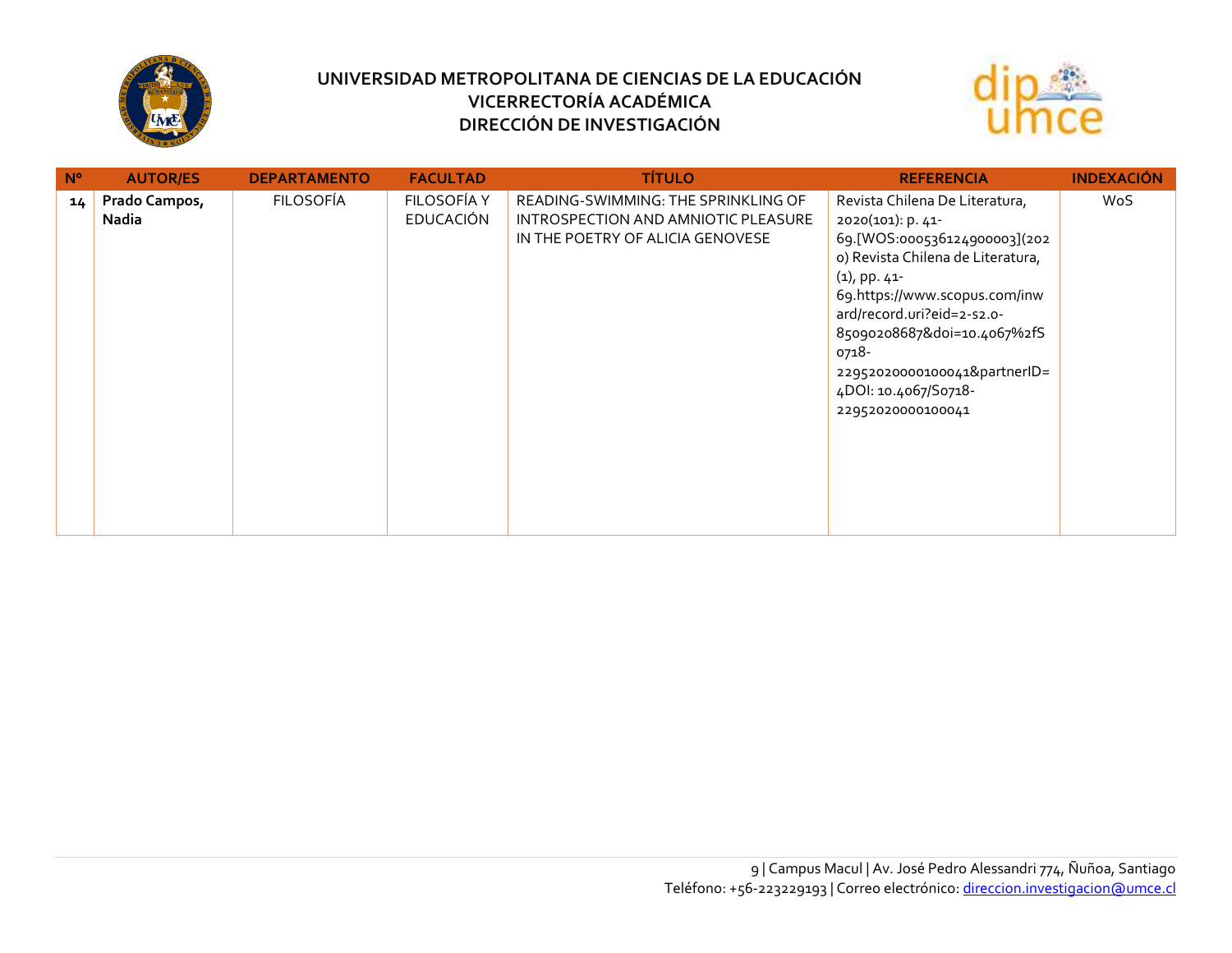**UNIVERSIDAD METROPOLITANA DE CIENCIAS DE LA EDUCACIÓN**
**VICERRECTORÍA ACADÉMICA**
**DIRECCIÓN DE INVESTIGACIÓN**

| N° | AUTOR/ES | DEPARTAMENTO | FACULTAD | TÍTULO | REFERENCIA | INDEXACIÓN |
|---|---|---|---|---|---|---|
| 14 | **Prado Campos, Nadia** | FILOSOFÍA | FILOSOFÍA Y EDUCACIÓN | READING-SWIMMING: THE SPRINKLING OF INTROSPECTION AND AMNIOTIC PLEASURE IN THE POETRY OF ALICIA GENOVESE | Revista Chilena De Literatura, 2020(101): p. 41-69.[WOS:000536124900003](2020) Revista Chilena de Literatura, (1), pp. 41-69.https://www.scopus.com/inward/record.uri?eid=2-s2.0-85090208687&doi=10.4067%2fS0718-22952020000100041&partnerID=4DOI: 10.4067/S0718-22952020000100041 | WoS |

Campus Macul | Av. José Pedro Alessandri 774, Ñuñoa, Santiago
Teléfono: +56-223229193 | Correo electrónico: direccion.investigacion@umce.cl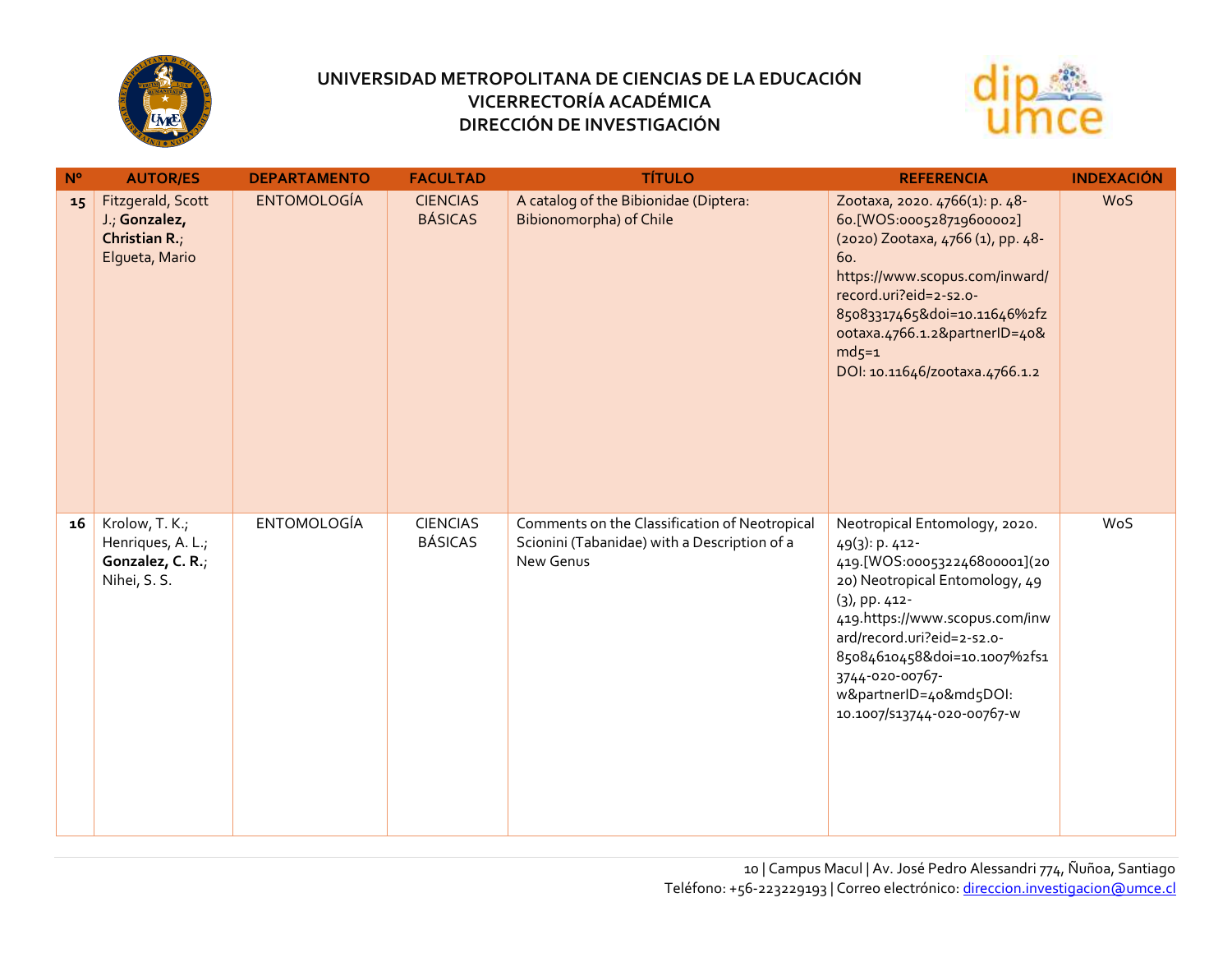# UNIVERSIDAD METROPOLITANA DE CIENCIAS DE LA EDUCACIÓN
## VICERRECTORÍA ACADÉMICA
## DIRECCIÓN DE INVESTIGACIÓN

| Nº | AUTOR/ES | DEPARTAMENTO | FACULTAD | TÍTULO | REFERENCIA | INDEXACIÓN |
|---|---|---|---|---|---|---|
| 15 | Fitzgerald, Scott J.; **Gonzalez, Christian R.**; Elgueta, Mario | ENTOMOLOGÍA | CIENCIAS BÁSICAS | A catalog of the Bibionidae (Diptera: Bibionomorpha) of Chile | Zootaxa, 2020. 4766(1): p. 48-60.[WOS:000528719600002] (2020) Zootaxa, 4766 (1), pp. 48-60. https://www.scopus.com/inward/record.uri?eid=2-s2.0-85083317465&doi=10.11646%2fzootaxa.4766.1.2&partnerID=40&md5=1 DOI: 10.11646/zootaxa.4766.1.2 | WoS |
| 16 | Krolow, T. K.; Henriques, A. L.; **Gonzalez, C. R.**; Nihei, S. S. | ENTOMOLOGÍA | CIENCIAS BÁSICAS | Comments on the Classification of Neotropical Scionini (Tabanidae) with a Description of a New Genus | Neotropical Entomology, 2020. 49(3): p. 412-419.[WOS:000532246800001](2020) Neotropical Entomology, 49 (3), pp. 412-419.https://www.scopus.com/inward/record.uri?eid=2-s2.0-85084610458&doi=10.1007%2fs13744-020-00767-w&partnerID=40&md5DOI: 10.1007/s13744-020-00767-w | WoS |

10 | Campus Macul | Av. José Pedro Alessandri 774, Ñuñoa, Santiago
Teléfono: +56-223229193 | Correo electrónico: direccion.investigacion@umce.cl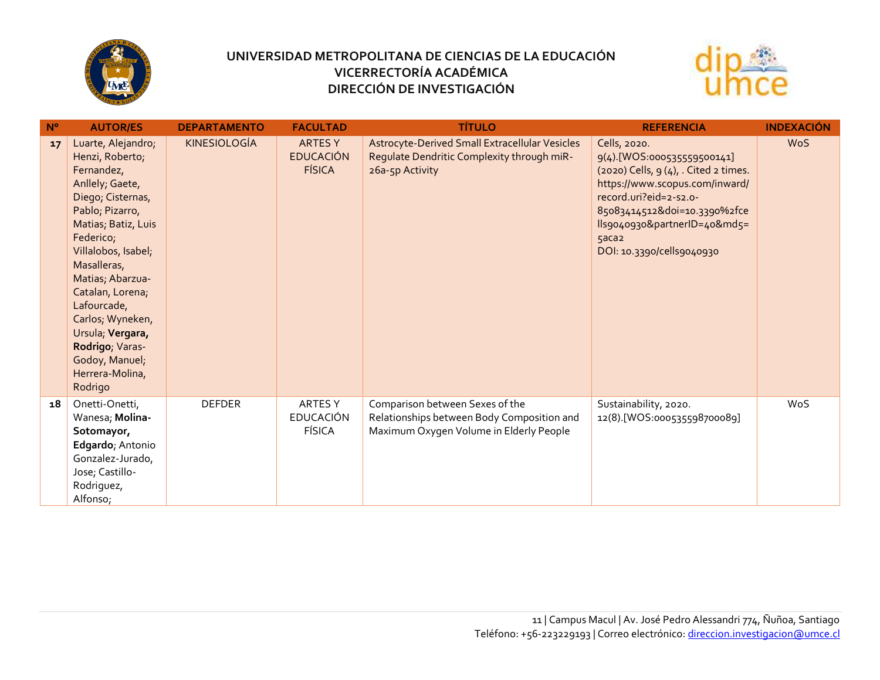| Nº | AUTOR/ES | DEPARTAMENTO | FACULTAD | TÍTULO | REFERENCIA | INDEXACIÓN |
|---|---|---|---|---|---|---|
| **17** | Luarte, Alejandro; Henzi, Roberto; Fernandez, Anllely; Gaete, Diego; Cisternas, Pablo; Pizarro, Matias; Batiz, Luis Federico; Villalobos, Isabel; Masalleras, Matias; Abarzua-Catalan, Lorena; Lafourcade, Carlos; Wyneken, Ursula; **Vergara, Rodrigo**; Varas-Godoy, Manuel; Herrera-Molina, Rodrigo | KINESIOLOGÍA | ARTES Y EDUCACIÓN FÍSICA | Astrocyte-Derived Small Extracellular Vesicles Regulate Dendritic Complexity through miR-26a-5p Activity | Cells, 2020. 9(4).[WOS:000535559500141] (2020) Cells, 9 (4), . Cited 2 times. https://www.scopus.com/inward/record.uri?eid=2-s2.0-85083414512&doi=10.3390%2fcells9040930&partnerID=40&md5=5aca2 DOI: 10.3390/cells9040930 | WoS |
| **18** | Onetti-Onetti, Wanesa; **Molina-Sotomayor, Edgardo**; Antonio Gonzalez-Jurado, Jose; Castillo-Rodriguez, Alfonso; | DEFDER | ARTES Y EDUCACIÓN FÍSICA | Comparison between Sexes of the Relationships between Body Composition and Maximum Oxygen Volume in Elderly People | Sustainability, 2020. 12(8).[WOS:000535598700089] | WoS |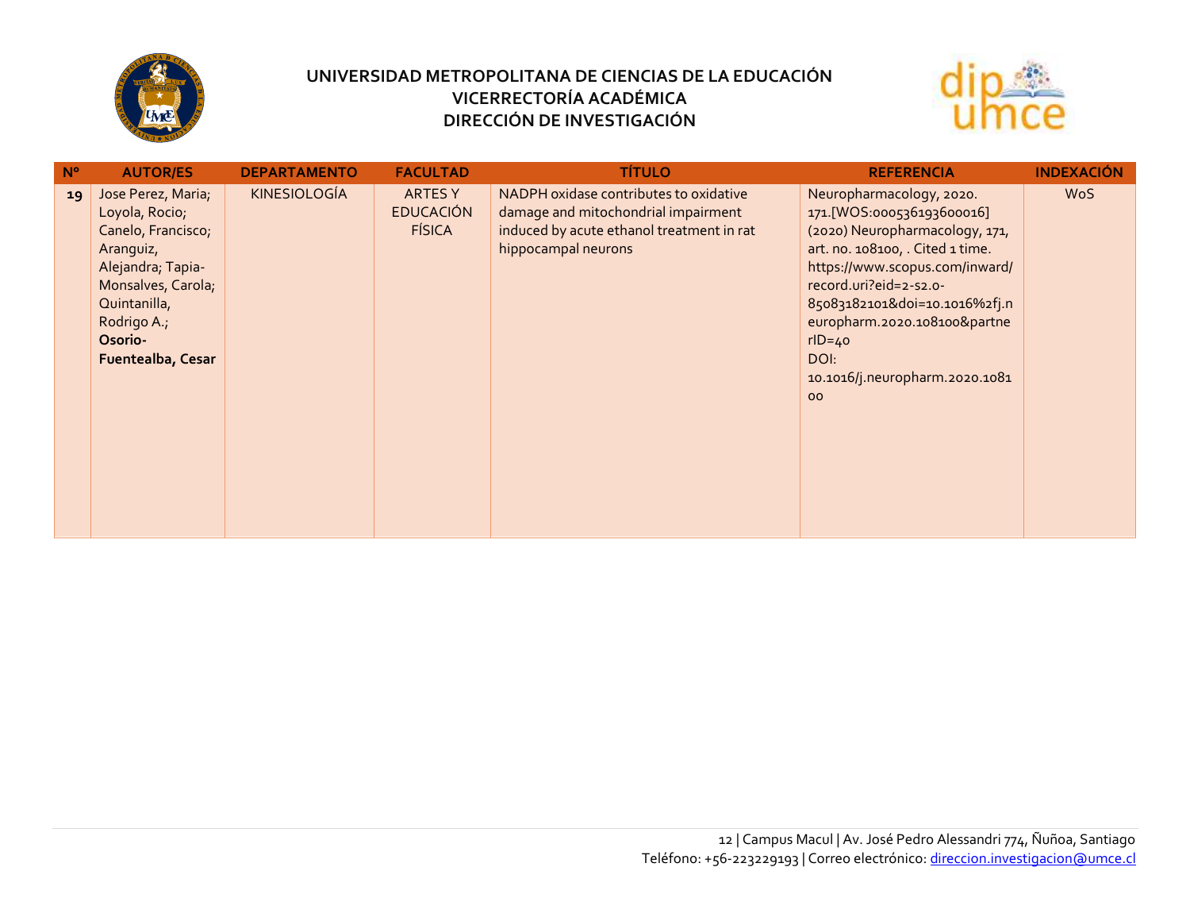**UNIVERSIDAD METROPOLITANA DE CIENCIAS DE LA EDUCACIÓN**
**VICERRECTORÍA ACADÉMICA**
**DIRECCIÓN DE INVESTIGACIÓN**

| N° | AUTOR/ES | DEPARTAMENTO | FACULTAD | TÍTULO | REFERENCIA | INDEXACIÓN |
|---|---|---|---|---|---|---|
| **19** | Jose Perez, Maria; Loyola, Rocio; Canelo, Francisco; Aranguiz, Alejandra; Tapia-Monsalves, Carola; Quintanilla, Rodrigo A.; **Osorio-Fuentealba, Cesar** | KINESIOLOGÍA | ARTES Y EDUCACIÓN FÍSICA | NADPH oxidase contributes to oxidative damage and mitochondrial impairment induced by acute ethanol treatment in rat hippocampal neurons | Neuropharmacology, 2020. 171.[WOS:000536193600016] (2020) Neuropharmacology, 171, art. no. 108100, . Cited 1 time. https://www.scopus.com/inward/record.uri?eid=2-s2.0-85083182101&doi=10.1016%2fj.neuropharm.2020.108100&partnerID=40 DOI: 10.1016/j.neuropharm.2020.108100 | WoS |

Campus Macul | Av. José Pedro Alessandri 774, Ñuñoa, Santiago
Teléfono: +56-223229193 | Correo electrónico: direccion.investigacion@umce.cl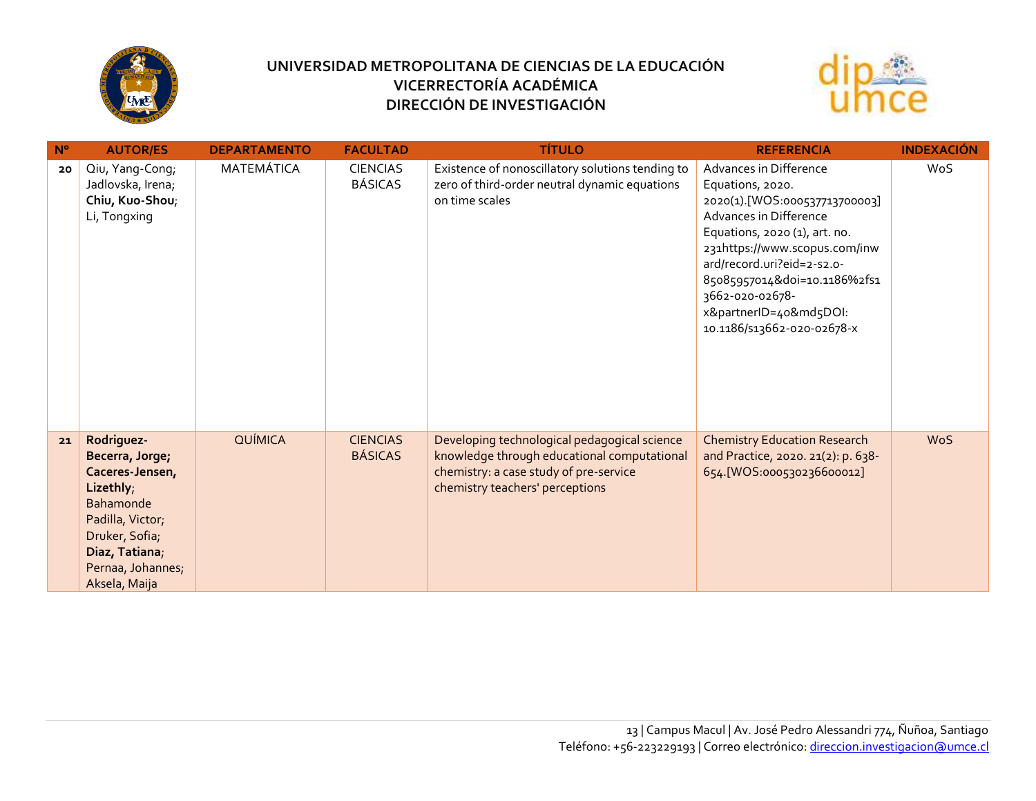| N° | AUTOR/ES | DEPARTAMENTO | FACULTAD | TÍTULO | REFERENCIA | INDEXACIÓN |
|---|---|---|---|---|---|---|
| 20 | Qiu, Yang-Cong; Jadlovska, Irena; **Chiu, Kuo-Shou**; Li, Tongxing | MATEMÁTICA | CIENCIAS BÁSICAS | Existence of nonoscillatory solutions tending to zero of third-order neutral dynamic equations on time scales | Advances in Difference Equations, 2020. 2020(1).[WOS:000537713700003] Advances in Difference Equations, 2020 (1), art. no. 231https://www.scopus.com/inward/record.uri?eid=2-s2.0-85085957014&doi=10.1186%2fs13662-020-02678-x&partnerID=40&md5DOI: 10.1186/s13662-020-02678-x | WoS |
| 21 | **Rodriguez-Becerra, Jorge; Caceres-Jensen, Lizethly**; Bahamonde Padilla, Victor; Druker, Sofia; **Diaz, Tatiana**; Pernaa, Johannes; Aksela, Maija | QUÍMICA | CIENCIAS BÁSICAS | Developing technological pedagogical science knowledge through educational computational chemistry: a case study of pre-service chemistry teachers' perceptions | Chemistry Education Research and Practice, 2020. 21(2): p. 638-654.[WOS:000530236600012] | WoS |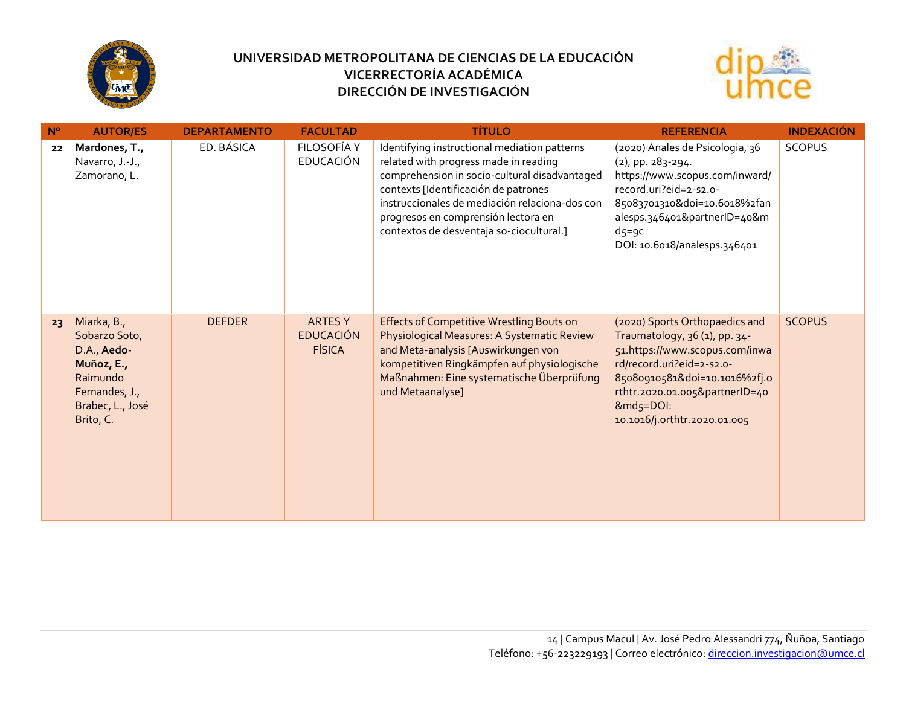# UNIVERSIDAD METROPOLITANA DE CIENCIAS DE LA EDUCACIÓN
## VICERRECTORÍA ACADÉMICA
## DIRECCIÓN DE INVESTIGACIÓN

| Nº | AUTOR/ES | DEPARTAMENTO | FACULTAD | TÍTULO | REFERENCIA | INDEXACIÓN |
|---|---|---|---|---|---|---|
| 22 | **Mardones, T.,** Navarro, J.-J., Zamorano, L. | ED. BÁSICA | FILOSOFÍA Y EDUCACIÓN | Identifying instructional mediation patterns related with progress made in reading comprehension in socio-cultural disadvantaged contexts [Identificación de patrones instruccionales de mediación relaciona-dos con progresos en comprensión lectora en contextos de desventaja so-ciocultural.] | (2020) Anales de Psicologia, 36 (2), pp. 283-294. https://www.scopus.com/inward/record.uri?eid=2-s2.0-85083701310&doi=10.6018%2fanalesps.346401&partnerID=40&md5=9c DOI: 10.6018/analesps.346401 | SCOPUS |
| 23 | Miarka, B., Sobarzo Soto, D.A., **Aedo-Muñoz, E.,** Raimundo Fernandes, J., Brabec, L., José Brito, C. | DEFDER | ARTES Y EDUCACIÓN FÍSICA | Effects of Competitive Wrestling Bouts on Physiological Measures: A Systematic Review and Meta-analysis [Auswirkungen von kompetitiven Ringkämpfen auf physiologische Maßnahmen: Eine systematische Überprüfung und Metaanalyse] | (2020) Sports Orthopaedics and Traumatology, 36 (1), pp. 34-51.https://www.scopus.com/inward/record.uri?eid=2-s2.0-85080910581&doi=10.1016%2fj.orthtr.2020.01.005&partnerID=40&md5=DOI: 10.1016/j.orthtr.2020.01.005 | SCOPUS |

Campus Macul | Av. José Pedro Alessandri 774, Ñuñoa, Santiago
Teléfono: +56-223229193 | Correo electrónico: direccion.investigacion@umce.cl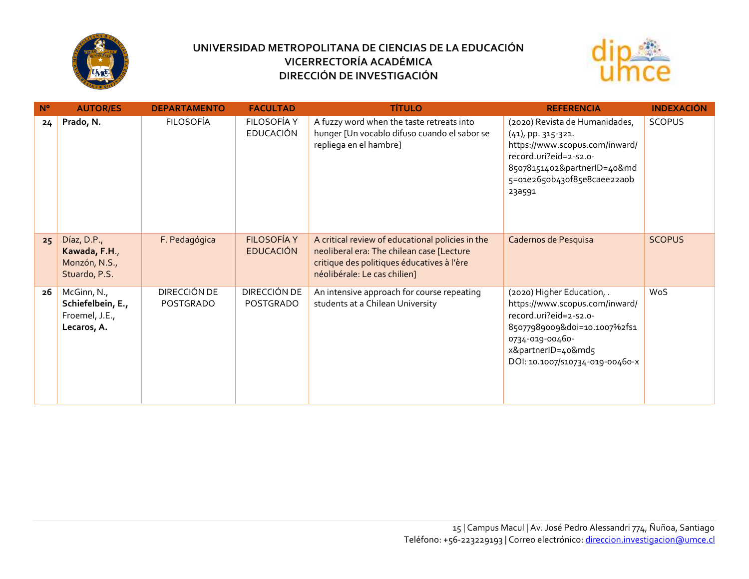# UNIVERSIDAD METROPOLITANA DE CIENCIAS DE LA EDUCACIÓN
## VICERRECTORÍA ACADÉMICA
## DIRECCIÓN DE INVESTIGACIÓN

| Nº | AUTOR/ES | DEPARTAMENTO | FACULTAD | TÍTULO | REFERENCIA | INDEXACIÓN |
|---|---|---|---|---|---|---|
| 24 | **Prado, N.** | FILOSOFÍA | FILOSOFÍA Y EDUCACIÓN | A fuzzy word when the taste retreats into hunger [Un vocablo difuso cuando el sabor se repliega en el hambre] | (2020) Revista de Humanidades, (41), pp. 315-321. https://www.scopus.com/inward/record.uri?eid=2-s2.0-85078151402&partnerID=40&md5=01e2650b430f85e8caee22a0b23a591 | SCOPUS |
| 25 | Díaz, D.P., **Kawada, F.H.**, Monzón, N.S., Stuardo, P.S. | F. Pedagógica | FILOSOFÍA Y EDUCACIÓN | A critical review of educational policies in the neoliberal era: The chilean case [Lecture critique des politiques éducatives à l'ère néolibérale: Le cas chilien] | Cadernos de Pesquisa | SCOPUS |
| 26 | McGinn, N., **Schiefelbein, E.**, Froemel, J.E., **Lecaros, A.** | DIRECCIÓN DE POSTGRADO | DIRECCIÓN DE POSTGRADO | An intensive approach for course repeating students at a Chilean University | (2020) Higher Education, . https://www.scopus.com/inward/record.uri?eid=2-s2.0-85077989009&doi=10.1007%2fs10734-019-00460-x&partnerID=40&md5 DOI: 10.1007/s10734-019-00460-x | WoS |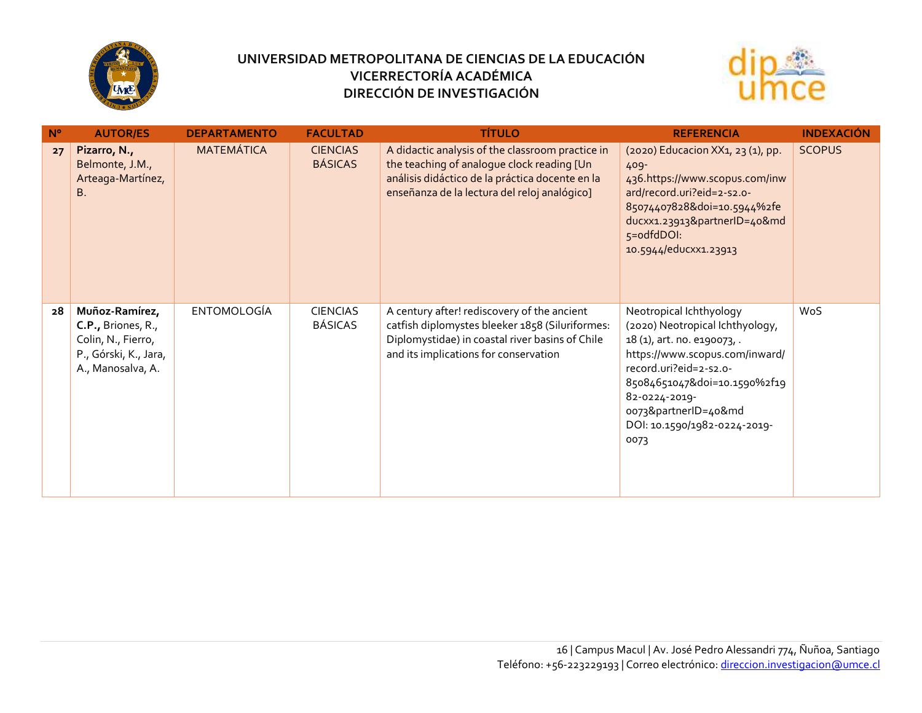**UNIVERSIDAD METROPOLITANA DE CIENCIAS DE LA EDUCACIÓN**
**VICERRECTORÍA ACADÉMICA**
**DIRECCIÓN DE INVESTIGACIÓN**

| Nº | AUTOR/ES | DEPARTAMENTO | FACULTAD | TÍTULO | REFERENCIA | INDEXACIÓN |
|---|---|---|---|---|---|---|
| 27 | **Pizarro, N.,** Belmonte, J.M., Arteaga-Martínez, B. | MATEMÁTICA | CIENCIAS BÁSICAS | A didactic analysis of the classroom practice in the teaching of analogue clock reading [Un análisis didáctico de la práctica docente en la enseñanza de la lectura del reloj analógico] | (2020) Educacion XX1, 23 (1), pp. 409-436.https://www.scopus.com/inward/record.uri?eid=2-s2.0-85074407828&doi=10.5944%2feducxx1.23913&partnerID=40&md5=odfdDOI: 10.5944/educxx1.23913 | SCOPUS |
| 28 | **Muñoz-Ramírez, C.P.,** Briones, R., Colin, N., Fierro, P., Górski, K., Jara, A., Manosalva, A. | ENTOMOLOGÍA | CIENCIAS BÁSICAS | A century after! rediscovery of the ancient catfish diplomystes bleeker 1858 (Siluriformes: Diplomystidae) in coastal river basins of Chile and its implications for conservation | Neotropical Ichthyology (2020) Neotropical Ichthyology, 18 (1), art. no. e190073, . https://www.scopus.com/inward/record.uri?eid=2-s2.0-85084651047&doi=10.1590%2f1982-0224-2019-0073&partnerID=40&md DOI: 10.1590/1982-0224-2019-0073 | WoS |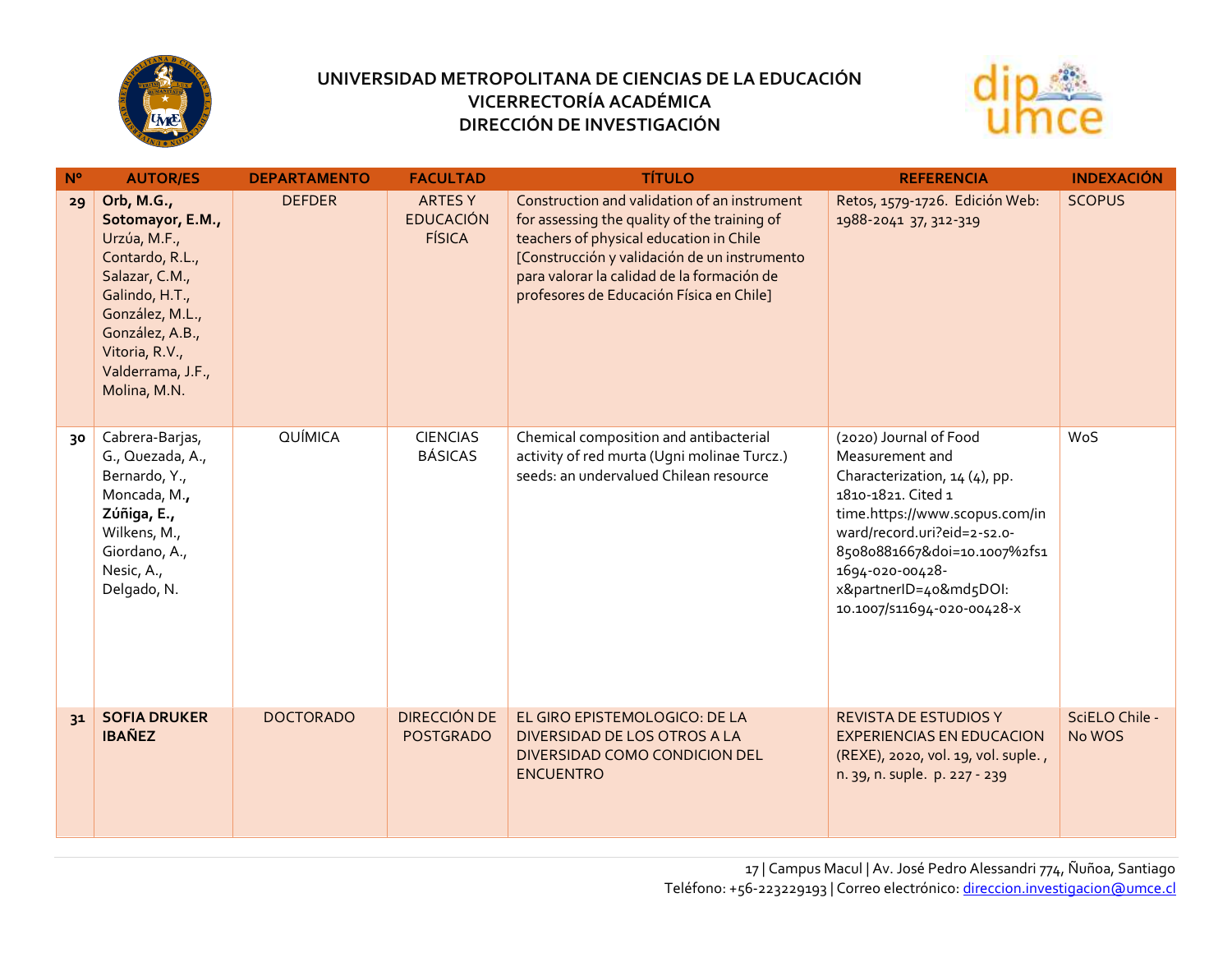# UNIVERSIDAD METROPOLITANA DE CIENCIAS DE LA EDUCACIÓN
## VICERRECTORÍA ACADÉMICA
## DIRECCIÓN DE INVESTIGACIÓN

| Nº | AUTOR/ES | DEPARTAMENTO | FACULTAD | TÍTULO | REFERENCIA | INDEXACIÓN |
|---|---|---|---|---|---|---|
| 29 | **Orb, M.G., Sotomayor, E.M.,** Urzúa, M.F., Contardo, R.L., Salazar, C.M., Galindo, H.T., González, M.L., González, A.B., Vitoria, R.V., Valderrama, J.F., Molina, M.N. | DEFDER | ARTES Y EDUCACIÓN FÍSICA | Construction and validation of an instrument for assessing the quality of the training of teachers of physical education in Chile [Construcción y validación de un instrumento para valorar la calidad de la formación de profesores de Educación Física en Chile] | Retos, 1579-1726. Edición Web: 1988-2041 37, 312-319 | SCOPUS |
| 30 | Cabrera-Barjas, G., Quezada, A., Bernardo, Y., Moncada, M., **Zúñiga, E.,** Wilkens, M., Giordano, A., Nesic, A., Delgado, N. | QUÍMICA | CIENCIAS BÁSICAS | Chemical composition and antibacterial activity of red murta (Ugni molinae Turcz.) seeds: an undervalued Chilean resource | (2020) Journal of Food Measurement and Characterization, 14 (4), pp. 1810-1821. Cited 1 time.https://www.scopus.com/inward/record.uri?eid=2-s2.0-85080881667&doi=10.1007%2fs11694-020-00428-x&partnerID=40&md5DOI: 10.1007/s11694-020-00428-x | WoS |
| 31 | **SOFIA DRUKER IBAÑEZ** | DOCTORADO | DIRECCIÓN DE POSTGRADO | EL GIRO EPISTEMOLOGICO: DE LA DIVERSIDAD DE LOS OTROS A LA DIVERSIDAD COMO CONDICION DEL ENCUENTRO | REVISTA DE ESTUDIOS Y EXPERIENCIAS EN EDUCACION (REXE), 2020, vol. 19, vol. suple. , n. 39, n. suple. p. 227 - 239 | SciELO Chile - No WOS |

17 | Campus Macul | Av. José Pedro Alessandri 774, Ñuñoa, Santiago
Teléfono: +56-223229193 | Correo electrónico: direccion.investigacion@umce.cl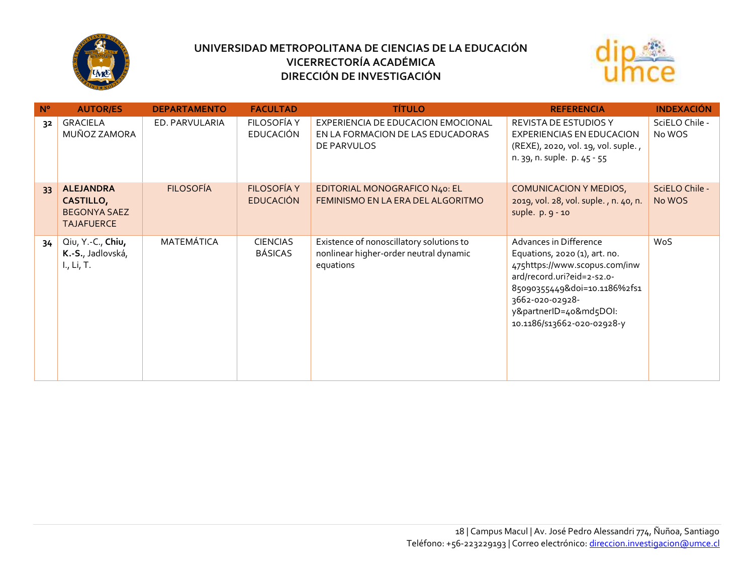# UNIVERSIDAD METROPOLITANA DE CIENCIAS DE LA EDUCACIÓN
## VICERRECTORÍA ACADÉMICA
## DIRECCIÓN DE INVESTIGACIÓN

| Nº | AUTOR/ES | DEPARTAMENTO | FACULTAD | TÍTULO | REFERENCIA | INDEXACIÓN |
|---|---|---|---|---|---|---|
| 32 | GRACIELA MUÑOZ ZAMORA | ED. PARVULARIA | FILOSOFÍA Y EDUCACIÓN | EXPERIENCIA DE EDUCACION EMOCIONAL EN LA FORMACION DE LAS EDUCADORAS DE PARVULOS | REVISTA DE ESTUDIOS Y EXPERIENCIAS EN EDUCACION (REXE), 2020, vol. 19, vol. suple. , n. 39, n. suple. p. 45 - 55 | SciELO Chile - No WOS |
| 33 | **ALEJANDRA CASTILLO,** BEGONYA SAEZ TAJAFUERCE | FILOSOFÍA | FILOSOFÍA Y EDUCACIÓN | EDITORIAL MONOGRAFICO N40: EL FEMINISMO EN LA ERA DEL ALGORITMO | COMUNICACION Y MEDIOS, 2019, vol. 28, vol. suple. , n. 40, n. suple. p. 9 - 10 | SciELO Chile - No WOS |
| 34 | Qiu, Y.-C., **Chiu, K.-S.**, Jadlovská, I., Li, T. | MATEMÁTICA | CIENCIAS BÁSICAS | Existence of nonoscillatory solutions to nonlinear higher-order neutral dynamic equations | Advances in Difference Equations, 2020 (1), art. no. 475https://www.scopus.com/inward/record.uri?eid=2-s2.0-85090355449&doi=10.1186%2fs13662-020-02928-y&partnerID=40&md5DOI: 10.1186/s13662-020-02928-y | WoS |

18 | Campus Macul | Av. José Pedro Alessandri 774, Ñuñoa, Santiago
Teléfono: +56-223229193 | Correo electrónico: direccion.investigacion@umce.cl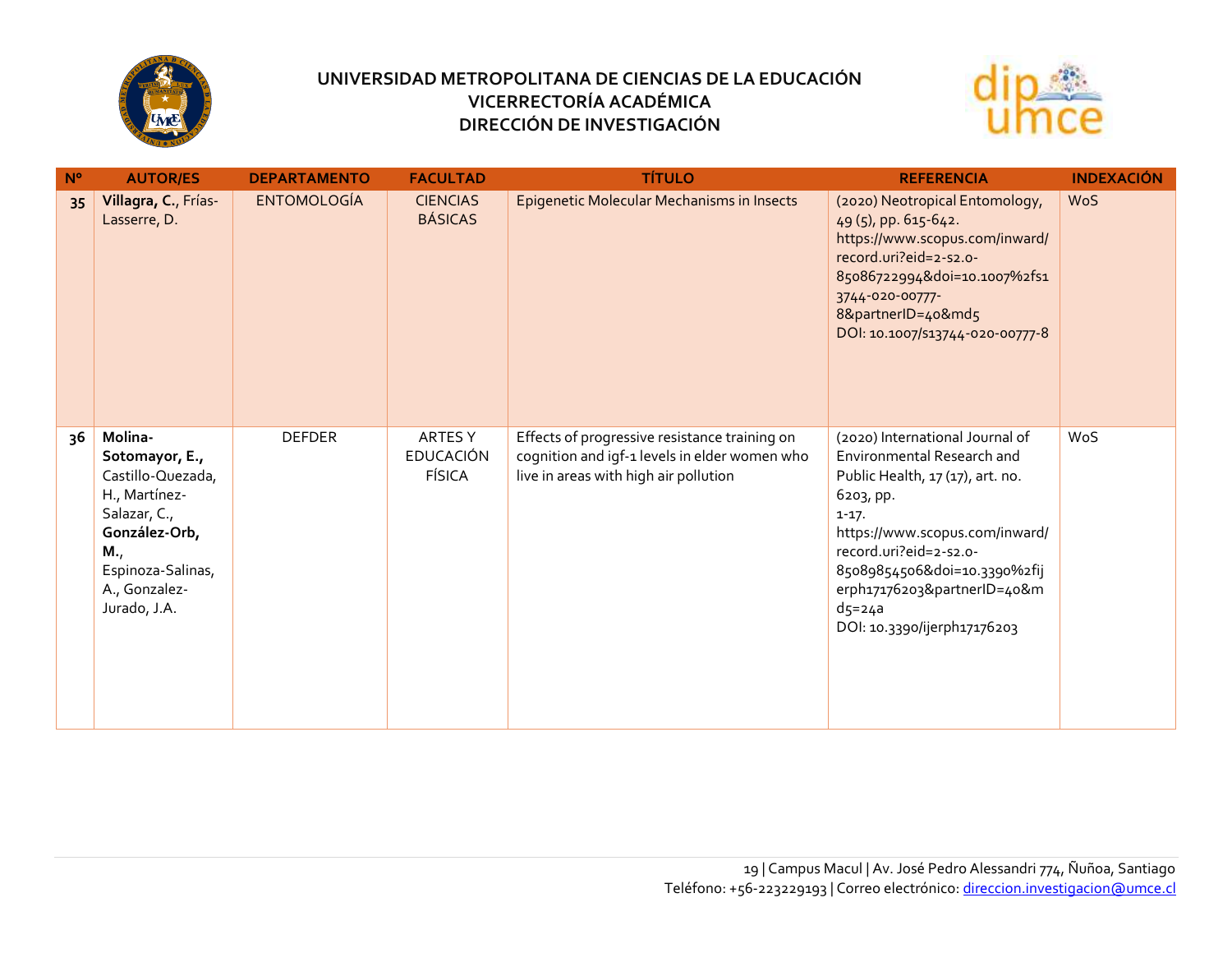| Nº | AUTOR/ES | DEPARTAMENTO | FACULTAD | TÍTULO | REFERENCIA | INDEXACIÓN |
|---|---|---|---|---|---|---|
| 35 | **Villagra, C.**, Frías-Lasserre, D. | ENTOMOLOGÍA | CIENCIAS BÁSICAS | Epigenetic Molecular Mechanisms in Insects | (2020) Neotropical Entomology, 49 (5), pp. 615-642. https://www.scopus.com/inward/record.uri?eid=2-s2.0-85086722994&doi=10.1007%2fs13744-020-00777-8&partnerID=40&md5 DOI: 10.1007/s13744-020-00777-8 | WoS |
| 36 | **Molina-Sotomayor, E.,** Castillo-Quezada, H., Martínez-Salazar, C., **González-Orb, M.**, Espinoza-Salinas, A., Gonzalez-Jurado, J.A. | DEFDER | ARTES Y EDUCACIÓN FÍSICA | Effects of progressive resistance training on cognition and igf-1 levels in elder women who live in areas with high air pollution | (2020) International Journal of Environmental Research and Public Health, 17 (17), art. no. 6203, pp. 1-17. https://www.scopus.com/inward/record.uri?eid=2-s2.0-85089854506&doi=10.3390%2fijerph17176203&partnerID=40&md5=24a DOI: 10.3390/ijerph17176203 | WoS |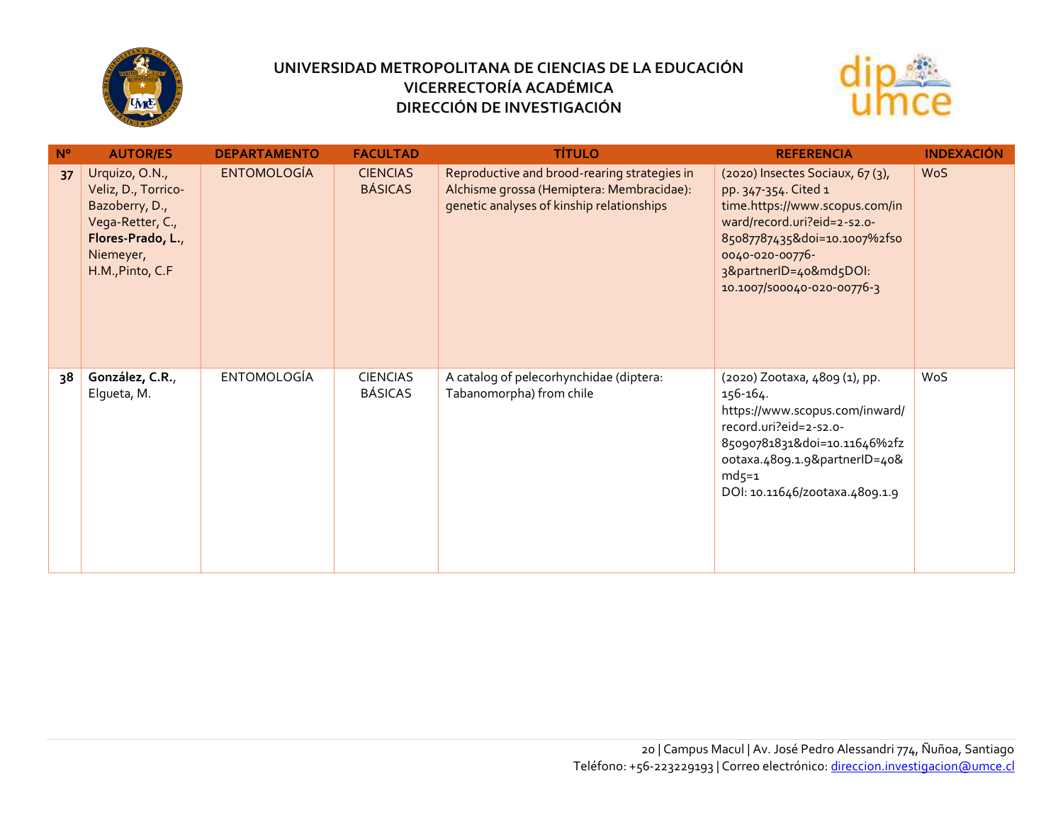# UNIVERSIDAD METROPOLITANA DE CIENCIAS DE LA EDUCACIÓN
## VICERRECTORÍA ACADÉMICA
## DIRECCIÓN DE INVESTIGACIÓN

| Nº | AUTOR/ES | DEPARTAMENTO | FACULTAD | TÍTULO | REFERENCIA | INDEXACIÓN |
|---|---|---|---|---|---|---|
| 37 | Urquizo, O.N., Veliz, D., Torrico-Bazoberry, D., Vega-Retter, C., **Flores-Prado, L.**, Niemeyer, H.M.,Pinto, C.F | ENTOMOLOGÍA | CIENCIAS BÁSICAS | Reproductive and brood-rearing strategies in Alchisme grossa (Hemiptera: Membracidae): genetic analyses of kinship relationships | (2020) Insectes Sociaux, 67 (3), pp. 347-354. Cited 1 time.https://www.scopus.com/inward/record.uri?eid=2-s2.0-85087787435&doi=10.1007%2fs00040-020-00776-3&partnerID=40&md5DOI: 10.1007/s00040-020-00776-3 | WoS |
| 38 | **González, C.R.**, Elgueta, M. | ENTOMOLOGÍA | CIENCIAS BÁSICAS | A catalog of pelecorhynchidae (diptera: Tabanomorpha) from chile | (2020) Zootaxa, 4809 (1), pp. 156-164. https://www.scopus.com/inward/record.uri?eid=2-s2.0-85090781831&doi=10.11646%2fzootaxa.4809.1.9&partnerID=40&md5=1 DOI: 10.11646/zootaxa.4809.1.9 | WoS |

Campus Macul | Av. José Pedro Alessandri 774, Ñuñoa, Santiago
Teléfono: +56-223229193 | Correo electrónico: direccion.investigacion@umce.cl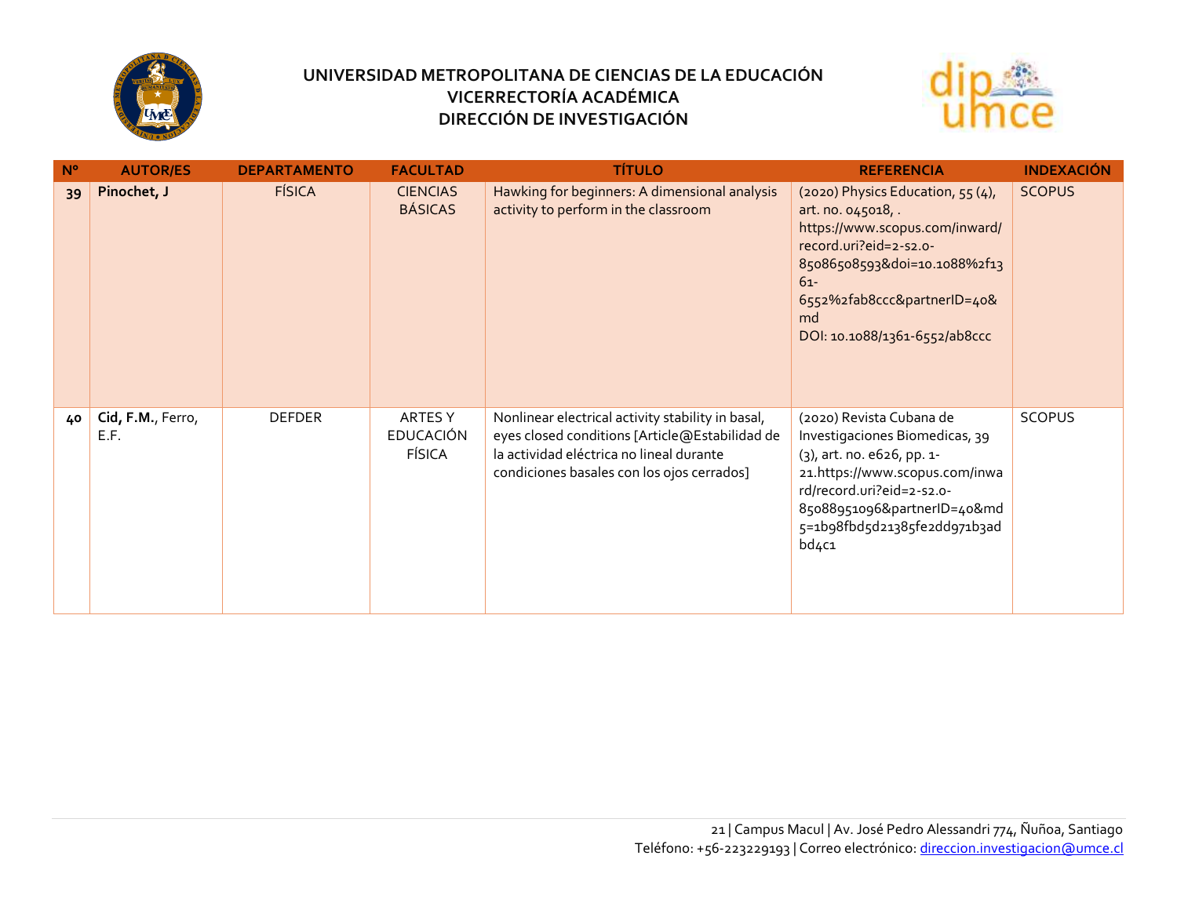# UNIVERSIDAD METROPOLITANA DE CIENCIAS DE LA EDUCACIÓN
## VICERRECTORÍA ACADÉMICA
## DIRECCIÓN DE INVESTIGACIÓN

| N° | AUTOR/ES | DEPARTAMENTO | FACULTAD | TÍTULO | REFERENCIA | INDEXACIÓN |
|---|---|---|---|---|---|---|
| **39** | **Pinochet, J** | FÍSICA | CIENCIAS BÁSICAS | Hawking for beginners: A dimensional analysis activity to perform in the classroom | (2020) Physics Education, 55 (4), art. no. 045018, . https://www.scopus.com/inward/record.uri?eid=2-s2.0-85086508593&doi=10.1088%2f1361-6552%2fab8ccc&partnerID=40&md DOI: 10.1088/1361-6552/ab8ccc | SCOPUS |
| **40** | **Cid, F.M.**, Ferro, E.F. | DEFDER | ARTES Y EDUCACIÓN FÍSICA | Nonlinear electrical activity stability in basal, eyes closed conditions [Article@Estabilidad de la actividad eléctrica no lineal durante condiciones basales con los ojos cerrados] | (2020) Revista Cubana de Investigaciones Biomedicas, 39 (3), art. no. e626, pp. 1-21.https://www.scopus.com/inward/record.uri?eid=2-s2.0-85088951096&partnerID=40&md5=1b98fbd5d21385fe2dd971b3adbd4c1 | SCOPUS |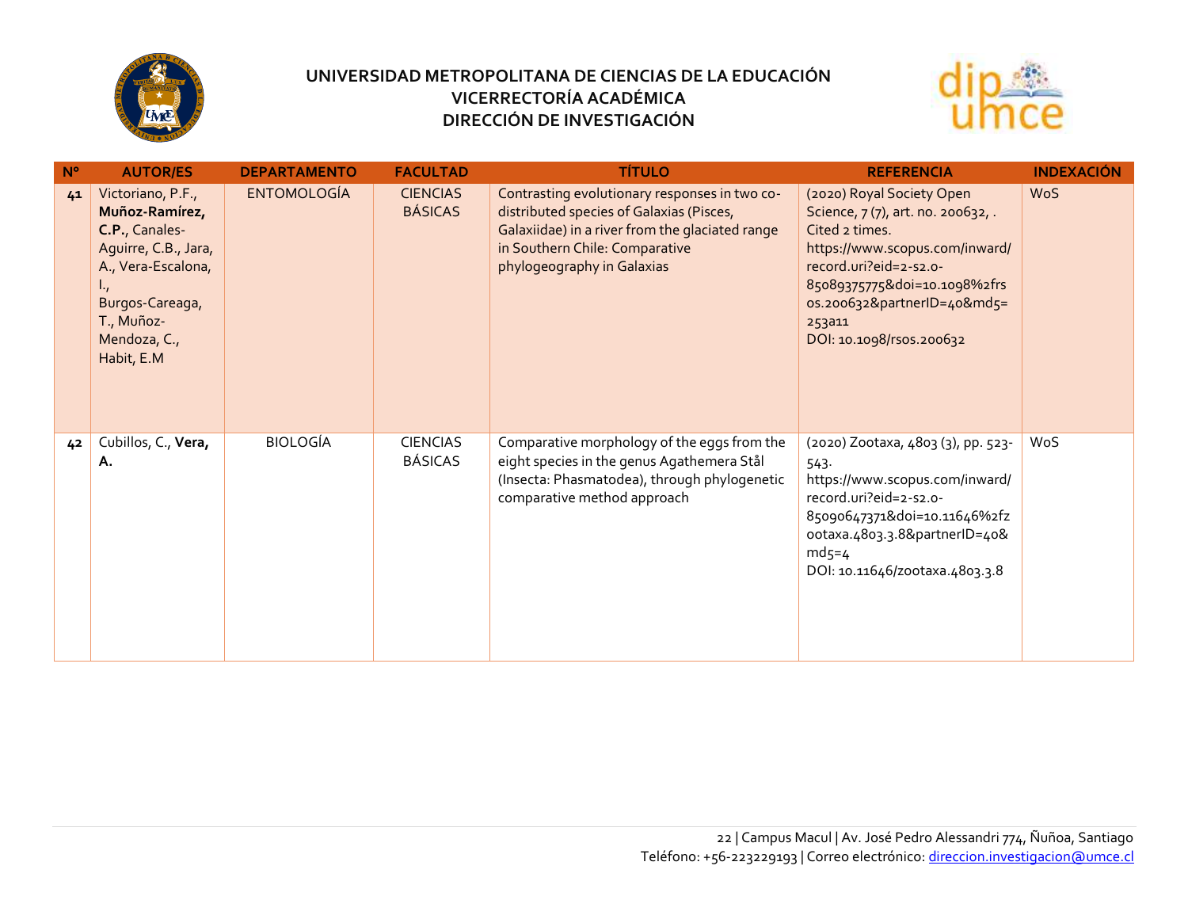**UNIVERSIDAD METROPOLITANA DE CIENCIAS DE LA EDUCACIÓN**
**VICERRECTORÍA ACADÉMICA**
**DIRECCIÓN DE INVESTIGACIÓN**

| Nº | AUTOR/ES | DEPARTAMENTO | FACULTAD | TÍTULO | REFERENCIA | INDEXACIÓN |
|---|---|---|---|---|---|---|
| 41 | Victoriano, P.F., **Muñoz-Ramírez, C.P.**, Canales-Aguirre, C.B., Jara, A., Vera-Escalona, I., Burgos-Careaga, T., Muñoz-Mendoza, C., Habit, E.M | ENTOMOLOGÍA | CIENCIAS BÁSICAS | Contrasting evolutionary responses in two co-distributed species of Galaxias (Pisces, Galaxiidae) in a river from the glaciated range in Southern Chile: Comparative phylogeography in Galaxias | (2020) Royal Society Open Science, 7 (7), art. no. 200632, . Cited 2 times. https://www.scopus.com/inward/record.uri?eid=2-s2.0-85089375775&doi=10.1098%2frsos.200632&partnerID=40&md5=253a11 DOI: 10.1098/rsos.200632 | WoS |
| 42 | Cubillos, C., **Vera, A.** | BIOLOGÍA | CIENCIAS BÁSICAS | Comparative morphology of the eggs from the eight species in the genus Agathemera Stål (Insecta: Phasmatodea), through phylogenetic comparative method approach | (2020) Zootaxa, 4803 (3), pp. 523-543. https://www.scopus.com/inward/record.uri?eid=2-s2.0-85090647371&doi=10.11646%2fzootaxa.4803.3.8&partnerID=40&md5=4 DOI: 10.11646/zootaxa.4803.3.8 | WoS |

Campus Macul | Av. José Pedro Alessandri 774, Ñuñoa, Santiago
Teléfono: +56-223229193 | Correo electrónico: direccion.investigacion@umce.cl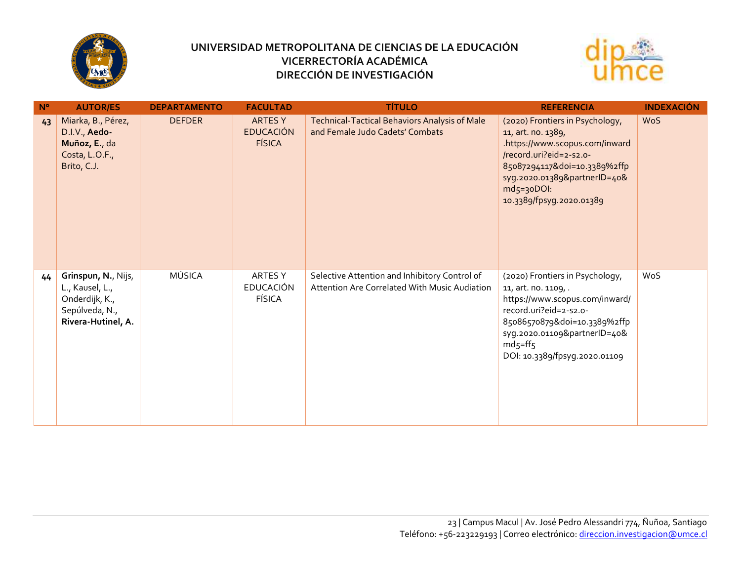# UNIVERSIDAD METROPOLITANA DE CIENCIAS DE LA EDUCACIÓN
## VICERRECTORÍA ACADÉMICA
## DIRECCIÓN DE INVESTIGACIÓN

| Nº | AUTOR/ES | DEPARTAMENTO | FACULTAD | TÍTULO | REFERENCIA | INDEXACIÓN |
|---|---|---|---|---|---|---|
| 43 | Miarka, B., Pérez, D.I.V., **Aedo-Muñoz, E.**, da Costa, L.O.F., Brito, C.J. | DEFDER | ARTES Y EDUCACIÓN FÍSICA | Technical-Tactical Behaviors Analysis of Male and Female Judo Cadets' Combats | (2020) Frontiers in Psychology, 11, art. no. 1389, .https://www.scopus.com/inward/record.uri?eid=2-s2.0-85087294117&doi=10.3389%2ffpsyg.2020.01389&partnerID=40&md5=30DOI: 10.3389/fpsyg.2020.01389 | WoS |
| 44 | **Grinspun, N.**, Nijs, L., Kausel, L., Onderdijk, K., Sepúlveda, N., **Rivera-Hutinel, A.** | MÚSICA | ARTES Y EDUCACIÓN FÍSICA | Selective Attention and Inhibitory Control of Attention Are Correlated With Music Audiation | (2020) Frontiers in Psychology, 11, art. no. 1109, . https://www.scopus.com/inward/record.uri?eid=2-s2.0-85086570879&doi=10.3389%2ffpsyg.2020.01109&partnerID=40&md5=ff5 DOI: 10.3389/fpsyg.2020.01109 | WoS |

Campus Macul | Av. José Pedro Alessandri 774, Ñuñoa, Santiago
Teléfono: +56-223229193 | Correo electrónico: direccion.investigacion@umce.cl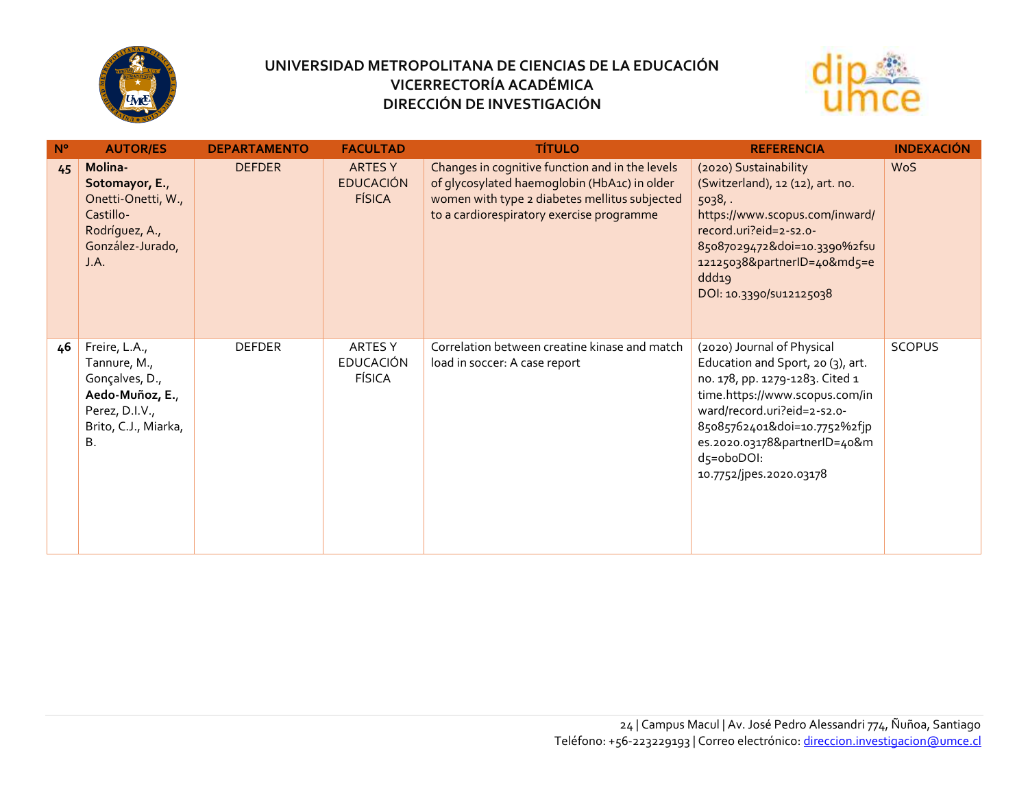**UNIVERSIDAD METROPOLITANA DE CIENCIAS DE LA EDUCACIÓN**
**VICERRECTORÍA ACADÉMICA**
**DIRECCIÓN DE INVESTIGACIÓN**

| Nº | AUTOR/ES | DEPARTAMENTO | FACULTAD | TÍTULO | REFERENCIA | INDEXACIÓN |
|---|---|---|---|---|---|---|
| 45 | **Molina-Sotomayor, E.**, Onetti-Onetti, W., Castillo-Rodríguez, A., González-Jurado, J.A. | DEFDER | ARTES Y EDUCACIÓN FÍSICA | Changes in cognitive function and in the levels of glycosylated haemoglobin (HbA1c) in older women with type 2 diabetes mellitus subjected to a cardiorespiratory exercise programme | (2020) Sustainability (Switzerland), 12 (12), art. no. 5038, . https://www.scopus.com/inward/record.uri?eid=2-s2.0-85087029472&doi=10.3390%2fsu12125038&partnerID=40&md5=eddd19 DOI: 10.3390/su12125038 | WoS |
| 46 | Freire, L.A., Tannure, M., Gonçalves, D., **Aedo-Muñoz, E.**, Perez, D.I.V., Brito, C.J., Miarka, B. | DEFDER | ARTES Y EDUCACIÓN FÍSICA | Correlation between creatine kinase and match load in soccer: A case report | (2020) Journal of Physical Education and Sport, 20 (3), art. no. 178, pp. 1279-1283. Cited 1 time.https://www.scopus.com/inward/record.uri?eid=2-s2.0-85085762401&doi=10.7752%2fjpes.2020.03178&partnerID=40&md5=oboDOI: 10.7752/jpes.2020.03178 | SCOPUS |

24 | Campus Macul | Av. José Pedro Alessandri 774, Ñuñoa, Santiago
Teléfono: +56-223229193 | Correo electrónico: direccion.investigacion@umce.cl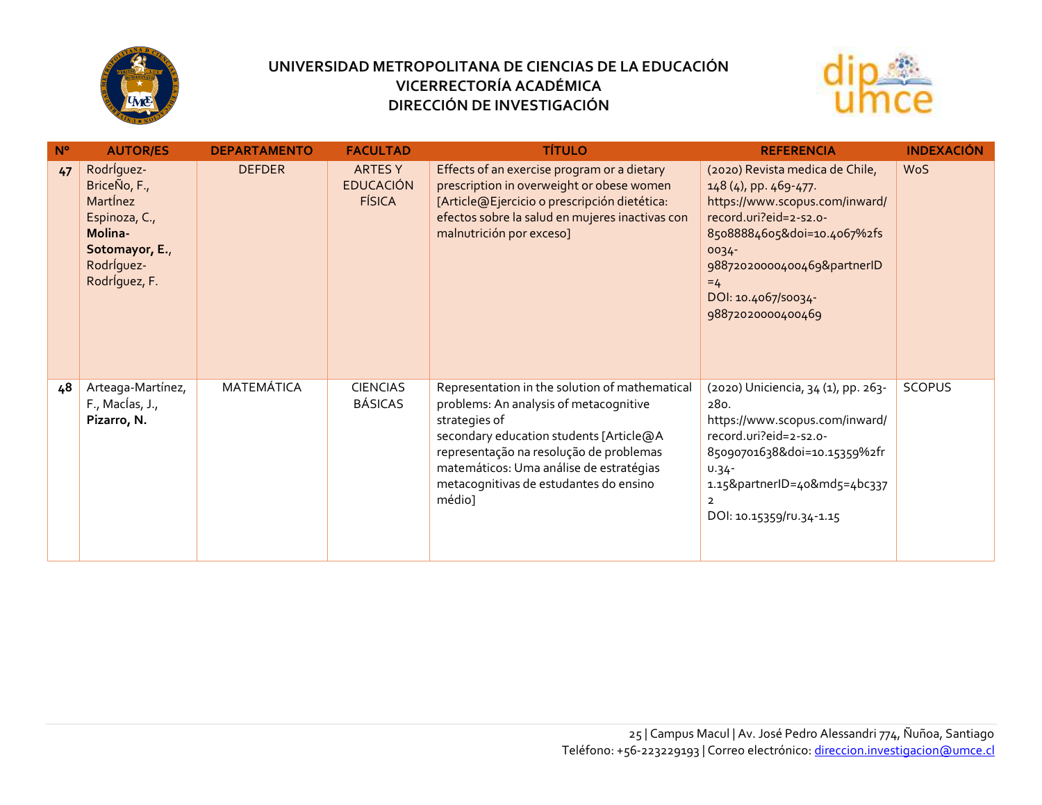# UNIVERSIDAD METROPOLITANA DE CIENCIAS DE LA EDUCACIÓN
## VICERRECTORÍA ACADÉMICA
## DIRECCIÓN DE INVESTIGACIÓN

| Nº | AUTOR/ES | DEPARTAMENTO | FACULTAD | TÍTULO | REFERENCIA | INDEXACIÓN |
|---|---|---|---|---|---|---|
| 47 | RodrÍguez-BriceÑo, F., MartÍnez Espinoza, C., **Molina-Sotomayor, E.**, RodrÍguez-RodrÍguez, F. | DEFDER | ARTES Y EDUCACIÓN FÍSICA | Effects of an exercise program or a dietary prescription in overweight or obese women [Article@Ejercicio o prescripción dietética: efectos sobre la salud en mujeres inactivas con malnutrición por exceso] | (2020) Revista medica de Chile, 148 (4), pp. 469-477. https://www.scopus.com/inward/record.uri?eid=2-s2.0-85088884605&doi=10.4067%2fs0034-98872020000400469&partnerID=4 DOI: 10.4067/s0034-98872020000400469 | WoS |
| 48 | Arteaga-Martínez, F., MacÍas, J., **Pizarro, N.** | MATEMÁTICA | CIENCIAS BÁSICAS | Representation in the solution of mathematical problems: An analysis of metacognitive strategies of secondary education students [Article@A representação na resolução de problemas matemáticos: Uma análise de estratégias metacognitivas de estudantes do ensino médio] | (2020) Uniciencia, 34 (1), pp. 263-280. https://www.scopus.com/inward/record.uri?eid=2-s2.0-85090701638&doi=10.15359%2fru.34-1.15&partnerID=40&md5=4bc3372 DOI: 10.15359/ru.34-1.15 | SCOPUS |

Campus Macul | Av. José Pedro Alessandri 774, Ñuñoa, Santiago
Teléfono: +56-223229193 | Correo electrónico: direccion.investigacion@umce.cl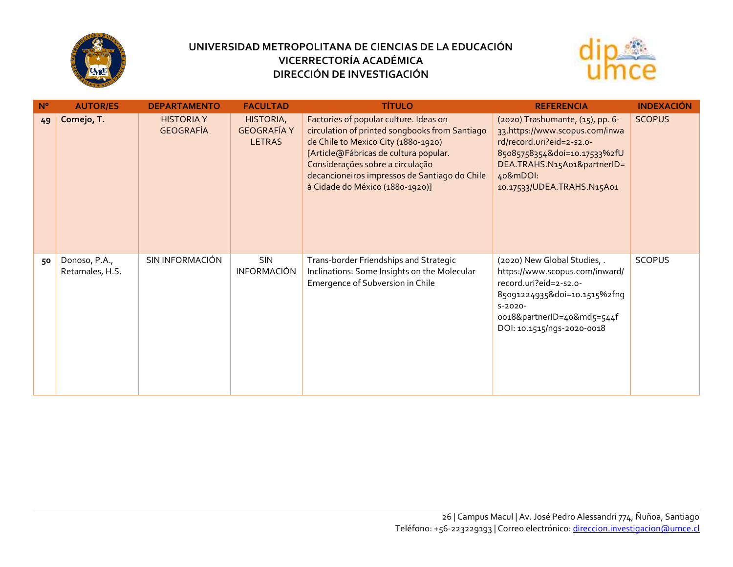**UNIVERSIDAD METROPOLITANA DE CIENCIAS DE LA EDUCACIÓN**
**VICERRECTORÍA ACADÉMICA**
**DIRECCIÓN DE INVESTIGACIÓN**

| Nº | AUTOR/ES | DEPARTAMENTO | FACULTAD | TÍTULO | REFERENCIA | INDEXACIÓN |
|---|---|---|---|---|---|---|
| 49 | **Cornejo, T.** | HISTORIA Y GEOGRAFÍA | HISTORIA, GEOGRAFÍA Y LETRAS | Factories of popular culture. Ideas on circulation of printed songbooks from Santiago de Chile to Mexico City (1880-1920) [Article@Fábricas de cultura popular. Considerações sobre a circulação decancioneiros impressos de Santiago do Chile à Cidade do México (1880-1920)] | (2020) Trashumante, (15), pp. 6-33.https://www.scopus.com/inward/record.uri?eid=2-s2.0-85085758354&doi=10.17533%2fUDEA.TRAHS.N15A01&partnerID=40&mDOI: 10.17533/UDEA.TRAHS.N15A01 | SCOPUS |
| 50 | Donoso, P.A., Retamales, H.S. | SIN INFORMACIÓN | SIN INFORMACIÓN | Trans-border Friendships and Strategic Inclinations: Some Insights on the Molecular Emergence of Subversion in Chile | (2020) New Global Studies, . https://www.scopus.com/inward/record.uri?eid=2-s2.0-85091224935&doi=10.1515%2fngs-2020-0018&partnerID=40&md5=544f DOI: 10.1515/ngs-2020-0018 | SCOPUS |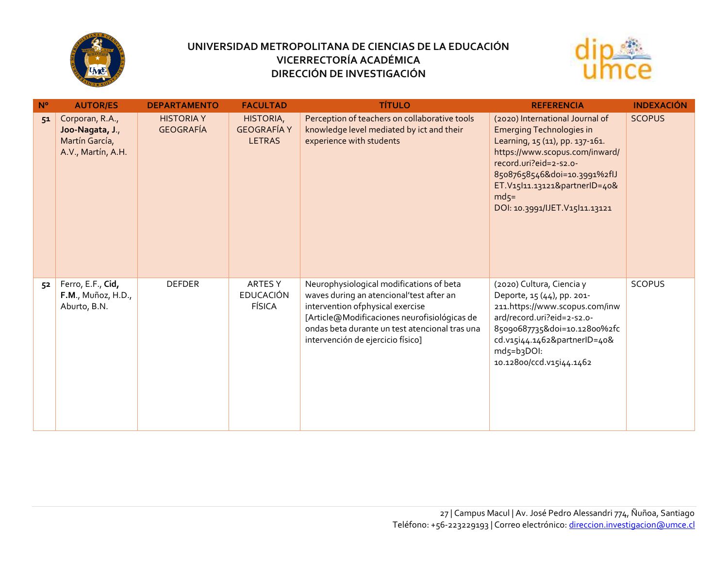**UNIVERSIDAD METROPOLITANA DE CIENCIAS DE LA EDUCACIÓN**
**VICERRECTORÍA ACADÉMICA**
**DIRECCIÓN DE INVESTIGACIÓN**

| Nº | AUTOR/ES | DEPARTAMENTO | FACULTAD | TÍTULO | REFERENCIA | INDEXACIÓN |
|---|---|---|---|---|---|---|
| 51 | Corporan, R.A., **Joo-Nagata, J.**, Martín García, A.V., Martín, A.H. | HISTORIA Y GEOGRAFÍA | HISTORIA, GEOGRAFÍA Y LETRAS | Perception of teachers on collaborative tools knowledge level mediated by ict and their experience with students | (2020) International Journal of Emerging Technologies in Learning, 15 (11), pp. 137-161. https://www.scopus.com/inward/record.uri?eid=2-s2.0-85087658546&doi=10.3991%2fIJET.V15I11.13121&partnerID=40&md5= DOI: 10.3991/IJET.V15I11.13121 | SCOPUS |
| 52 | Ferro, E.F., **Cid, F.M.**, Muñoz, H.D., Aburto, B.N. | DEFDER | ARTES Y EDUCACIÓN FÍSICA | Neurophysiological modifications of beta waves during an atencional'test after an intervention ofphysical exercise [Article@Modificaciones neurofisiológicas de ondas beta durante un test atencional tras una intervención de ejercicio físico] | (2020) Cultura, Ciencia y Deporte, 15 (44), pp. 201-211.https://www.scopus.com/inward/record.uri?eid=2-s2.0-85090687735&doi=10.12800%2fccd.v15i44.1462&partnerID=40&md5=b3DOI: 10.12800/ccd.v15i44.1462 | SCOPUS |

Campus Macul | Av. José Pedro Alessandri 774, Ñuñoa, Santiago
Teléfono: +56-223229193 | Correo electrónico: direccion.investigacion@umce.cl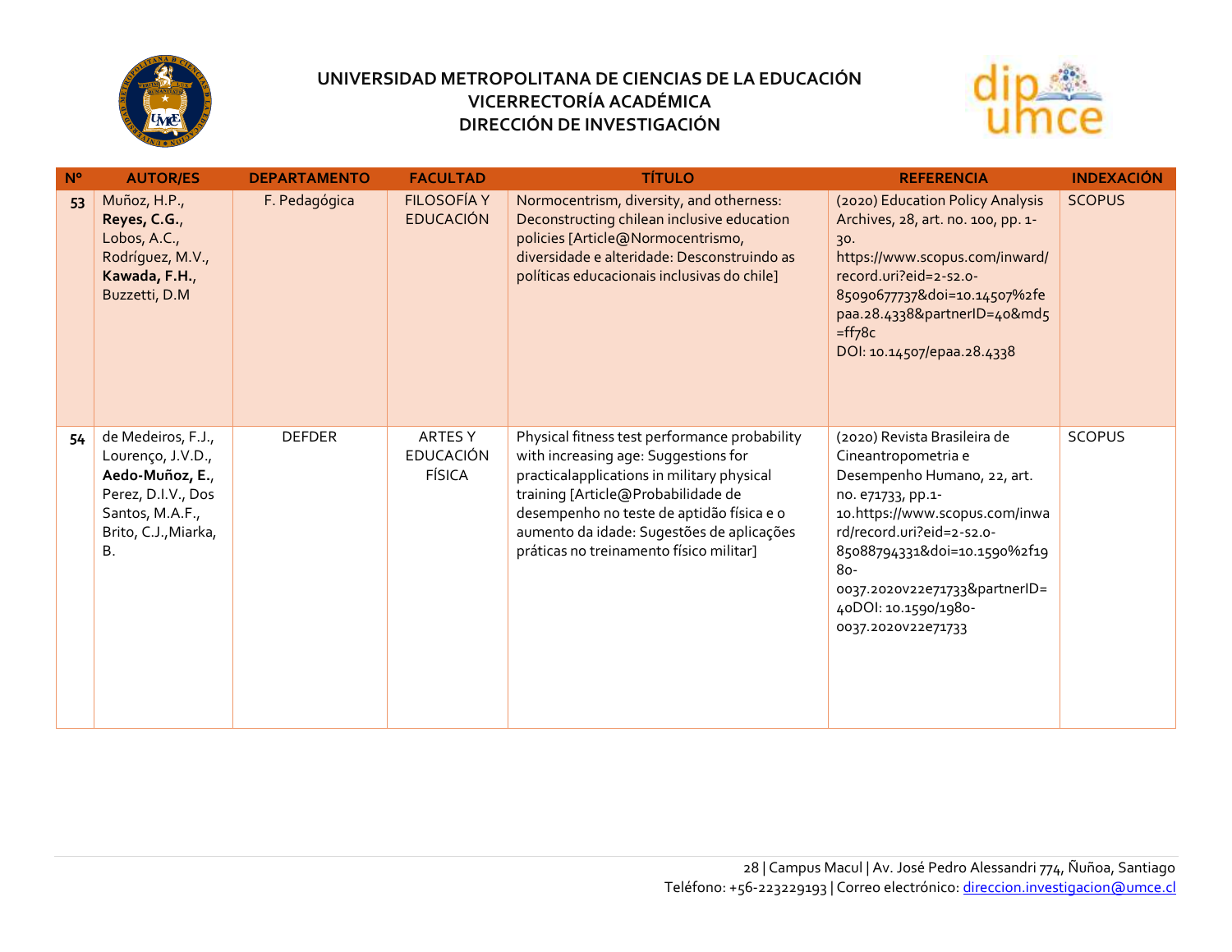# UNIVERSIDAD METROPOLITANA DE CIENCIAS DE LA EDUCACIÓN
## VICERRECTORÍA ACADÉMICA
## DIRECCIÓN DE INVESTIGACIÓN

| Nº | AUTOR/ES | DEPARTAMENTO | FACULTAD | TÍTULO | REFERENCIA | INDEXACIÓN |
|---|---|---|---|---|---|---|
| 53 | Muñoz, H.P., **Reyes, C.G.**, Lobos, A.C., Rodríguez, M.V., **Kawada, F.H.**, Buzzetti, D.M | F. Pedagógica | FILOSOFÍA Y EDUCACIÓN | Normocentrism, diversity, and otherness: Deconstructing chilean inclusive education policies [Article@Normocentrismo, diversidade e alteridade: Desconstruindo as políticas educacionais inclusivas do chile] | (2020) Education Policy Analysis Archives, 28, art. no. 100, pp. 1-30. https://www.scopus.com/inward/record.uri?eid=2-s2.0-85090677737&doi=10.14507%2fepaa.28.4338&partnerID=40&md5=ff78c DOI: 10.14507/epaa.28.4338 | SCOPUS |
| 54 | de Medeiros, F.J., Lourenço, J.V.D., **Aedo-Muñoz, E.**, Perez, D.I.V., Dos Santos, M.A.F., Brito, C.J.,Miarka, B. | DEFDER | ARTES Y EDUCACIÓN FÍSICA | Physical fitness test performance probability with increasing age: Suggestions for practicalapplications in military physical training [Article@Probabilidade de desempenho no teste de aptidão física e o aumento da idade: Sugestões de aplicações práticas no treinamento físico militar] | (2020) Revista Brasileira de Cineantropometria e Desempenho Humano, 22, art. no. e71733, pp.1-10.https://www.scopus.com/inward/record.uri?eid=2-s2.0-85088794331&doi=10.1590%2f1980-0037.2020v22e71733&partnerID=40DOI: 10.1590/1980-0037.2020v22e71733 | SCOPUS |

Campus Macul | Av. José Pedro Alessandri 774, Ñuñoa, Santiago
Teléfono: +56-223229193 | Correo electrónico: direccion.investigacion@umce.cl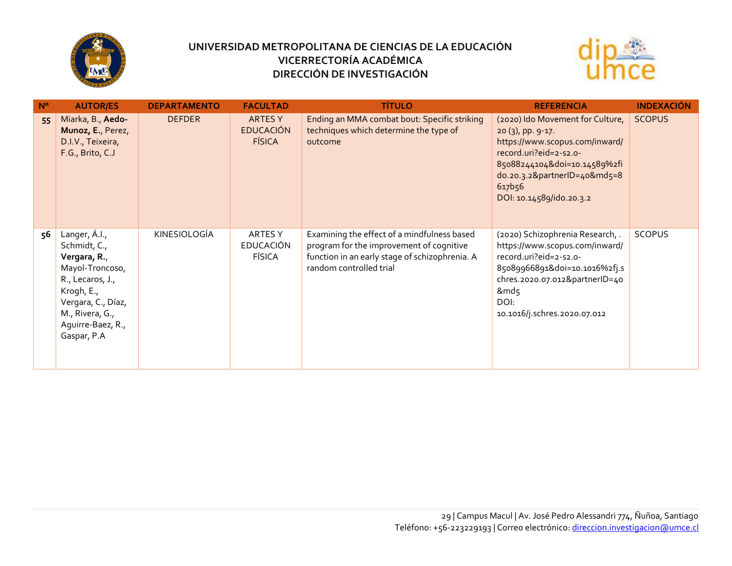# UNIVERSIDAD METROPOLITANA DE CIENCIAS DE LA EDUCACIÓN
## VICERRECTORÍA ACADÉMICA
## DIRECCIÓN DE INVESTIGACIÓN

| Nº | AUTOR/ES | DEPARTAMENTO | FACULTAD | TÍTULO | REFERENCIA | INDEXACIÓN |
|---|---|---|---|---|---|---|
| 55 | Miarka, B., **Aedo-Munoz, E.**, Perez, D.I.V., Teixeira, F.G., Brito, C.J | DEFDER | ARTES Y EDUCACIÓN FÍSICA | Ending an MMA combat bout: Specific striking techniques which determine the type of outcome | (2020) Ido Movement for Culture, 20 (3), pp. 9-17. https://www.scopus.com/inward/record.uri?eid=2-s2.0-85088244104&doi=10.14589%2fido.20.3.2&partnerID=40&md5=8617b56 DOI: 10.14589/ido.20.3.2 | SCOPUS |
| 56 | Langer, Á.I., Schmidt, C., **Vergara, R.**, Mayol-Troncoso, R., Lecaros, J., Krogh, E., Vergara, C., Díaz, M., Rivera, G., Aguirre-Baez, R., Gaspar, P.A | KINESIOLOGÍA | ARTES Y EDUCACIÓN FÍSICA | Examining the effect of a mindfulness based program for the improvement of cognitive function in an early stage of schizophrenia. A random controlled trial | (2020) Schizophrenia Research, . https://www.scopus.com/inward/record.uri?eid=2-s2.0-85089966891&doi=10.1016%2fj.schres.2020.07.012&partnerID=40&md5 DOI: 10.1016/j.schres.2020.07.012 | SCOPUS |

Campus Macul | Av. José Pedro Alessandri 774, Ñuñoa, Santiago
Teléfono: +56-223229193 | Correo electrónico: direccion.investigacion@umce.cl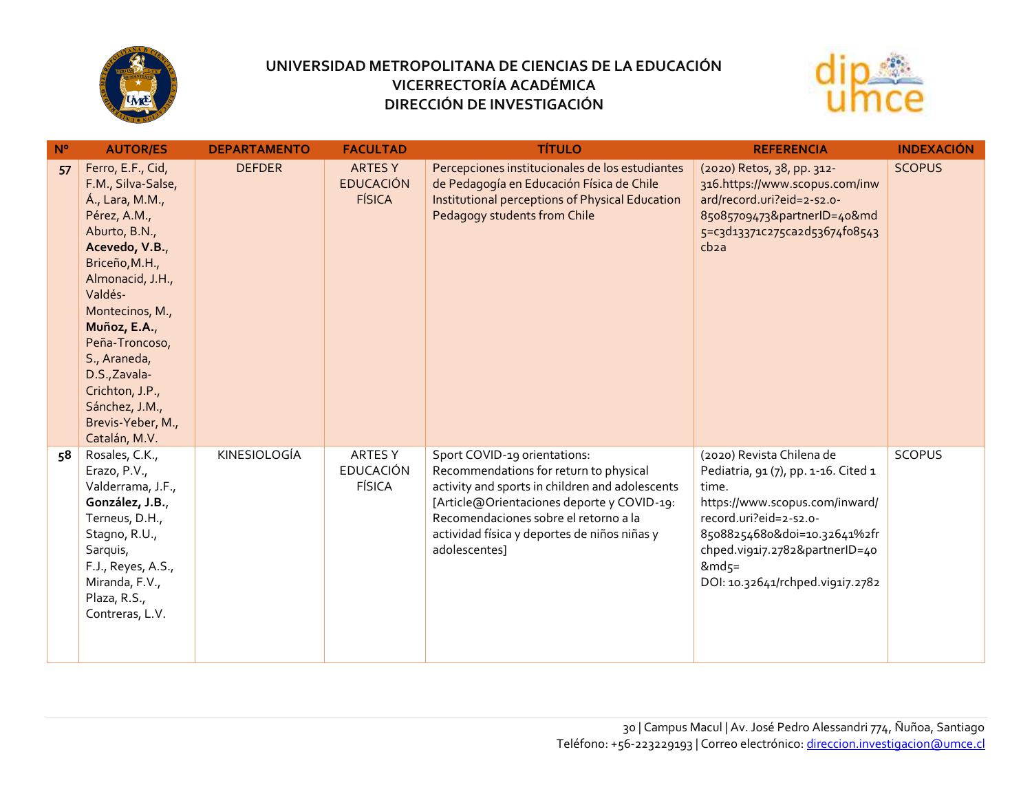# UNIVERSIDAD METROPOLITANA DE CIENCIAS DE LA EDUCACIÓN
## VICERRECTORÍA ACADÉMICA
## DIRECCIÓN DE INVESTIGACIÓN

| Nº | AUTOR/ES | DEPARTAMENTO | FACULTAD | TÍTULO | REFERENCIA | INDEXACIÓN |
|---|---|---|---|---|---|---|
| **57** | Ferro, E.F., Cid, F.M., Silva-Salse, Á., Lara, M.M., Pérez, A.M., Aburto, B.N., **Acevedo, V.B.**, Briceño,M.H., Almonacid, J.H., Valdés-Montecinos, M., **Muñoz, E.A.**, Peña-Troncoso, S., Araneda, D.S.,Zavala-Crichton, J.P., Sánchez, J.M., Brevis-Yeber, M., Catalán, M.V. | DEFDER | ARTES Y EDUCACIÓN FÍSICA | Percepciones institucionales de los estudiantes de Pedagogía en Educación Física de Chile Institutional perceptions of Physical Education Pedagogy students from Chile | (2020) Retos, 38, pp. 312-316.https://www.scopus.com/inward/record.uri?eid=2-s2.0-85085709473&partnerID=40&md5=c3d13371c275ca2d53674f08543cb2a | SCOPUS |
| **58** | Rosales, C.K., Erazo, P.V., Valderrama, J.F., **González, J.B.**, Terneus, D.H., Stagno, R.U., Sarquis, F.J., Reyes, A.S., Miranda, F.V., Plaza, R.S., Contreras, L.V. | KINESIOLOGÍA | ARTES Y EDUCACIÓN FÍSICA | Sport COVID-19 orientations: Recommendations for return to physical activity and sports in children and adolescents [Article@Orientaciones deporte y COVID-19: Recomendaciones sobre el retorno a la actividad física y deportes de niños niñas y adolescentes] | (2020) Revista Chilena de Pediatria, 91 (7), pp. 1-16. Cited 1 time. https://www.scopus.com/inward/record.uri?eid=2-s2.0-85088254680&doi=10.32641%2frchped.vi91i7.2782&partnerID=40&md5= DOI: 10.32641/rchped.vi91i7.2782 | SCOPUS |

30 | Campus Macul | Av. José Pedro Alessandri 774, Ñuñoa, Santiago
Teléfono: +56-223229193 | Correo electrónico: direccion.investigacion@umce.cl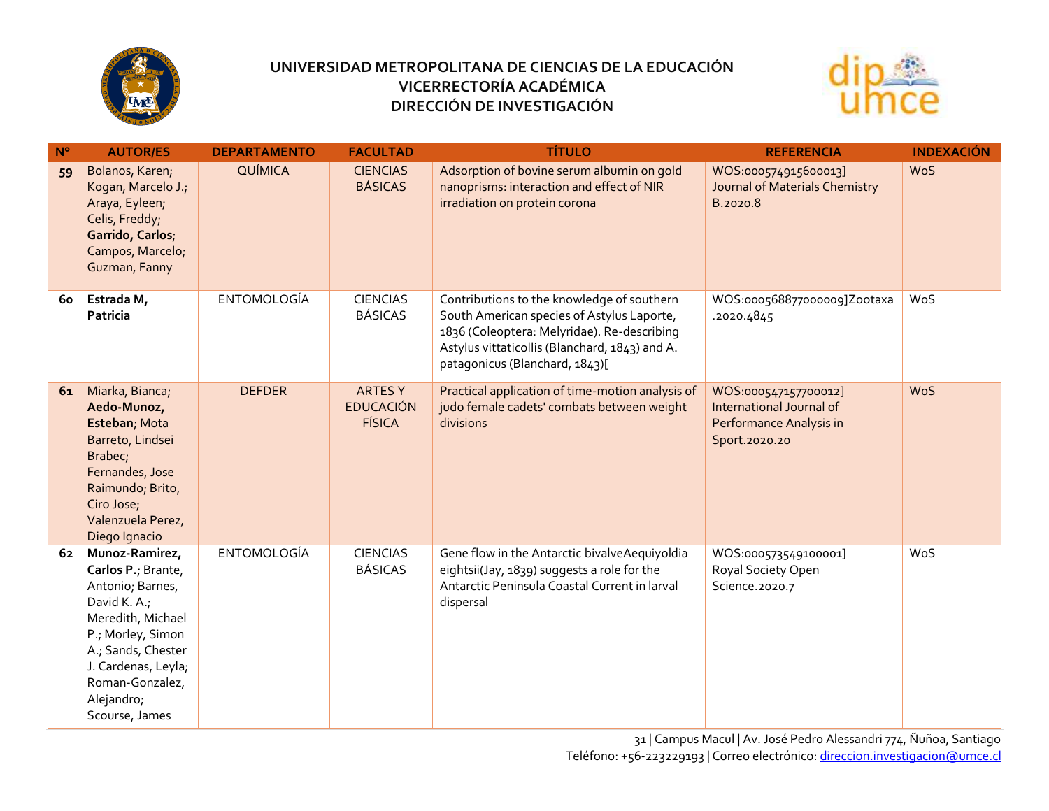# UNIVERSIDAD METROPOLITANA DE CIENCIAS DE LA EDUCACIÓN
## VICERRECTORÍA ACADÉMICA
## DIRECCIÓN DE INVESTIGACIÓN

| N° | AUTOR/ES | DEPARTAMENTO | FACULTAD | TÍTULO | REFERENCIA | INDEXACIÓN |
|---|---|---|---|---|---|---|
| 59 | Bolanos, Karen; Kogan, Marcelo J.; Araya, Eyleen; Celis, Freddy; **Garrido, Carlos**; Campos, Marcelo; Guzman, Fanny | QUÍMICA | CIENCIAS BÁSICAS | Adsorption of bovine serum albumin on gold nanoprisms: interaction and effect of NIR irradiation on protein corona | WOS:000574915600013] Journal of Materials Chemistry B.2020.8 | WoS |
| 60 | **Estrada M, Patricia** | ENTOMOLOGÍA | CIENCIAS BÁSICAS | Contributions to the knowledge of southern South American species of Astylus Laporte, 1836 (Coleoptera: Melyridae). Re-describing Astylus vittaticollis (Blanchard, 1843) and A. patagonicus (Blanchard, 1843)[ | WOS:000568877000009]Zootaxa .2020.4845 | WoS |
| 61 | Miarka, Bianca; **Aedo-Munoz, Esteban**; Mota Barreto, Lindsei Brabec; Fernandes, Jose Raimundo; Brito, Ciro Jose; Valenzuela Perez, Diego Ignacio | DEFDER | ARTES Y EDUCACIÓN FÍSICA | Practical application of time-motion analysis of judo female cadets' combats between weight divisions | WOS:000547157700012] International Journal of Performance Analysis in Sport.2020.20 | WoS |
| 62 | **Munoz-Ramirez, Carlos P.**; Brante, Antonio; Barnes, David K. A.; Meredith, Michael P.; Morley, Simon A.; Sands, Chester J. Cardenas, Leyla; Roman-Gonzalez, Alejandro; Scourse, James | ENTOMOLOGÍA | CIENCIAS BÁSICAS | Gene flow in the Antarctic bivalveAequiyoldia eightsii(Jay, 1839) suggests a role for the Antarctic Peninsula Coastal Current in larval dispersal | WOS:000573549100001] Royal Society Open Science.2020.7 | WoS |

31 | Campus Macul | Av. José Pedro Alessandri 774, Ñuñoa, Santiago
Teléfono: +56-223229193 | Correo electrónico: direccion.investigacion@umce.cl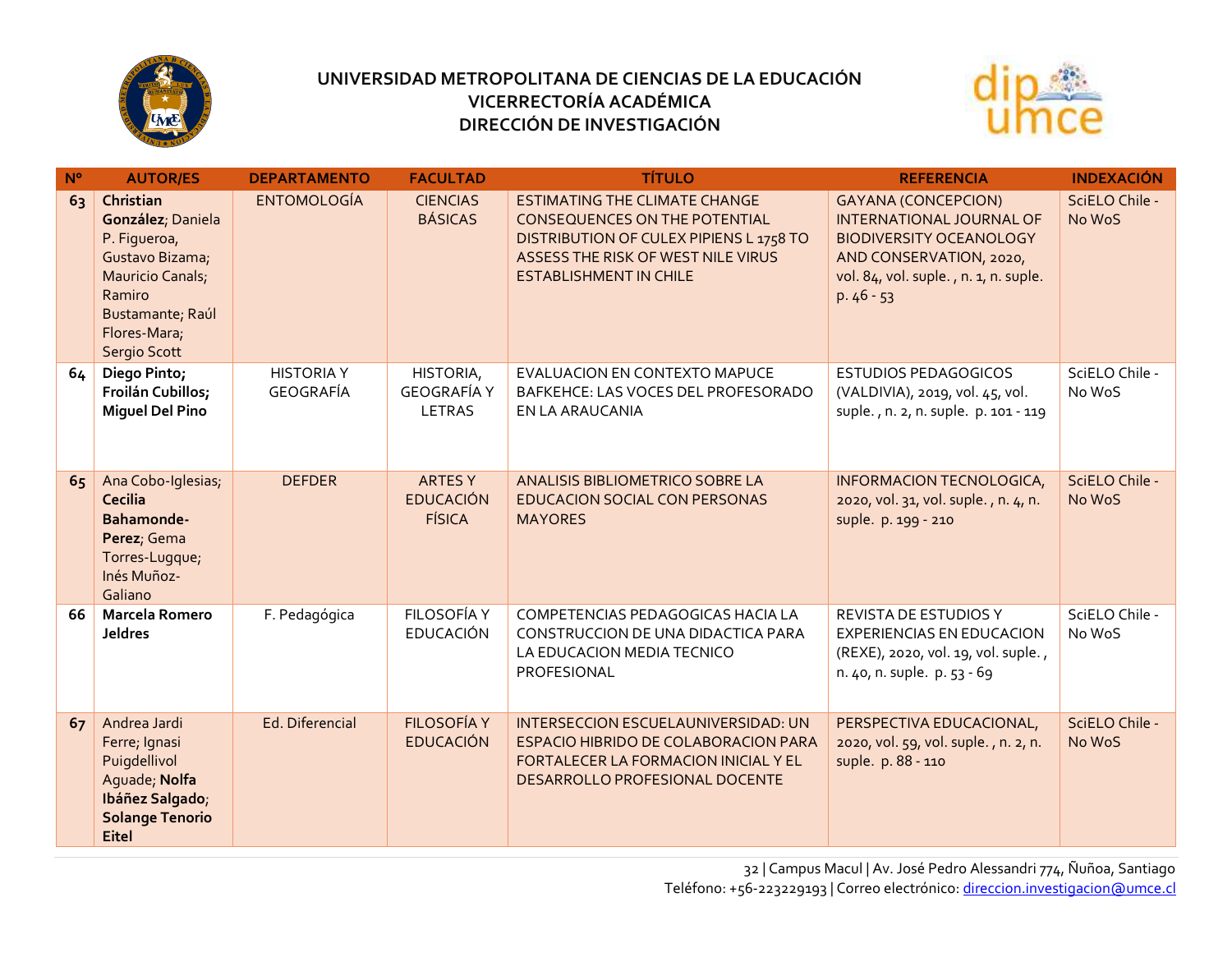# UNIVERSIDAD METROPOLITANA DE CIENCIAS DE LA EDUCACIÓN
## VICERRECTORÍA ACADÉMICA
## DIRECCIÓN DE INVESTIGACIÓN

| N° | AUTOR/ES | DEPARTAMENTO | FACULTAD | TÍTULO | REFERENCIA | INDEXACIÓN |
|---|---|---|---|---|---|---|
| 63 | **Christian González**; Daniela P. Figueroa, Gustavo Bizama; Mauricio Canals; Ramiro Bustamante; Raúl Flores-Mara; Sergio Scott | ENTOMOLOGÍA | CIENCIAS BÁSICAS | ESTIMATING THE CLIMATE CHANGE CONSEQUENCES ON THE POTENTIAL DISTRIBUTION OF CULEX PIPIENS L 1758 TO ASSESS THE RISK OF WEST NILE VIRUS ESTABLISHMENT IN CHILE | GAYANA (CONCEPCION) INTERNATIONAL JOURNAL OF BIODIVERSITY OCEANOLOGY AND CONSERVATION, 2020, vol. 84, vol. suple. , n. 1, n. suple. p. 46 - 53 | SciELO Chile - No WoS |
| 64 | **Diego Pinto; Froilán Cubillos; Miguel Del Pino** | HISTORIA Y GEOGRAFÍA | HISTORIA, GEOGRAFÍA Y LETRAS | EVALUACION EN CONTEXTO MAPUCE BAFKEHCE: LAS VOCES DEL PROFESORADO EN LA ARAUCANIA | ESTUDIOS PEDAGOGICOS (VALDIVIA), 2019, vol. 45, vol. suple. , n. 2, n. suple. p. 101 - 119 | SciELO Chile - No WoS |
| 65 | Ana Cobo-Iglesias; **Cecilia Bahamonde-Perez**; Gema Torres-Lugque; Inés Muñoz-Galiano | DEFDER | ARTES Y EDUCACIÓN FÍSICA | ANALISIS BIBLIOMETRICO SOBRE LA EDUCACION SOCIAL CON PERSONAS MAYORES | INFORMACION TECNOLOGICA, 2020, vol. 31, vol. suple. , n. 4, n. suple. p. 199 - 210 | SciELO Chile - No WoS |
| 66 | **Marcela Romero Jeldres** | F. Pedagógica | FILOSOFÍA Y EDUCACIÓN | COMPETENCIAS PEDAGOGICAS HACIA LA CONSTRUCCION DE UNA DIDACTICA PARA LA EDUCACION MEDIA TECNICO PROFESIONAL | REVISTA DE ESTUDIOS Y EXPERIENCIAS EN EDUCACION (REXE), 2020, vol. 19, vol. suple. , n. 40, n. suple. p. 53 - 69 | SciELO Chile - No WoS |
| 67 | Andrea Jardi Ferre; Ignasi Puigdellivol Aguade; **Nolfa Ibáñez Salgado**; **Solange Tenorio Eitel** | Ed. Diferencial | FILOSOFÍA Y EDUCACIÓN | INTERSECCION ESCUELAUNIVERSIDAD: UN ESPACIO HIBRIDO DE COLABORACION PARA FORTALECER LA FORMACION INICIAL Y EL DESARROLLO PROFESIONAL DOCENTE | PERSPECTIVA EDUCACIONAL, 2020, vol. 59, vol. suple. , n. 2, n. suple. p. 88 - 110 | SciELO Chile - No WoS |

Campus Macul | Av. José Pedro Alessandri 774, Ñuñoa, Santiago
Teléfono: +56-223229193 | Correo electrónico: direccion.investigacion@umce.cl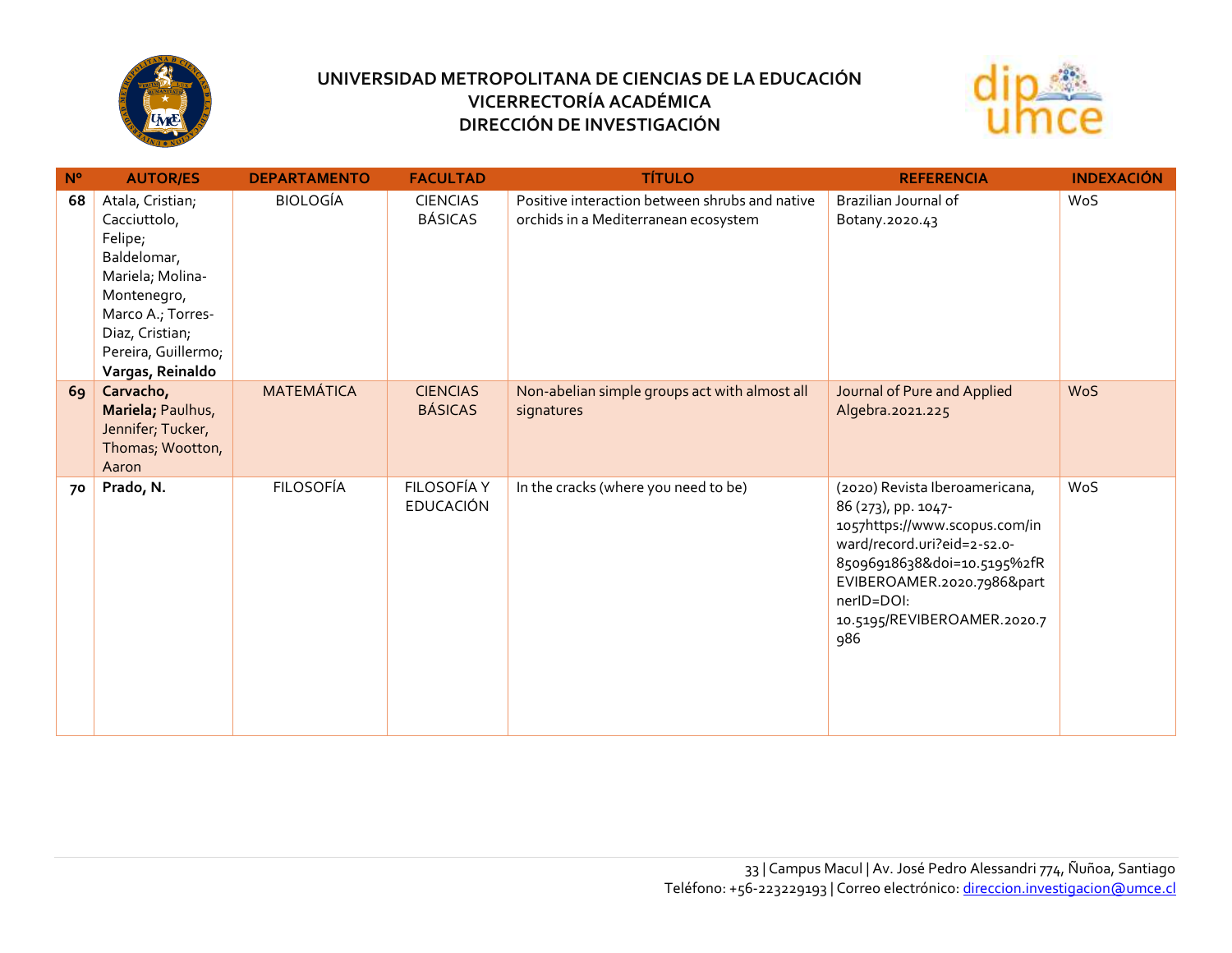**UNIVERSIDAD METROPOLITANA DE CIENCIAS DE LA EDUCACIÓN**
**VICERRECTORÍA ACADÉMICA**
**DIRECCIÓN DE INVESTIGACIÓN**

| Nº | AUTOR/ES | DEPARTAMENTO | FACULTAD | TÍTULO | REFERENCIA | INDEXACIÓN |
|---|---|---|---|---|---|---|
| 68 | Atala, Cristian; Cacciuttolo, Felipe; Baldelomar, Mariela; Molina-Montenegro, Marco A.; Torres-Diaz, Cristian; Pereira, Guillermo; **Vargas, Reinaldo** | BIOLOGÍA | CIENCIAS BÁSICAS | Positive interaction between shrubs and native orchids in a Mediterranean ecosystem | Brazilian Journal of Botany.2020.43 | WoS |
| 69 | **Carvacho, Mariela;** Paulhus, Jennifer; Tucker, Thomas; Wootton, Aaron | MATEMÁTICA | CIENCIAS BÁSICAS | Non-abelian simple groups act with almost all signatures | Journal of Pure and Applied Algebra.2021.225 | WoS |
| 70 | **Prado, N.** | FILOSOFÍA | FILOSOFÍA Y EDUCACIÓN | In the cracks (where you need to be) | (2020) Revista Iberoamericana, 86 (273), pp. 1047-1057https://www.scopus.com/inward/record.uri?eid=2-s2.0-85096918638&doi=10.5195%2fREVIBEROAMER.2020.7986&partnerID=DOI: 10.5195/REVIBEROAMER.2020.7986 | WoS |

33 | Campus Macul | Av. José Pedro Alessandri 774, Ñuñoa, Santiago
Teléfono: +56-223229193 | Correo electrónico: direccion.investigacion@umce.cl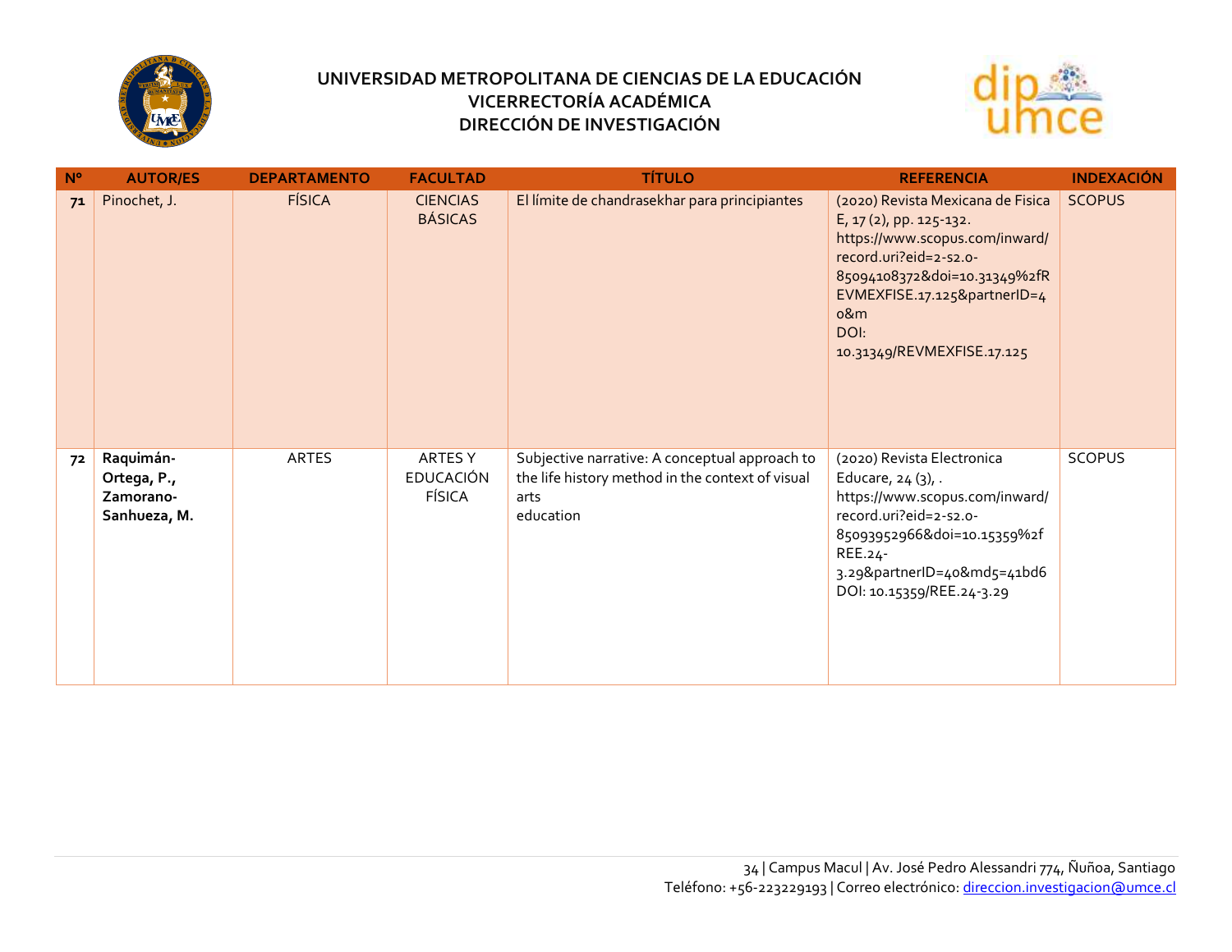# UNIVERSIDAD METROPOLITANA DE CIENCIAS DE LA EDUCACIÓN
## VICERRECTORÍA ACADÉMICA
## DIRECCIÓN DE INVESTIGACIÓN

| Nº | AUTOR/ES | DEPARTAMENTO | FACULTAD | TÍTULO | REFERENCIA | INDEXACIÓN |
|---|---|---|---|---|---|---|
| 71 | Pinochet, J. | FÍSICA | CIENCIAS BÁSICAS | El límite de chandrasekhar para principiantes | (2020) Revista Mexicana de Fisica E, 17 (2), pp. 125-132. https://www.scopus.com/inward/record.uri?eid=2-s2.0-85094108372&doi=10.31349%2fREVMEXFISE.17.125&partnerID=40&m DOI: 10.31349/REVMEXFISE.17.125 | SCOPUS |
| 72 | **Raquimán-Ortega, P., Zamorano-Sanhueza, M.** | ARTES | ARTES Y EDUCACIÓN FÍSICA | Subjective narrative: A conceptual approach to the life history method in the context of visual arts education | (2020) Revista Electronica Educare, 24 (3), . https://www.scopus.com/inward/record.uri?eid=2-s2.0-85093952966&doi=10.15359%2fREE.24-3.29&partnerID=40&md5=41bd6 DOI: 10.15359/REE.24-3.29 | SCOPUS |

34 | Campus Macul | Av. José Pedro Alessandri 774, Ñuñoa, Santiago
Teléfono: +56-223229193 | Correo electrónico: direccion.investigacion@umce.cl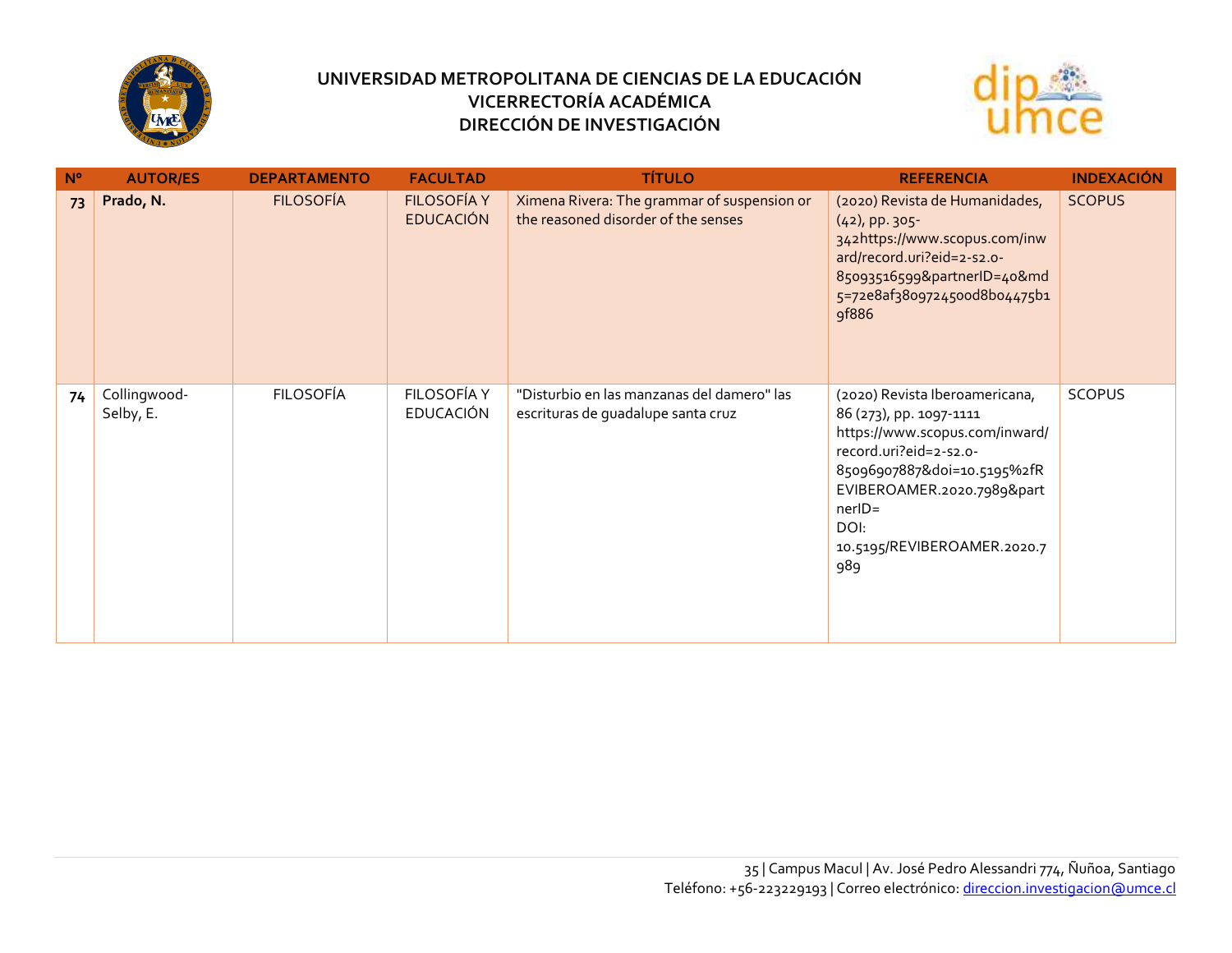# UNIVERSIDAD METROPOLITANA DE CIENCIAS DE LA EDUCACIÓN
## VICERRECTORÍA ACADÉMICA
## DIRECCIÓN DE INVESTIGACIÓN

| Nº | AUTOR/ES | DEPARTAMENTO | FACULTAD | TÍTULO | REFERENCIA | INDEXACIÓN |
|---|---|---|---|---|---|---|
| 73 | **Prado, N.** | FILOSOFÍA | FILOSOFÍA Y EDUCACIÓN | Ximena Rivera: The grammar of suspension or the reasoned disorder of the senses | (2020) Revista de Humanidades, (42), pp. 305-342https://www.scopus.com/inward/record.uri?eid=2-s2.0-85093516599&partnerID=40&md5=72e8af380972450od8b04475b19f886 | SCOPUS |
| 74 | Collingwood-Selby, E. | FILOSOFÍA | FILOSOFÍA Y EDUCACIÓN | "Disturbio en las manzanas del damero" las escrituras de guadalupe santa cruz | (2020) Revista Iberoamericana, 86 (273), pp. 1097-1111 https://www.scopus.com/inward/record.uri?eid=2-s2.0-85096907887&doi=10.5195%2fREVIBEROAMER.2020.7989&partnerID= DOI: 10.5195/REVIBEROAMER.2020.7989 | SCOPUS |

Campus Macul | Av. José Pedro Alessandri 774, Ñuñoa, Santiago
Teléfono: +56-223229193 | Correo electrónico: direccion.investigacion@umce.cl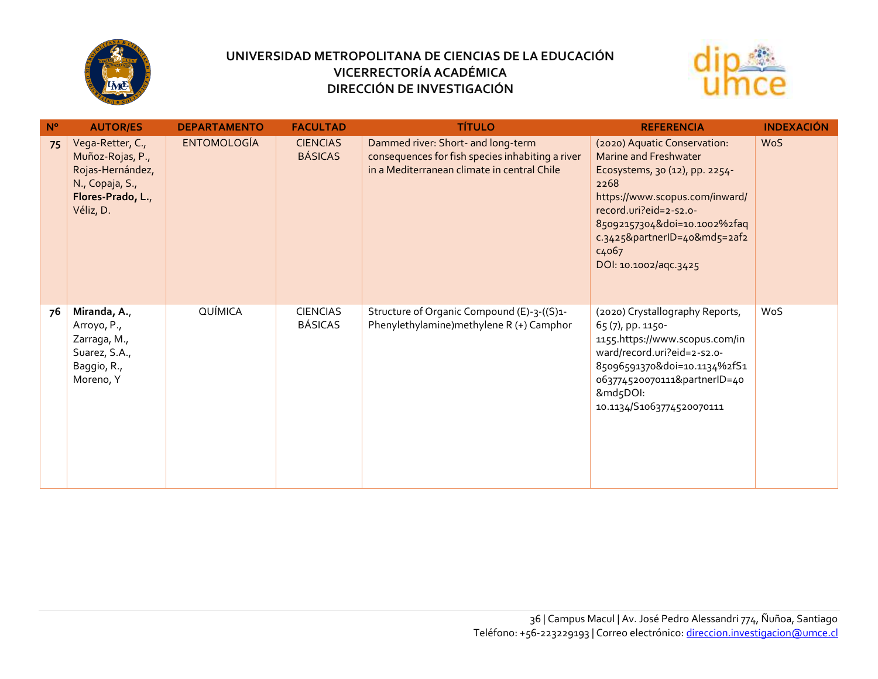| N° | AUTOR/ES | DEPARTAMENTO | FACULTAD | TÍTULO | REFERENCIA | INDEXACIÓN |
|---|---|---|---|---|---|---|
| 75 | Vega-Retter, C., Muñoz-Rojas, P., Rojas-Hernández, N., Copaja, S., **Flores-Prado, L.**, Véliz, D. | ENTOMOLOGÍA | CIENCIAS BÁSICAS | Dammed river: Short- and long-term consequences for fish species inhabiting a river in a Mediterranean climate in central Chile | (2020) Aquatic Conservation: Marine and Freshwater Ecosystems, 30 (12), pp. 2254-2268 https://www.scopus.com/inward/record.uri?eid=2-s2.0-85092157304&doi=10.1002%2faqc.3425&partnerID=40&md5=2af2c4067 DOI: 10.1002/aqc.3425 | WoS |
| 76 | **Miranda, A.**, Arroyo, P., Zarraga, M., Suarez, S.A., Baggio, R., Moreno, Y | QUÍMICA | CIENCIAS BÁSICAS | Structure of Organic Compound (E)-3-((S)1-Phenylethylamine)methylene R (+) Camphor | (2020) Crystallography Reports, 65 (7), pp. 1150-1155.https://www.scopus.com/inward/record.uri?eid=2-s2.0-85096591370&doi=10.1134%2fS1063774520070111&partnerID=40&md5DOI: 10.1134/S1063774520070111 | WoS |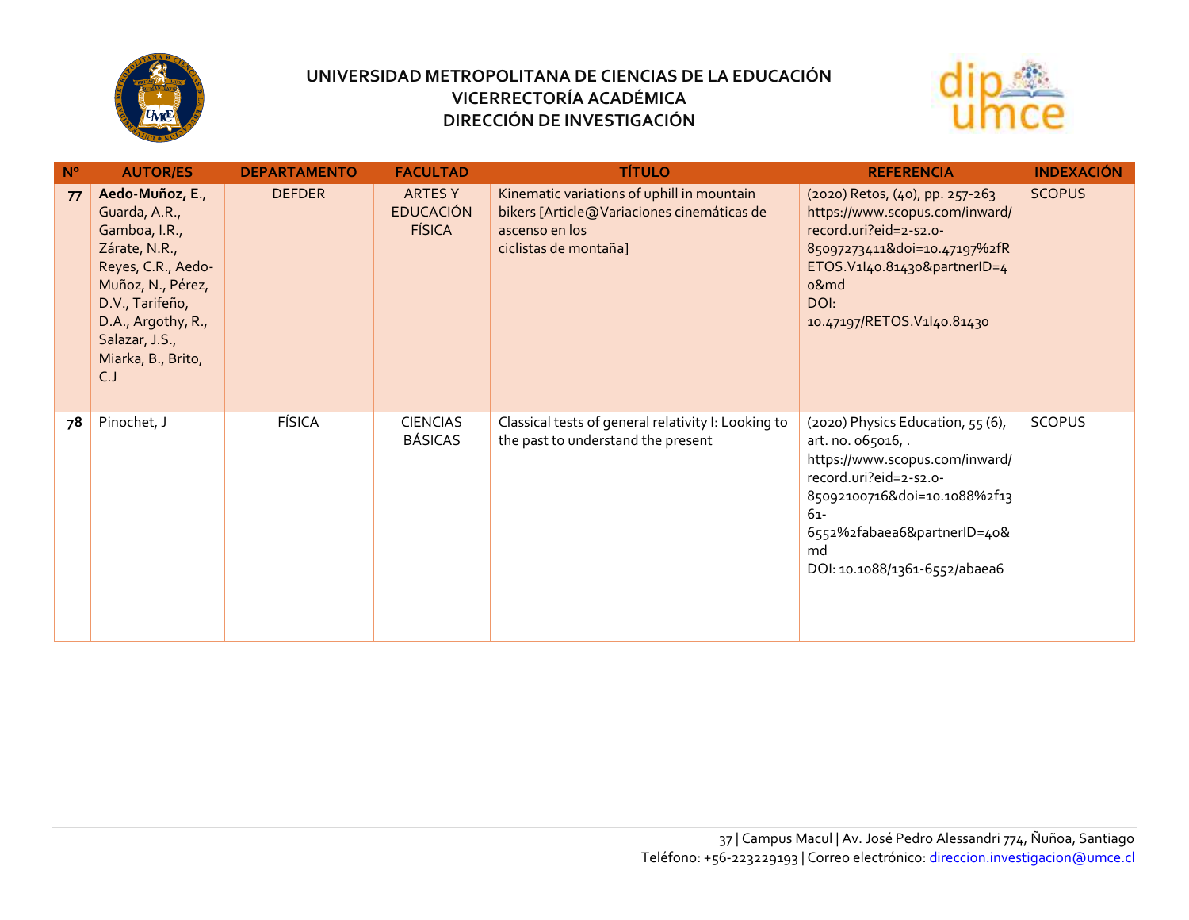# UNIVERSIDAD METROPOLITANA DE CIENCIAS DE LA EDUCACIÓN
## VICERRECTORÍA ACADÉMICA
## DIRECCIÓN DE INVESTIGACIÓN

| Nº | AUTOR/ES | DEPARTAMENTO | FACULTAD | TÍTULO | REFERENCIA | INDEXACIÓN |
|---|---|---|---|---|---|---|
| 77 | **Aedo-Muñoz, E.**, Guarda, A.R., Gamboa, I.R., Zárate, N.R., Reyes, C.R., Aedo-Muñoz, N., Pérez, D.V., Tarifeño, D.A., Argothy, R., Salazar, J.S., Miarka, B., Brito, C.J | DEFDER | ARTES Y EDUCACIÓN FÍSICA | Kinematic variations of uphill in mountain bikers [Article@Variaciones cinemáticas de ascenso en los ciclistas de montaña] | (2020) Retos, (40), pp. 257-263 https://www.scopus.com/inward/record.uri?eid=2-s2.0-85097273411&doi=10.47197%2fRETOS.V1I40.81430&partnerID=40&md DOI: 10.47197/RETOS.V1I40.81430 | SCOPUS |
| 78 | Pinochet, J | FÍSICA | CIENCIAS BÁSICAS | Classical tests of general relativity I: Looking to the past to understand the present | (2020) Physics Education, 55 (6), art. no. 065016, . https://www.scopus.com/inward/record.uri?eid=2-s2.0-85092100716&doi=10.1088%2f1361-6552%2fabaea6&partnerID=40&md DOI: 10.1088/1361-6552/abaea6 | SCOPUS |

Campus Macul | Av. José Pedro Alessandri 774, Ñuñoa, Santiago
Teléfono: +56-223229193 | Correo electrónico: direccion.investigacion@umce.cl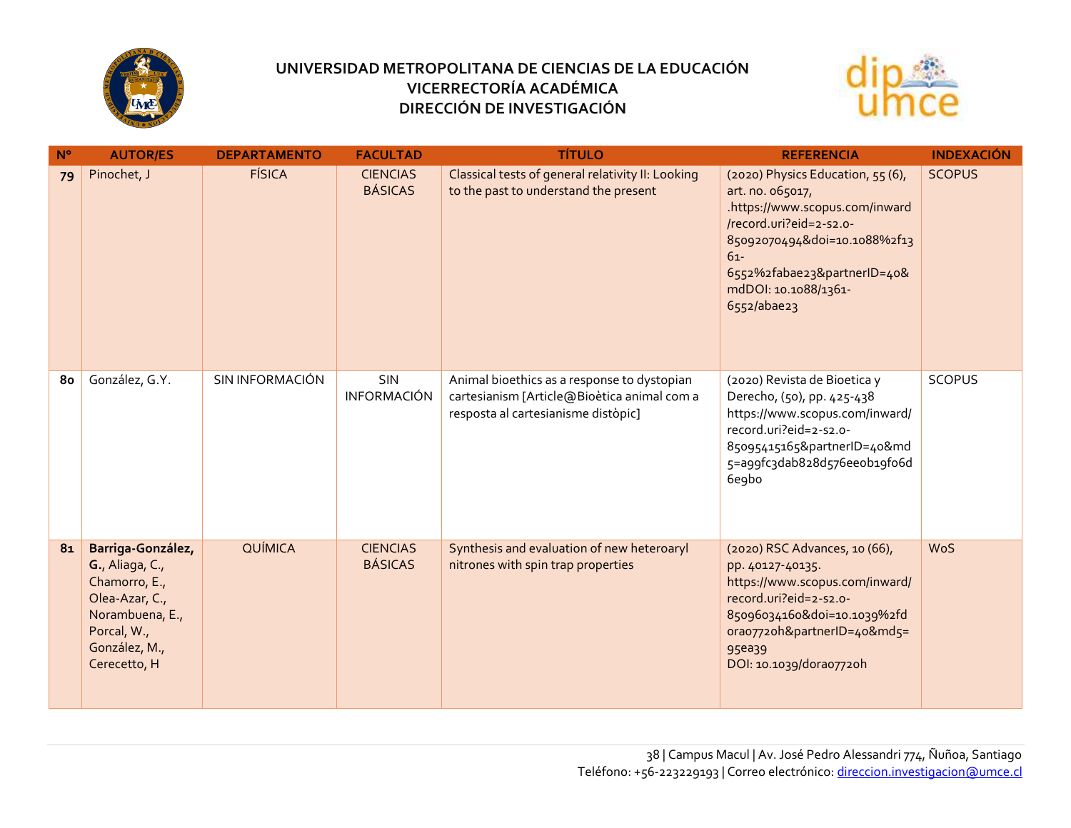# UNIVERSIDAD METROPOLITANA DE CIENCIAS DE LA EDUCACIÓN
## VICERRECTORÍA ACADÉMICA
## DIRECCIÓN DE INVESTIGACIÓN

| Nº | AUTOR/ES | DEPARTAMENTO | FACULTAD | TÍTULO | REFERENCIA | INDEXACIÓN |
|---|---|---|---|---|---|---|
| **79** | Pinochet, J | FÍSICA | CIENCIAS BÁSICAS | Classical tests of general relativity II: Looking to the past to understand the present | (2020) Physics Education, 55 (6), art. no. 065017, .https://www.scopus.com/inward/record.uri?eid=2-s2.0-85092070494&doi=10.1088%2f1361-6552%2fabae23&partnerID=40&mdDOI: 10.1088/1361-6552/abae23 | SCOPUS |
| **80** | González, G.Y. | SIN INFORMACIÓN | SIN INFORMACIÓN | Animal bioethics as a response to dystopian cartesianism [Article@Bioètica animal com a resposta al cartesianisme distòpic] | (2020) Revista de Bioetica y Derecho, (50), pp. 425-438 https://www.scopus.com/inward/record.uri?eid=2-s2.0-85095415165&partnerID=40&md5=a99fc3dab828d576ee0b19f06d6e9b0 | SCOPUS |
| **81** | **Barriga-González, G.**, Aliaga, C., Chamorro, E., Olea-Azar, C., Norambuena, E., Porcal, W., González, M., Cerecetto, H | QUÍMICA | CIENCIAS BÁSICAS | Synthesis and evaluation of new heteroaryl nitrones with spin trap properties | (2020) RSC Advances, 10 (66), pp. 40127-40135. https://www.scopus.com/inward/record.uri?eid=2-s2.0-85096034160&doi=10.1039%2fd0ra07720h&partnerID=40&md5=95ea39 DOI: 10.1039/d0ra07720h | WoS |

Campus Macul | Av. José Pedro Alessandri 774, Ñuñoa, Santiago
Teléfono: +56-223229193 | Correo electrónico: direccion.investigacion@umce.cl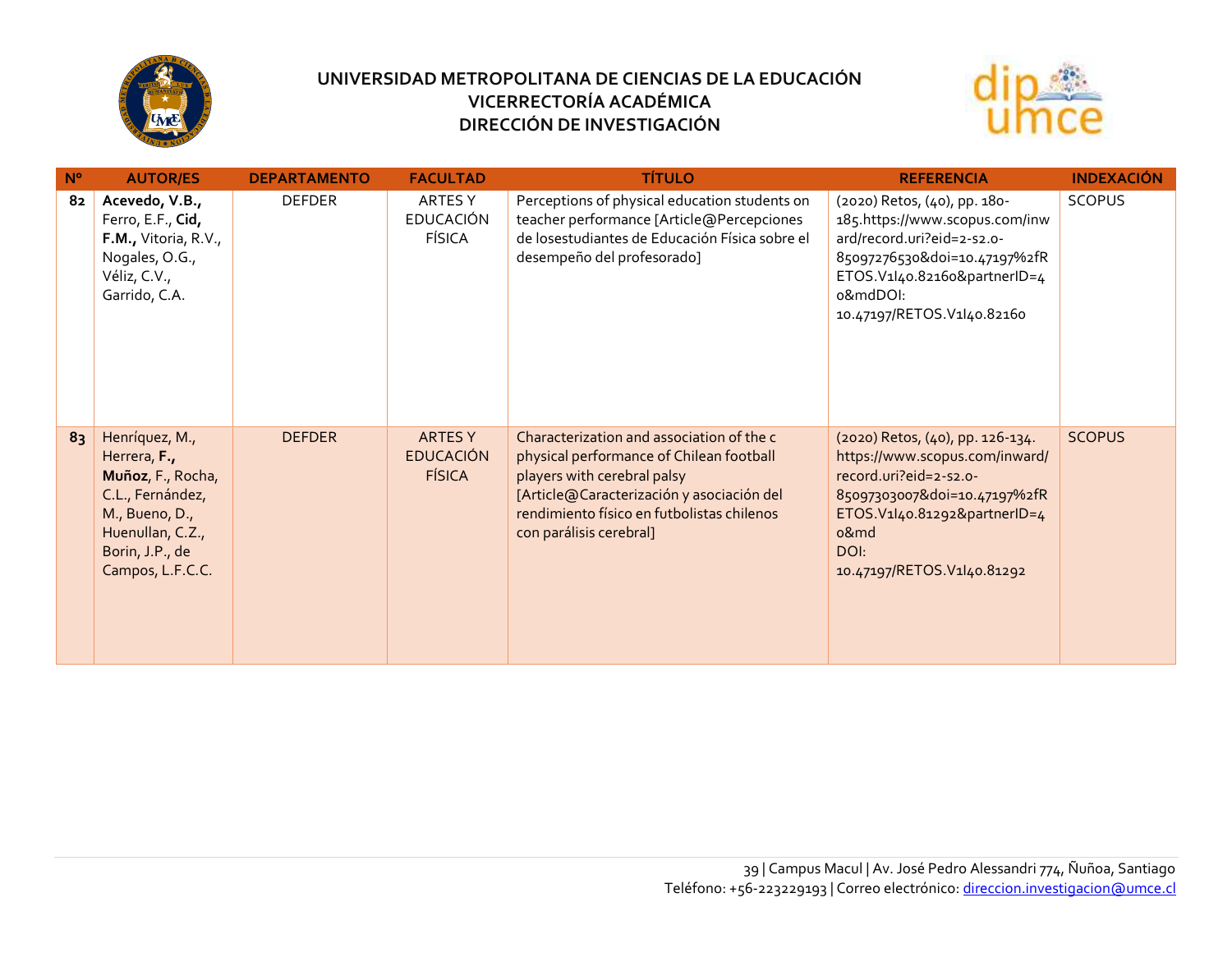# UNIVERSIDAD METROPOLITANA DE CIENCIAS DE LA EDUCACIÓN
## VICERRECTORÍA ACADÉMICA
## DIRECCIÓN DE INVESTIGACIÓN

| N° | AUTOR/ES | DEPARTAMENTO | FACULTAD | TÍTULO | REFERENCIA | INDEXACIÓN |
|---|---|---|---|---|---|---|
| 82 | **Acevedo, V.B.,** Ferro, E.F., **Cid, F.M.,** Vitoria, R.V., Nogales, O.G., Véliz, C.V., Garrido, C.A. | DEFDER | ARTES Y EDUCACIÓN FÍSICA | Perceptions of physical education students on teacher performance [Article@Percepciones de losestudiantes de Educación Física sobre el desempeño del profesorado] | (2020) Retos, (40), pp. 180-185.https://www.scopus.com/inward/record.uri?eid=2-s2.0-85097276530&doi=10.47197%2fRETOS.V1I40.82160&partnerID=40&mdDOI: 10.47197/RETOS.V1I40.82160 | SCOPUS |
| 83 | Henríquez, M., Herrera, **F., Muñoz**, F., Rocha, C.L., Fernández, M., Bueno, D., Huenullan, C.Z., Borin, J.P., de Campos, L.F.C.C. | DEFDER | ARTES Y EDUCACIÓN FÍSICA | Characterization and association of the c physical performance of Chilean football players with cerebral palsy [Article@Caracterización y asociación del rendimiento físico en futbolistas chilenos con parálisis cerebral] | (2020) Retos, (40), pp. 126-134. https://www.scopus.com/inward/record.uri?eid=2-s2.0-85097303007&doi=10.47197%2fRETOS.V1I40.81292&partnerID=40&md DOI: 10.47197/RETOS.V1I40.81292 | SCOPUS |

Campus Macul | Av. José Pedro Alessandri 774, Ñuñoa, Santiago
Teléfono: +56-223229193 | Correo electrónico: direccion.investigacion@umce.cl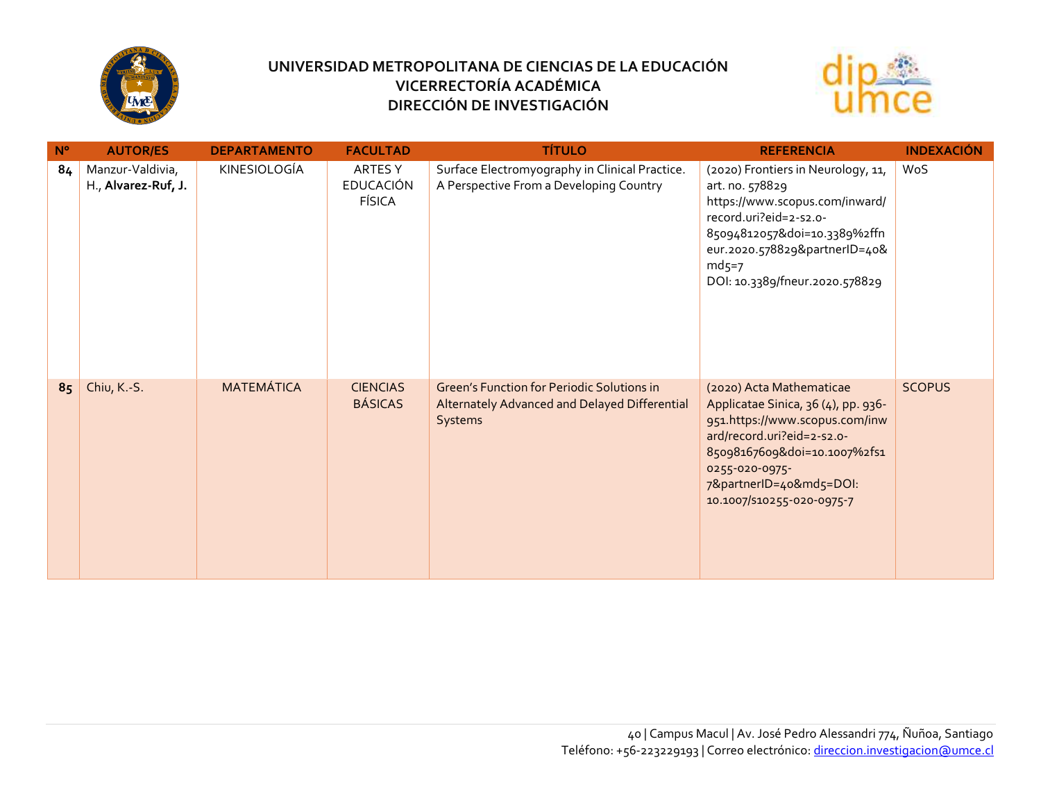# UNIVERSIDAD METROPOLITANA DE CIENCIAS DE LA EDUCACIÓN
## VICERRECTORÍA ACADÉMICA
## DIRECCIÓN DE INVESTIGACIÓN

| Nº | AUTOR/ES | DEPARTAMENTO | FACULTAD | TÍTULO | REFERENCIA | INDEXACIÓN |
|---|---|---|---|---|---|---|
| 84 | Manzur-Valdivia, H., **Alvarez-Ruf, J.** | KINESIOLOGÍA | ARTES Y EDUCACIÓN FÍSICA | Surface Electromyography in Clinical Practice. A Perspective From a Developing Country | (2020) Frontiers in Neurology, 11, art. no. 578829 https://www.scopus.com/inward/record.uri?eid=2-s2.0-85094812057&doi=10.3389%2ffneur.2020.578829&partnerID=40&md5=7 DOI: 10.3389/fneur.2020.578829 | WoS |
| 85 | Chiu, K.-S. | MATEMÁTICA | CIENCIAS BÁSICAS | Green's Function for Periodic Solutions in Alternately Advanced and Delayed Differential Systems | (2020) Acta Mathematicae Applicatae Sinica, 36 (4), pp. 936-951.https://www.scopus.com/inward/record.uri?eid=2-s2.0-85098167609&doi=10.1007%2fs10255-020-0975-7&partnerID=40&md5=DOI: 10.1007/s10255-020-0975-7 | SCOPUS |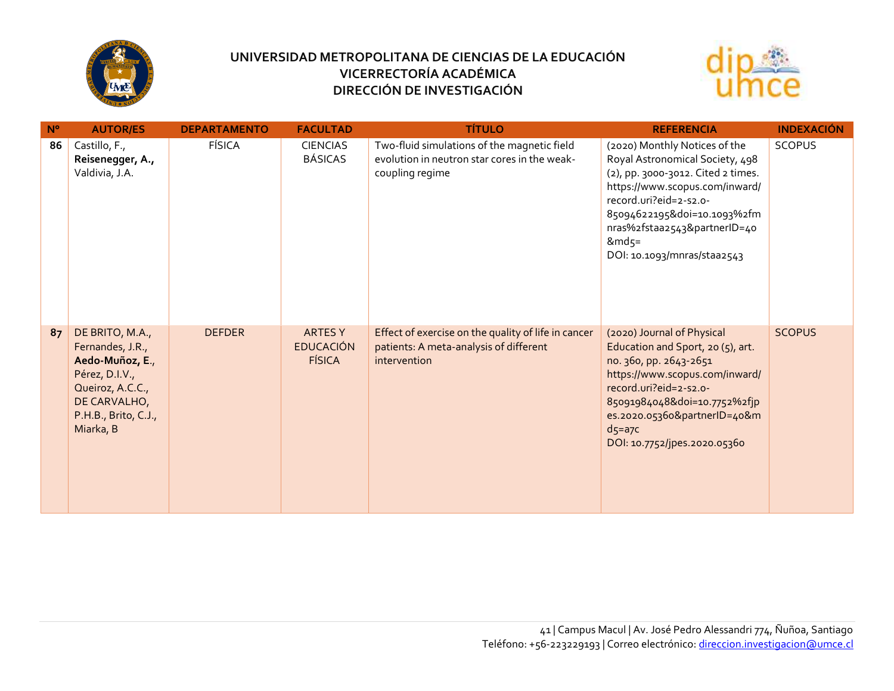# UNIVERSIDAD METROPOLITANA DE CIENCIAS DE LA EDUCACIÓN
## VICERRECTORÍA ACADÉMICA
## DIRECCIÓN DE INVESTIGACIÓN

| N° | AUTOR/ES | DEPARTAMENTO | FACULTAD | TÍTULO | REFERENCIA | INDEXACIÓN |
|---|---|---|---|---|---|---|
| 86 | Castillo, F., **Reisenegger, A.,** Valdivia, J.A. | FÍSICA | CIENCIAS BÁSICAS | Two-fluid simulations of the magnetic field evolution in neutron star cores in the weak-coupling regime | (2020) Monthly Notices of the Royal Astronomical Society, 498 (2), pp. 3000-3012. Cited 2 times. https://www.scopus.com/inward/record.uri?eid=2-s2.0-85094622195&doi=10.1093%2fmnras%2fstaa2543&partnerID=40&md5= DOI: 10.1093/mnras/staa2543 | SCOPUS |
| 87 | DE BRITO, M.A., Fernandes, J.R., **Aedo-Muñoz, E**., Pérez, D.I.V., Queiroz, A.C.C., DE CARVALHO, P.H.B., Brito, C.J., Miarka, B | DEFDER | ARTES Y EDUCACIÓN FÍSICA | Effect of exercise on the quality of life in cancer patients: A meta-analysis of different intervention | (2020) Journal of Physical Education and Sport, 20 (5), art. no. 360, pp. 2643-2651 https://www.scopus.com/inward/record.uri?eid=2-s2.0-85091984048&doi=10.7752%2fjpes.2020.05360&partnerID=40&md5=a7c DOI: 10.7752/jpes.2020.05360 | SCOPUS |

41 | Campus Macul | Av. José Pedro Alessandri 774, Ñuñoa, Santiago
Teléfono: +56-223229193 | Correo electrónico: direccion.investigacion@umce.cl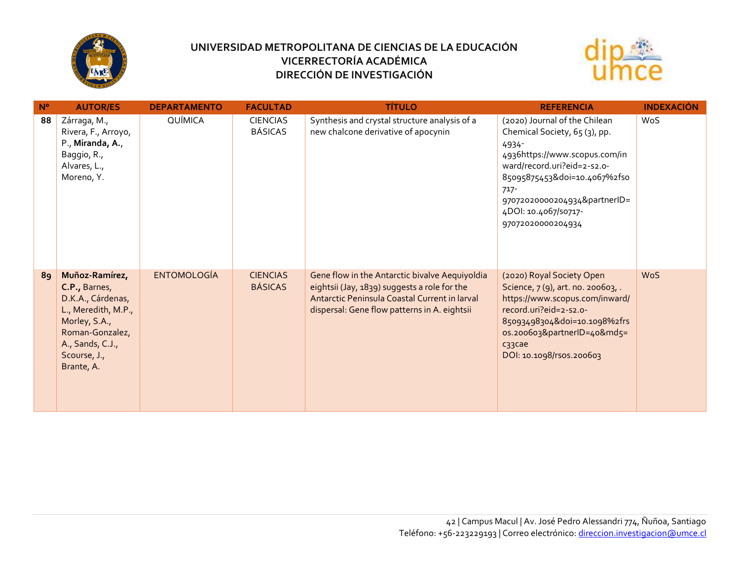| Nº | AUTOR/ES | DEPARTAMENTO | FACULTAD | TÍTULO | REFERENCIA | INDEXACIÓN |
|---|---|---|---|---|---|---|
| 88 | Zárraga, M., Rivera, F., Arroyo, P., **Miranda, A.**, Baggio, R., Alvares, L., Moreno, Y. | QUÍMICA | CIENCIAS BÁSICAS | Synthesis and crystal structure analysis of a new chalcone derivative of apocynin | (2020) Journal of the Chilean Chemical Society, 65 (3), pp. 4934-4936https://www.scopus.com/inward/record.uri?eid=2-s2.0-85095875453&doi=10.4067%2fs0717-97072020000204934&partnerID=4DOI: 10.4067/s0717-97072020000204934 | WoS |
| 89 | **Muñoz-Ramírez, C.P.,** Barnes, D.K.A., Cárdenas, L., Meredith, M.P., Morley, S.A., Roman-Gonzalez, A., Sands, C.J., Scourse, J., Brante, A. | ENTOMOLOGÍA | CIENCIAS BÁSICAS | Gene flow in the Antarctic bivalve Aequiyoldia eightsii (Jay, 1839) suggests a role for the Antarctic Peninsula Coastal Current in larval dispersal: Gene flow patterns in A. eightsii | (2020) Royal Society Open Science, 7 (9), art. no. 200603, . https://www.scopus.com/inward/record.uri?eid=2-s2.0-85093498304&doi=10.1098%2frsos.200603&partnerID=40&md5=c33cae DOI: 10.1098/rsos.200603 | WoS |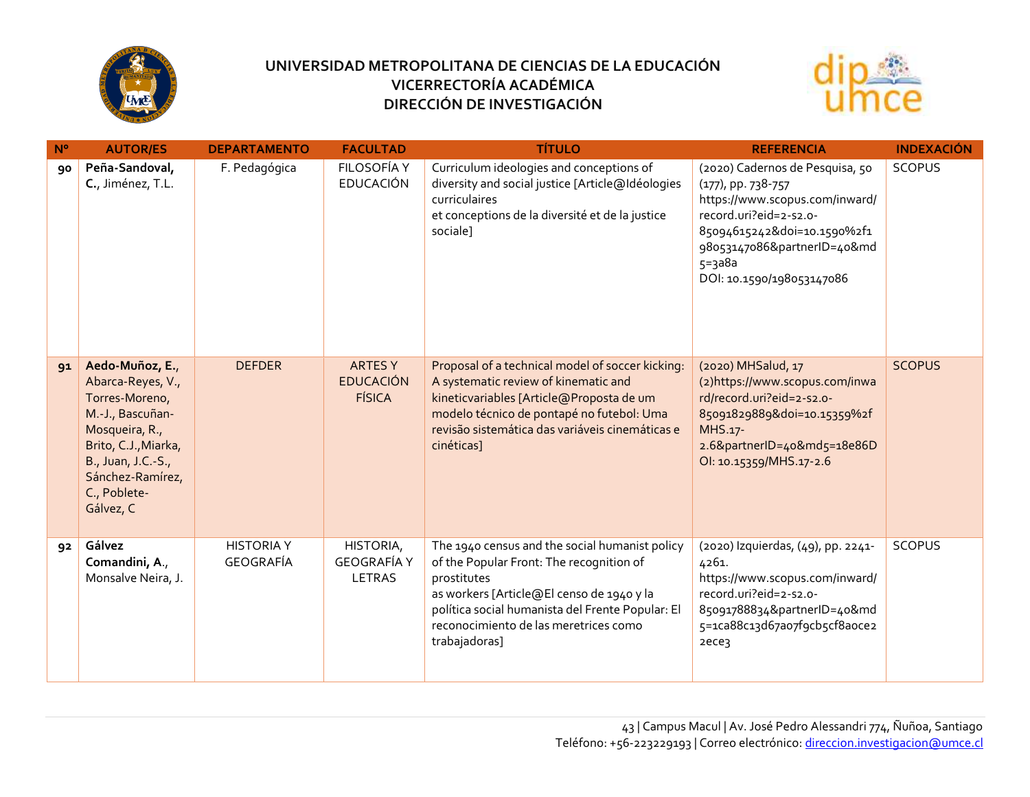**UNIVERSIDAD METROPOLITANA DE CIENCIAS DE LA EDUCACIÓN**
**VICERRECTORÍA ACADÉMICA**
**DIRECCIÓN DE INVESTIGACIÓN**

| Nº | AUTOR/ES | DEPARTAMENTO | FACULTAD | TÍTULO | REFERENCIA | INDEXACIÓN |
|---|---|---|---|---|---|---|
| 90 | **Peña-Sandoval, C.**, Jiménez, T.L. | F. Pedagógica | FILOSOFÍA Y EDUCACIÓN | Curriculum ideologies and conceptions of diversity and social justice [Article@Idéologies curriculaires et conceptions de la diversité et de la justice sociale] | (2020) Cadernos de Pesquisa, 50 (177), pp. 738-757 https://www.scopus.com/inward/record.uri?eid=2-s2.0-85094615242&doi=10.1590%2f198053147086&partnerID=40&md5=3a8a DOI: 10.1590/198053147086 | SCOPUS |
| 91 | **Aedo-Muñoz, E.**, Abarca-Reyes, V., Torres-Moreno, M.-J., Bascuñan-Mosqueira, R., Brito, C.J.,Miarka, B., Juan, J.C.-S., Sánchez-Ramírez, C., Poblete-Gálvez, C | DEFDER | ARTES Y EDUCACIÓN FÍSICA | Proposal of a technical model of soccer kicking: A systematic review of kinematic and kineticvariables [Article@Proposta de um modelo técnico de pontapé no futebol: Uma revisão sistemática das variáveis cinemáticas e cinéticas] | (2020) MHSalud, 17 (2)https://www.scopus.com/inward/record.uri?eid=2-s2.0-85091829889&doi=10.15359%2fMHS.17-2.6&partnerID=40&md5=18e86DOI: 10.15359/MHS.17-2.6 | SCOPUS |
| 92 | **Gálvez Comandini, A.**, Monsalve Neira, J. | HISTORIA Y GEOGRAFÍA | HISTORIA, GEOGRAFÍA Y LETRAS | The 1940 census and the social humanist policy of the Popular Front: The recognition of prostitutes as workers [Article@El censo de 1940 y la política social humanista del Frente Popular: El reconocimiento de las meretrices como trabajadoras] | (2020) Izquierdas, (49), pp. 2241-4261. https://www.scopus.com/inward/record.uri?eid=2-s2.0-85091788834&partnerID=40&md5=1ca88c13d67a07f9cb5cf8a0ce22ece3 | SCOPUS |

Campus Macul | Av. José Pedro Alessandri 774, Ñuñoa, Santiago
Teléfono: +56-223229193 | Correo electrónico: direccion.investigacion@umce.cl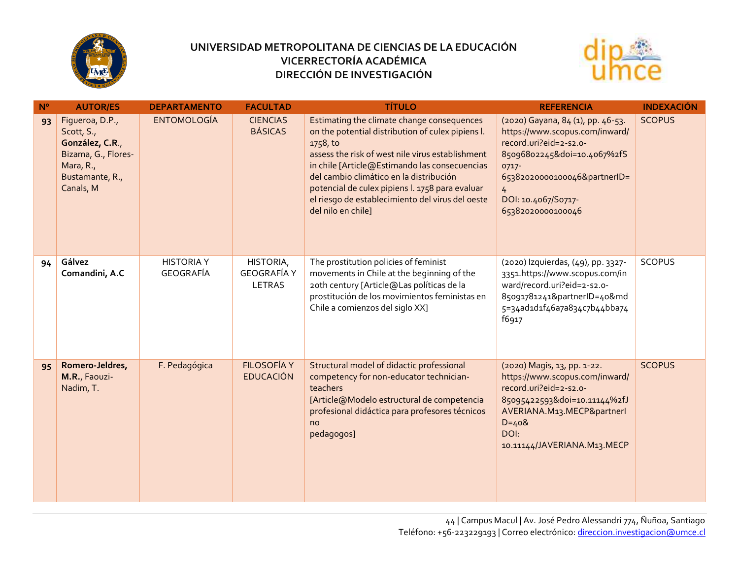# UNIVERSIDAD METROPOLITANA DE CIENCIAS DE LA EDUCACIÓN
## VICERRECTORÍA ACADÉMICA
## DIRECCIÓN DE INVESTIGACIÓN

| Nº | AUTOR/ES | DEPARTAMENTO | FACULTAD | TÍTULO | REFERENCIA | INDEXACIÓN |
|---|---|---|---|---|---|---|
| 93 | Figueroa, D.P., Scott, S., **González, C.R.**, Bizama, G., Flores-Mara, R., Bustamante, R., Canals, M | ENTOMOLOGÍA | CIENCIAS BÁSICAS | Estimating the climate change consequences on the potential distribution of culex pipiens l. 1758, to assess the risk of west nile virus establishment in chile [Article@Estimando las consecuencias del cambio climático en la distribución potencial de culex pipiens l. 1758 para evaluar el riesgo de establecimiento del virus del oeste del nilo en chile] | (2020) Gayana, 84 (1), pp. 46-53. https://www.scopus.com/inward/record.uri?eid=2-s2.0-85096802245&doi=10.4067%2fS0717-65382020000100046&partnerID=4 DOI: 10.4067/S0717-65382020000100046 | SCOPUS |
| 94 | **Gálvez Comandini, A.C** | HISTORIA Y GEOGRAFÍA | HISTORIA, GEOGRAFÍA Y LETRAS | The prostitution policies of feminist movements in Chile at the beginning of the 20th century [Article@Las políticas de la prostitución de los movimientos feministas en Chile a comienzos del siglo XX] | (2020) Izquierdas, (49), pp. 3327-3351.https://www.scopus.com/inward/record.uri?eid=2-s2.0-85091781241&partnerID=40&md5=34ad1d1f46a7a834c7b44bba74f6917 | SCOPUS |
| 95 | **Romero-Jeldres, M.R.**, Faouzi-Nadim, T. | F. Pedagógica | FILOSOFÍA Y EDUCACIÓN | Structural model of didactic professional competency for non-educator technician-teachers [Article@Modelo estructural de competencia profesional didáctica para profesores técnicos no pedagogos] | (2020) Magis, 13, pp. 1-22. https://www.scopus.com/inward/record.uri?eid=2-s2.0-85095422593&doi=10.11144%2fJAVERIANA.M13.MECP&partnerID=40& DOI: 10.11144/JAVERIANA.M13.MECP | SCOPUS |

44 | Campus Macul | Av. José Pedro Alessandri 774, Ñuñoa, Santiago
Teléfono: +56-223229193 | Correo electrónico: direccion.investigacion@umce.cl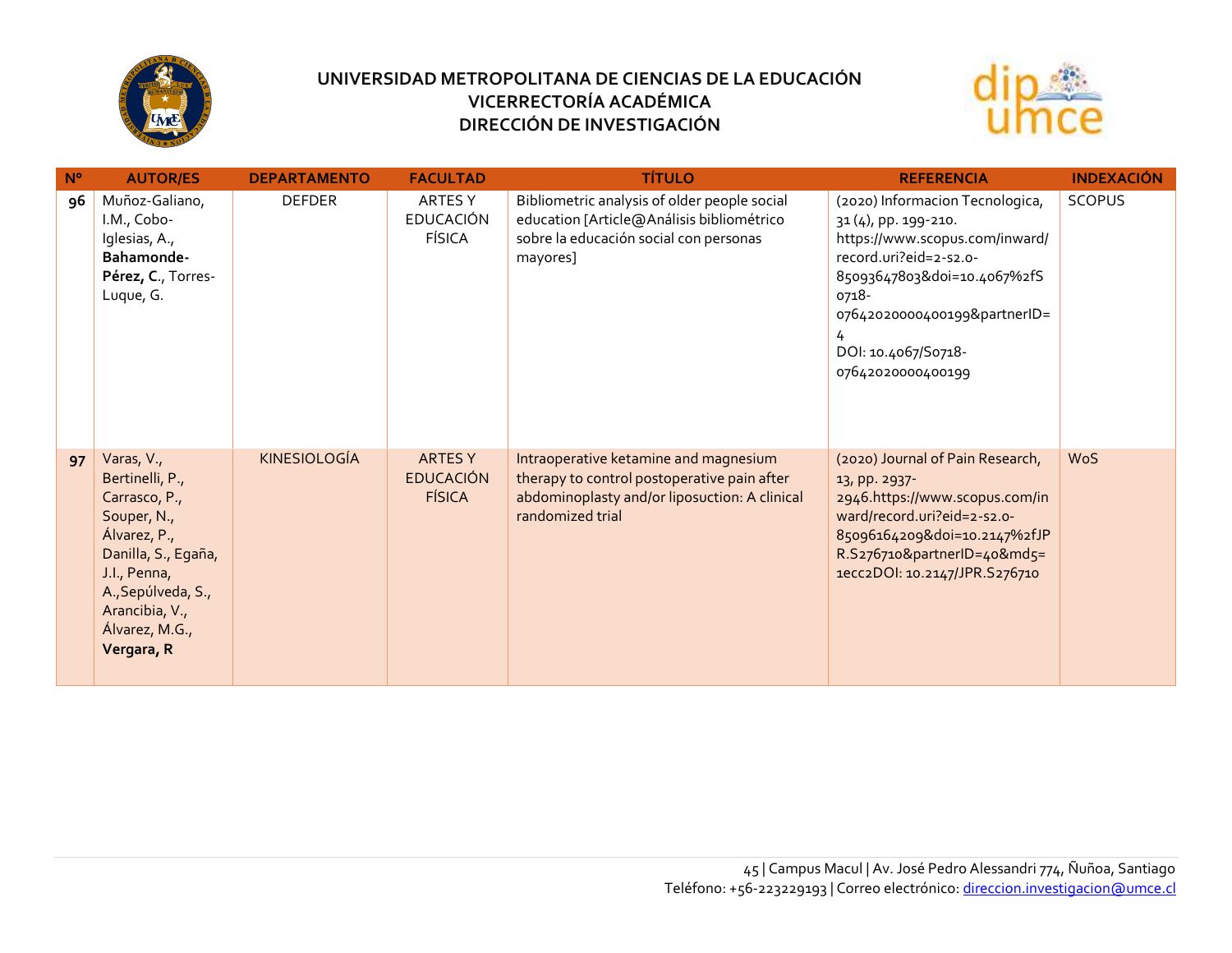# UNIVERSIDAD METROPOLITANA DE CIENCIAS DE LA EDUCACIÓN
## VICERRECTORÍA ACADÉMICA
## DIRECCIÓN DE INVESTIGACIÓN

| Nº | AUTOR/ES | DEPARTAMENTO | FACULTAD | TÍTULO | REFERENCIA | INDEXACIÓN |
|---|---|---|---|---|---|---|
| 96 | Muñoz-Galiano, I.M., Cobo-Iglesias, A., **Bahamonde-Pérez, C.**, Torres-Luque, G. | DEFDER | ARTES Y EDUCACIÓN FÍSICA | Bibliometric analysis of older people social education [Article@Análisis bibliométrico sobre la educación social con personas mayores] | (2020) Informacion Tecnologica, 31 (4), pp. 199-210. https://www.scopus.com/inward/record.uri?eid=2-s2.0-85093647803&doi=10.4067%2fS0718-07642020000400199&partnerID=4 DOI: 10.4067/S0718-07642020000400199 | SCOPUS |
| 97 | Varas, V., Bertinelli, P., Carrasco, P., Souper, N., Álvarez, P., Danilla, S., Egaña, J.I., Penna, A.,Sepúlveda, S., Arancibia, V., Álvarez, M.G., **Vergara, R** | KINESIOLOGÍA | ARTES Y EDUCACIÓN FÍSICA | Intraoperative ketamine and magnesium therapy to control postoperative pain after abdominoplasty and/or liposuction: A clinical randomized trial | (2020) Journal of Pain Research, 13, pp. 2937-2946.https://www.scopus.com/inward/record.uri?eid=2-s2.0-85096164209&doi=10.2147%2fJPR.S276710&partnerID=40&md5=1ecc2DOI: 10.2147/JPR.S276710 | WoS |

45 | Campus Macul | Av. José Pedro Alessandri 774, Ñuñoa, Santiago
Teléfono: +56-223229193 | Correo electrónico: direccion.investigacion@umce.cl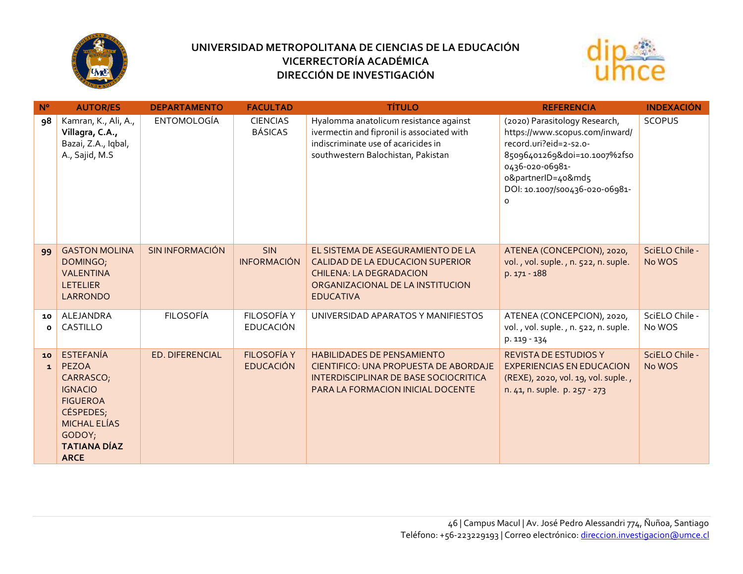# UNIVERSIDAD METROPOLITANA DE CIENCIAS DE LA EDUCACIÓN
## VICERRECTORÍA ACADÉMICA
## DIRECCIÓN DE INVESTIGACIÓN

| Nº | AUTOR/ES | DEPARTAMENTO | FACULTAD | TÍTULO | REFERENCIA | INDEXACIÓN |
|---|---|---|---|---|---|---|
| 98 | Kamran, K., Ali, A., **Villagra, C.A.,** Bazai, Z.A., Iqbal, A., Sajid, M.S | ENTOMOLOGÍA | CIENCIAS BÁSICAS | Hyalomma anatolicum resistance against ivermectin and fipronil is associated with indiscriminate use of acaricides in southwestern Balochistan, Pakistan | (2020) Parasitology Research, https://www.scopus.com/inward/record.uri?eid=2-s2.0-85096401269&doi=10.1007%2fs00436-020-06981-0&partnerID=40&md5 DOI: 10.1007/s00436-020-06981-0 | SCOPUS |
| 99 | GASTON MOLINA DOMINGO; VALENTINA LETELIER LARRONDO | SIN INFORMACIÓN | SIN INFORMACIÓN | EL SISTEMA DE ASEGURAMIENTO DE LA CALIDAD DE LA EDUCACION SUPERIOR CHILENA: LA DEGRADACION ORGANIZACIONAL DE LA INSTITUCION EDUCATIVA | ATENEA (CONCEPCION), 2020, vol. , vol. suple. , n. 522, n. suple. p. 171 - 188 | SciELO Chile - No WOS |
| 100 | ALEJANDRA CASTILLO | FILOSOFÍA | FILOSOFÍA Y EDUCACIÓN | UNIVERSIDAD APARATOS Y MANIFIESTOS | ATENEA (CONCEPCION), 2020, vol. , vol. suple. , n. 522, n. suple. p. 119 - 134 | SciELO Chile - No WOS |
| 101 | ESTEFANÍA PEZOA CARRASCO; IGNACIO FIGUEROA CÉSPEDES; MICHAL ELÍAS GODOY; **TATIANA DÍAZ ARCE** | ED. DIFERENCIAL | FILOSOFÍA Y EDUCACIÓN | HABILIDADES DE PENSAMIENTO CIENTIFICO: UNA PROPUESTA DE ABORDAJE INTERDISCIPLINAR DE BASE SOCIOCRITICA PARA LA FORMACION INICIAL DOCENTE | REVISTA DE ESTUDIOS Y EXPERIENCIAS EN EDUCACION (REXE), 2020, vol. 19, vol. suple. , n. 41, n. suple. p. 257 - 273 | SciELO Chile - No WOS |

46 | Campus Macul | Av. José Pedro Alessandri 774, Ñuñoa, Santiago
Teléfono: +56-223229193 | Correo electrónico: direccion.investigacion@umce.cl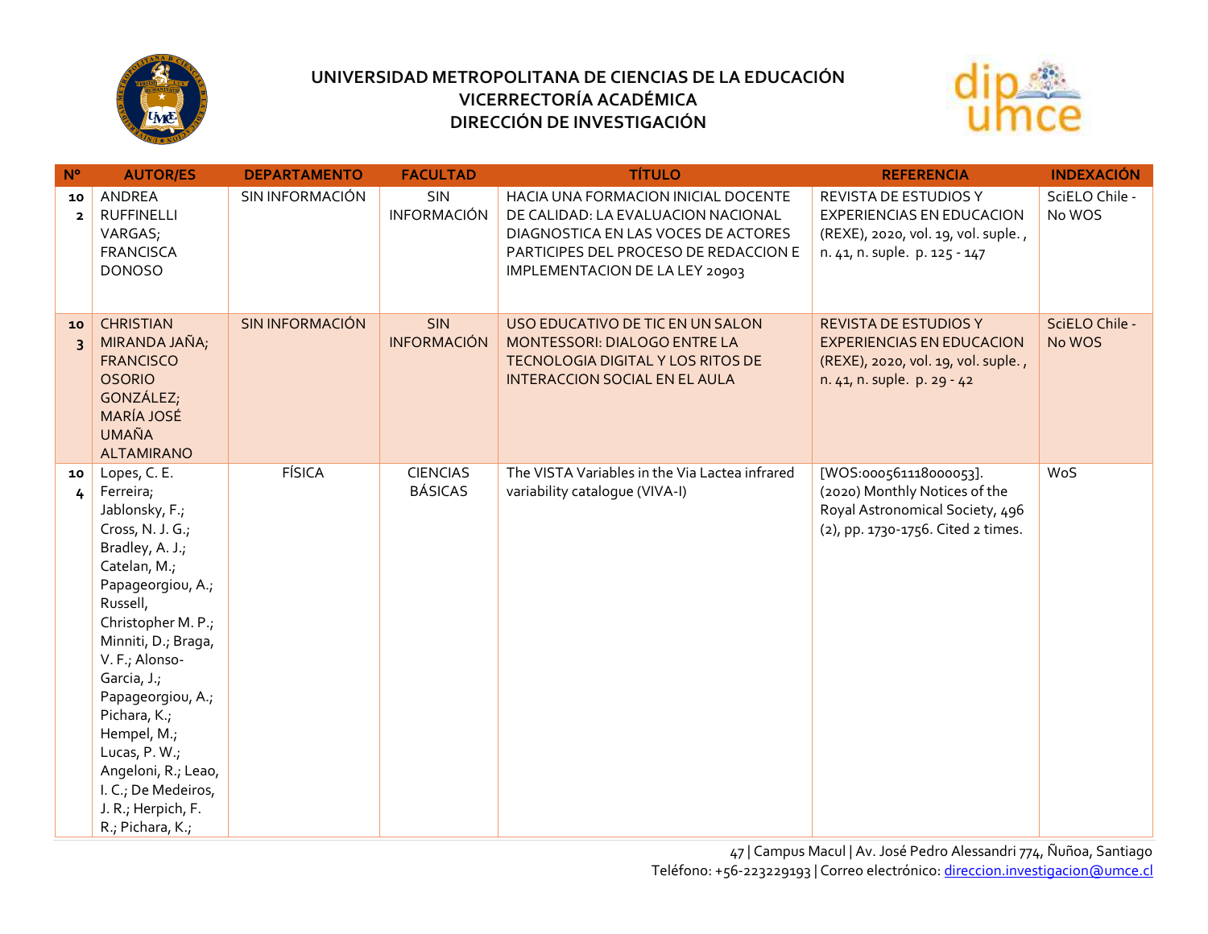**UNIVERSIDAD METROPOLITANA DE CIENCIAS DE LA EDUCACIÓN**
**VICERRECTORÍA ACADÉMICA**
**DIRECCIÓN DE INVESTIGACIÓN**

| Nº | AUTOR/ES | DEPARTAMENTO | FACULTAD | TÍTULO | REFERENCIA | INDEXACIÓN |
|---|---|---|---|---|---|---|
| 102 | ANDREA RUFFINELLI VARGAS; FRANCISCA DONOSO | SIN INFORMACIÓN | SIN INFORMACIÓN | HACIA UNA FORMACION INICIAL DOCENTE DE CALIDAD: LA EVALUACION NACIONAL DIAGNOSTICA EN LAS VOCES DE ACTORES PARTICIPES DEL PROCESO DE REDACCION E IMPLEMENTACION DE LA LEY 20903 | REVISTA DE ESTUDIOS Y EXPERIENCIAS EN EDUCACION (REXE), 2020, vol. 19, vol. suple. , n. 41, n. suple. p. 125 - 147 | SciELO Chile - No WOS |
| 103 | CHRISTIAN MIRANDA JAÑA; FRANCISCO OSORIO GONZÁLEZ; MARÍA JOSÉ UMAÑA ALTAMIRANO | SIN INFORMACIÓN | SIN INFORMACIÓN | USO EDUCATIVO DE TIC EN UN SALON MONTESSORI: DIALOGO ENTRE LA TECNOLOGIA DIGITAL Y LOS RITOS DE INTERACCION SOCIAL EN EL AULA | REVISTA DE ESTUDIOS Y EXPERIENCIAS EN EDUCACION (REXE), 2020, vol. 19, vol. suple. , n. 41, n. suple. p. 29 - 42 | SciELO Chile - No WOS |
| 104 | Lopes, C. E. Ferreira; Jablonsky, F.; Cross, N. J. G.; Bradley, A. J.; Catelan, M.; Papageorgiou, A.; Russell, Christopher M. P.; Minniti, D.; Braga, V. F.; Alonso-Garcia, J.; Papageorgiou, A.; Pichara, K.; Hempel, M.; Lucas, P. W.; Angeloni, R.; Leao, I. C.; De Medeiros, J. R.; Herpich, F. R.; Pichara, K.; | FÍSICA | CIENCIAS BÁSICAS | The VISTA Variables in the Via Lactea infrared variability catalogue (VIVA-I) | [WOS:000561118000053]. (2020) Monthly Notices of the Royal Astronomical Society, 496 (2), pp. 1730-1756. Cited 2 times. | WoS |

47 | Campus Macul | Av. José Pedro Alessandri 774, Ñuñoa, Santiago
Teléfono: +56-223229193 | Correo electrónico: direccion.investigacion@umce.cl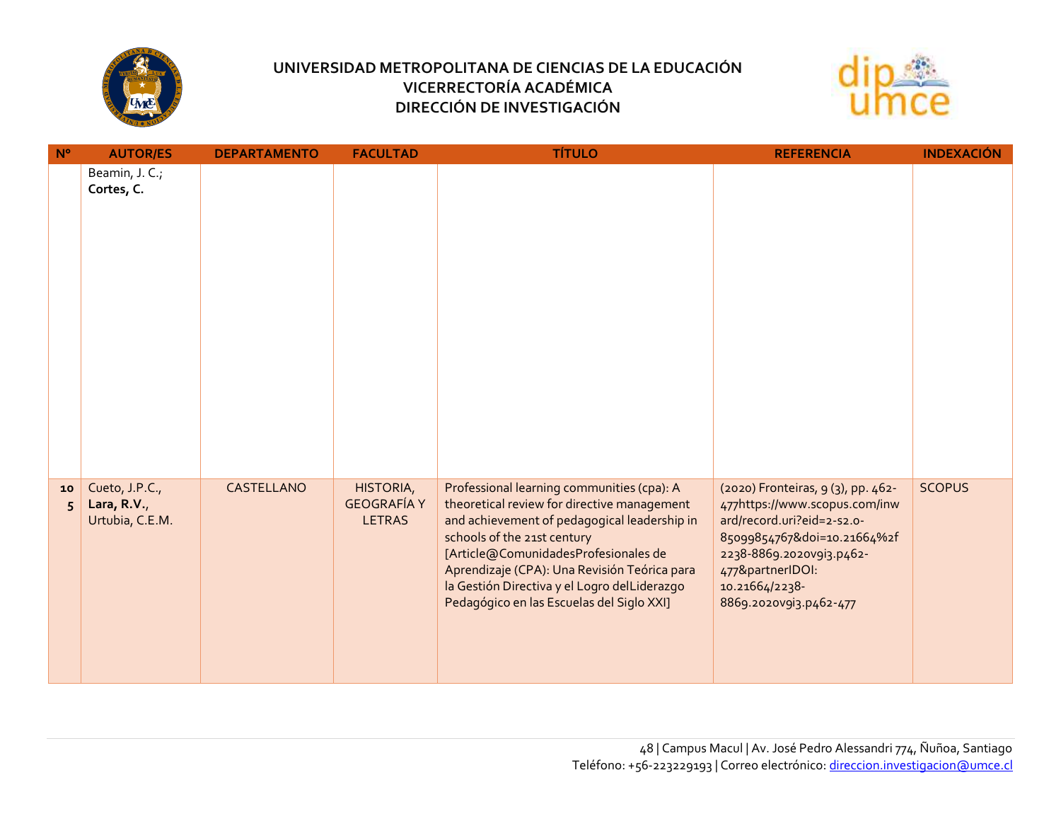| Nº | AUTOR/ES | DEPARTAMENTO | FACULTAD | TÍTULO | REFERENCIA | INDEXACIÓN |
|---|---|---|---|---|---|---|
| | Beamin, J. C.; **Cortes, C.** | | | | | |
| **105** | Cueto, J.P.C., **Lara, R.V.**, Urtubia, C.E.M. | CASTELLANO | HISTORIA, GEOGRAFÍA Y LETRAS | Professional learning communities (cpa): A theoretical review for directive management and achievement of pedagogical leadership in schools of the 21st century [Article@ComunidadesProfesionales de Aprendizaje (CPA): Una Revisión Teórica para la Gestión Directiva y el Logro delLiderazgo Pedagógico en las Escuelas del Siglo XXI] | (2020) Fronteiras, 9 (3), pp. 462-477https://www.scopus.com/inward/record.uri?eid=2-s2.0-85099854767&doi=10.21664%2f2238-8869.2020v9i3.p462-477&partnerIDOI: 10.21664/2238-8869.2020v9i3.p462-477 | SCOPUS |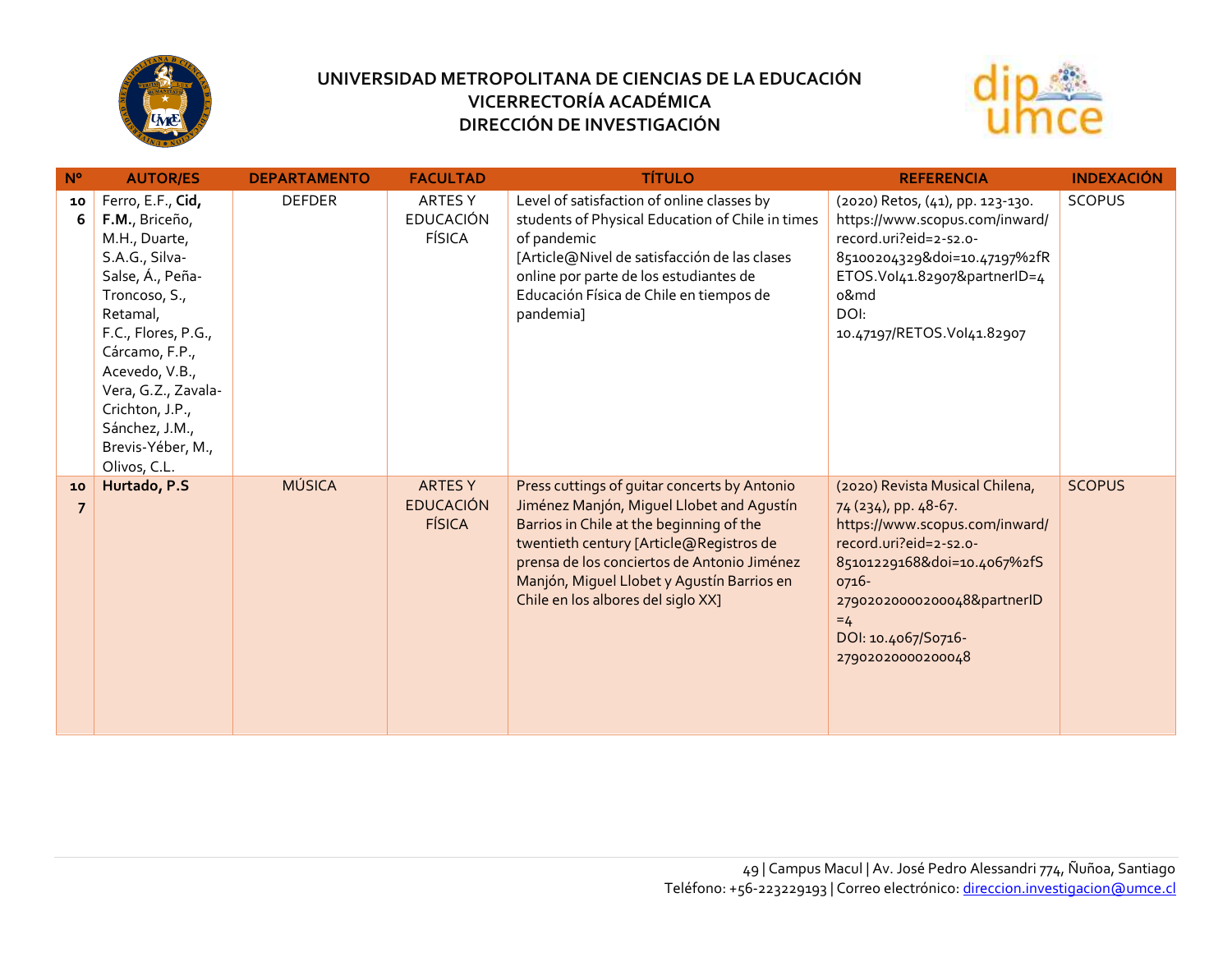# UNIVERSIDAD METROPOLITANA DE CIENCIAS DE LA EDUCACIÓN
## VICERRECTORÍA ACADÉMICA
## DIRECCIÓN DE INVESTIGACIÓN

| Nº | AUTOR/ES | DEPARTAMENTO | FACULTAD | TÍTULO | REFERENCIA | INDEXACIÓN |
|---|---|---|---|---|---|---|
| **106** | Ferro, E.F., **Cid, F.M.**, Briceño, M.H., Duarte, S.A.G., Silva-Salse, Á., Peña-Troncoso, S., Retamal, F.C., Flores, P.G., Cárcamo, F.P., Acevedo, V.B., Vera, G.Z., Zavala-Crichton, J.P., Sánchez, J.M., Brevis-Yéber, M., Olivos, C.L. | DEFDER | ARTES Y EDUCACIÓN FÍSICA | Level of satisfaction of online classes by students of Physical Education of Chile in times of pandemic [Article@Nivel de satisfacción de las clases online por parte de los estudiantes de Educación Física de Chile en tiempos de pandemia] | (2020) Retos, (41), pp. 123-130. https://www.scopus.com/inward/record.uri?eid=2-s2.0-85100204329&doi=10.47197%2fRETOS.Vol41.82907&partnerID=40&md DOI: 10.47197/RETOS.Vol41.82907 | SCOPUS |
| **107** | **Hurtado, P.S** | MÚSICA | ARTES Y EDUCACIÓN FÍSICA | Press cuttings of guitar concerts by Antonio Jiménez Manjón, Miguel Llobet and Agustín Barrios in Chile at the beginning of the twentieth century [Article@Registros de prensa de los conciertos de Antonio Jiménez Manjón, Miguel Llobet y Agustín Barrios en Chile en los albores del siglo XX] | (2020) Revista Musical Chilena, 74 (234), pp. 48-67. https://www.scopus.com/inward/record.uri?eid=2-s2.0-85101229168&doi=10.4067%2fS0716-27902020000200048&partnerID=4 DOI: 10.4067/S0716-27902020000200048 | SCOPUS |

49 | Campus Macul | Av. José Pedro Alessandri 774, Ñuñoa, Santiago
Teléfono: +56-223229193 | Correo electrónico: direccion.investigacion@umce.cl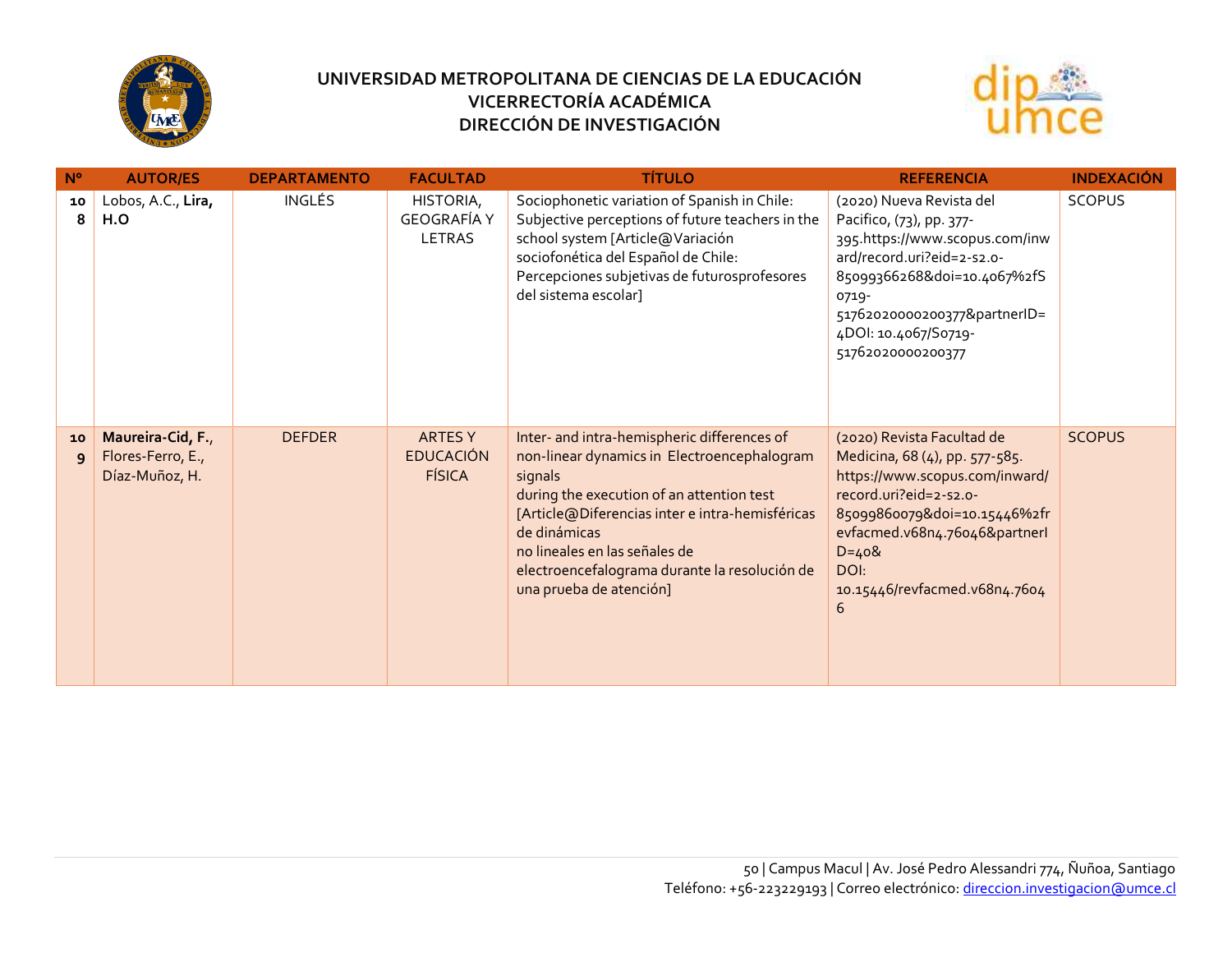# UNIVERSIDAD METROPOLITANA DE CIENCIAS DE LA EDUCACIÓN
## VICERRECTORÍA ACADÉMICA
## DIRECCIÓN DE INVESTIGACIÓN

| Nº | AUTOR/ES | DEPARTAMENTO | FACULTAD | TÍTULO | REFERENCIA | INDEXACIÓN |
|---|---|---|---|---|---|---|
| 108 | Lobos, A.C., **Lira, H.O** | INGLÉS | HISTORIA, GEOGRAFÍA Y LETRAS | Sociophonetic variation of Spanish in Chile: Subjective perceptions of future teachers in the school system [Article@Variación sociofonética del Español de Chile: Percepciones subjetivas de futurosprofesores del sistema escolar] | (2020) Nueva Revista del Pacifico, (73), pp. 377-395.https://www.scopus.com/inward/record.uri?eid=2-s2.0-85099366268&doi=10.4067%2fS0719-51762020000200377&partnerID=4DOI: 10.4067/S0719-51762020000200377 | SCOPUS |
| 109 | **Maureira-Cid, F.**, Flores-Ferro, E., Díaz-Muñoz, H. | DEFDER | ARTES Y EDUCACIÓN FÍSICA | Inter- and intra-hemispheric differences of non-linear dynamics in Electroencephalogram signals during the execution of an attention test [Article@Diferencias inter e intra-hemisféricas de dinámicas no lineales en las señales de electroencefalograma durante la resolución de una prueba de atención] | (2020) Revista Facultad de Medicina, 68 (4), pp. 577-585. https://www.scopus.com/inward/record.uri?eid=2-s2.0-85099860079&doi=10.15446%2frevfacmed.v68n4.76046&partnerID=40& DOI: 10.15446/revfacmed.v68n4.76046 | SCOPUS |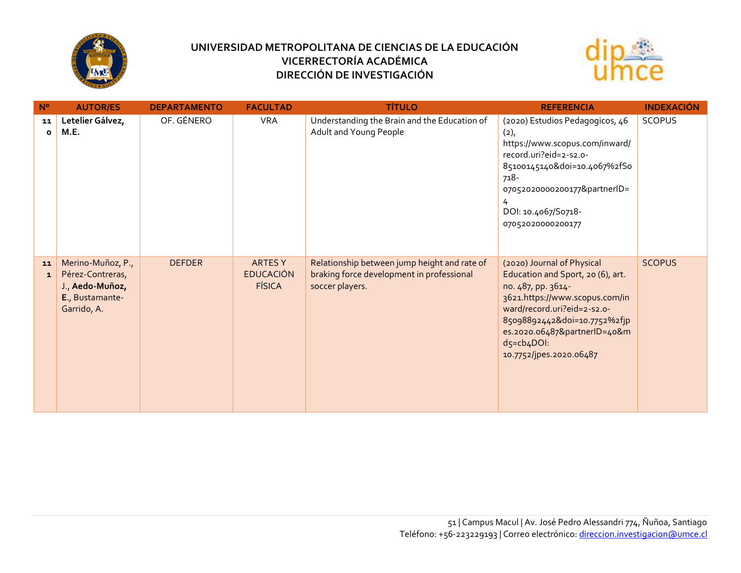# UNIVERSIDAD METROPOLITANA DE CIENCIAS DE LA EDUCACIÓN
## VICERRECTORÍA ACADÉMICA
## DIRECCIÓN DE INVESTIGACIÓN

| Nº | AUTOR/ES | DEPARTAMENTO | FACULTAD | TÍTULO | REFERENCIA | INDEXACIÓN |
|---|---|---|---|---|---|---|
| 110 | **Letelier Gálvez, M.E.** | OF. GÉNERO | VRA | Understanding the Brain and the Education of Adult and Young People | (2020) Estudios Pedagogicos, 46 (2), https://www.scopus.com/inward/record.uri?eid=2-s2.0-85100145140&doi=10.4067%2fS0718-07052020000200177&partnerID=4 DOI: 10.4067/S0718-07052020000200177 | SCOPUS |
| 111 | Merino-Muñoz, P., Pérez-Contreras, J., **Aedo-Muñoz, E.**, Bustamante-Garrido, A. | DEFDER | ARTES Y EDUCACIÓN FÍSICA | Relationship between jump height and rate of braking force development in professional soccer players. | (2020) Journal of Physical Education and Sport, 20 (6), art. no. 487, pp. 3614-3621.https://www.scopus.com/inward/record.uri?eid=2-s2.0-85098892442&doi=10.7752%2fjpes.2020.06487&partnerID=40&md5=cb4DOI: 10.7752/jpes.2020.06487 | SCOPUS |

Campus Macul | Av. José Pedro Alessandri 774, Ñuñoa, Santiago
Teléfono: +56-223229193 | Correo electrónico: direccion.investigacion@umce.cl